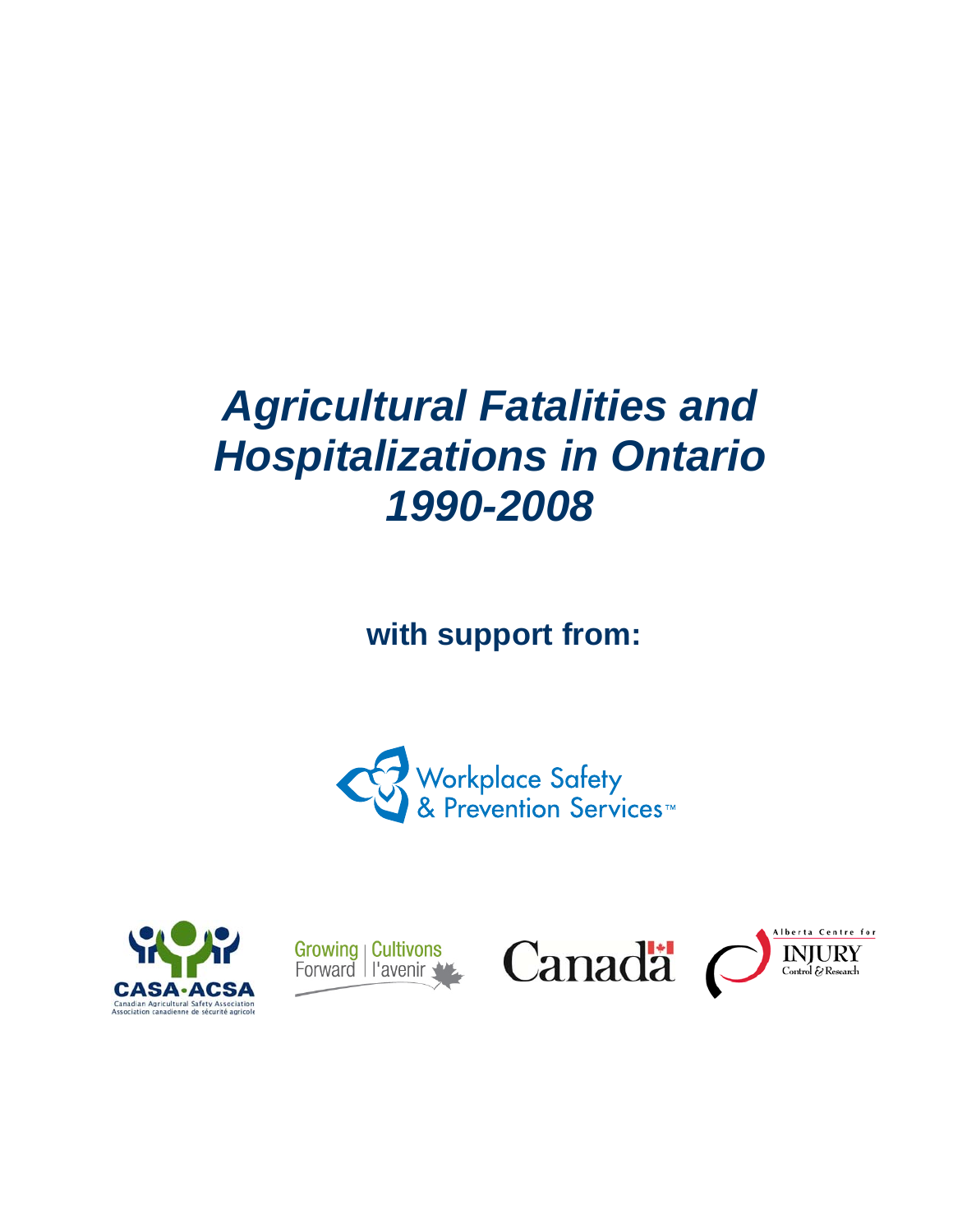# *Agricultural Fatalities and Hospitalizations in Ontario 1990-2008*

**with support from:**

Workplace Safety & Prevention Services™

CASA·ACSA
Canadian Agricultural Safety Association
Association canadienne de sécurité agricole

Growing Forward | Cultivons l'avenir

Canada

Alberta Centre for INJURY Control & Research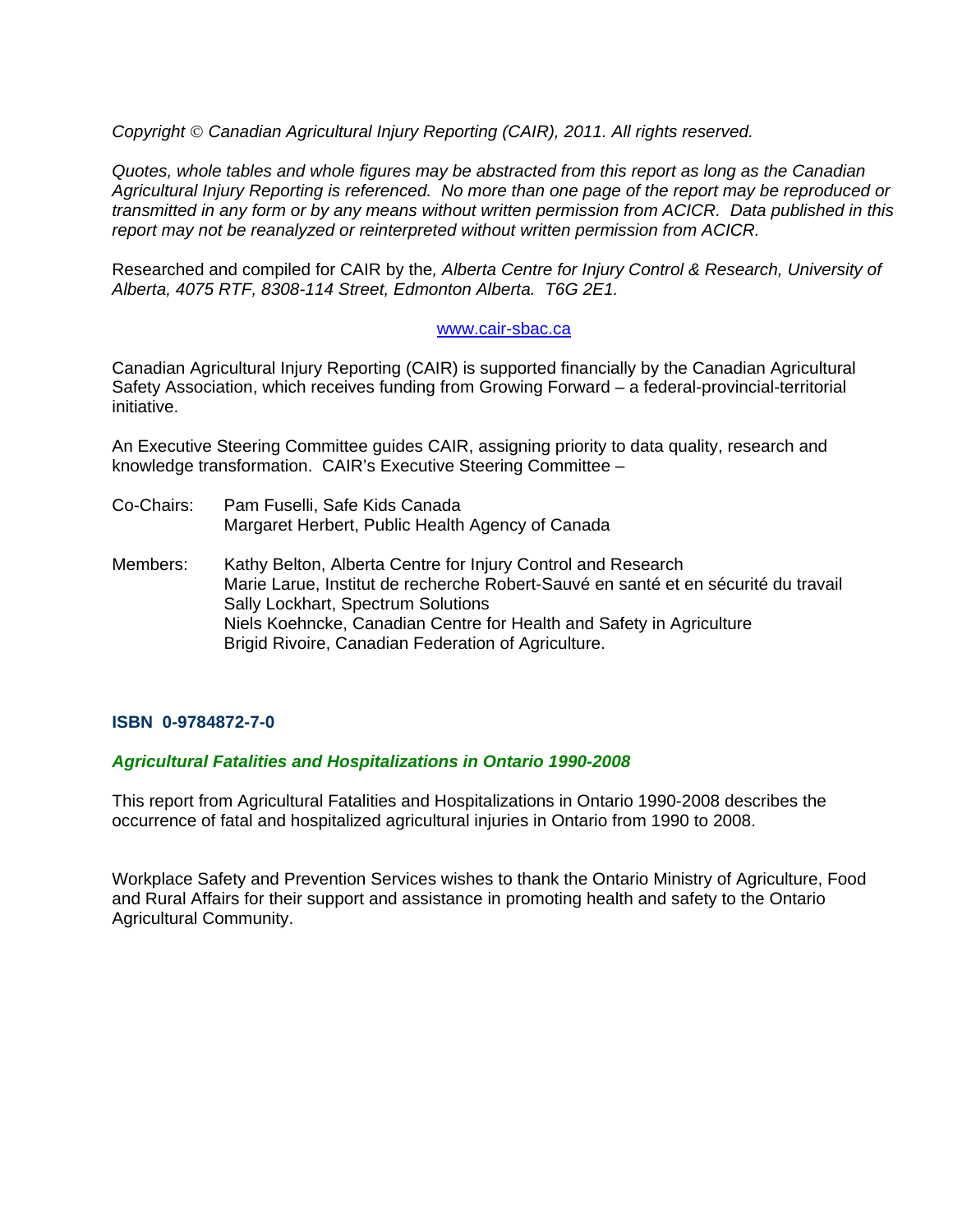*Copyright © Canadian Agricultural Injury Reporting (CAIR), 2011. All rights reserved.*

*Quotes, whole tables and whole figures may be abstracted from this report as long as the Canadian Agricultural Injury Reporting is referenced. No more than one page of the report may be reproduced or transmitted in any form or by any means without written permission from ACICR. Data published in this report may not be reanalyzed or reinterpreted without written permission from ACICR.*

Researched and compiled for CAIR by the*, Alberta Centre for Injury Control & Research, University of Alberta, 4075 RTF, 8308-114 Street, Edmonton Alberta. T6G 2E1.*

www.cair-sbac.ca

Canadian Agricultural Injury Reporting (CAIR) is supported financially by the Canadian Agricultural Safety Association, which receives funding from Growing Forward – a federal-provincial-territorial initiative.

An Executive Steering Committee guides CAIR, assigning priority to data quality, research and knowledge transformation. CAIR's Executive Steering Committee –

Co-Chairs: Pam Fuselli, Safe Kids Canada
Margaret Herbert, Public Health Agency of Canada

Members: Kathy Belton, Alberta Centre for Injury Control and Research
Marie Larue, Institut de recherche Robert-Sauvé en santé et en sécurité du travail
Sally Lockhart, Spectrum Solutions
Niels Koehncke, Canadian Centre for Health and Safety in Agriculture
Brigid Rivoire, Canadian Federation of Agriculture.

**ISBN 0-9784872-7-0**

***Agricultural Fatalities and Hospitalizations in Ontario 1990-2008***

This report from Agricultural Fatalities and Hospitalizations in Ontario 1990-2008 describes the occurrence of fatal and hospitalized agricultural injuries in Ontario from 1990 to 2008.

Workplace Safety and Prevention Services wishes to thank the Ontario Ministry of Agriculture, Food and Rural Affairs for their support and assistance in promoting health and safety to the Ontario Agricultural Community.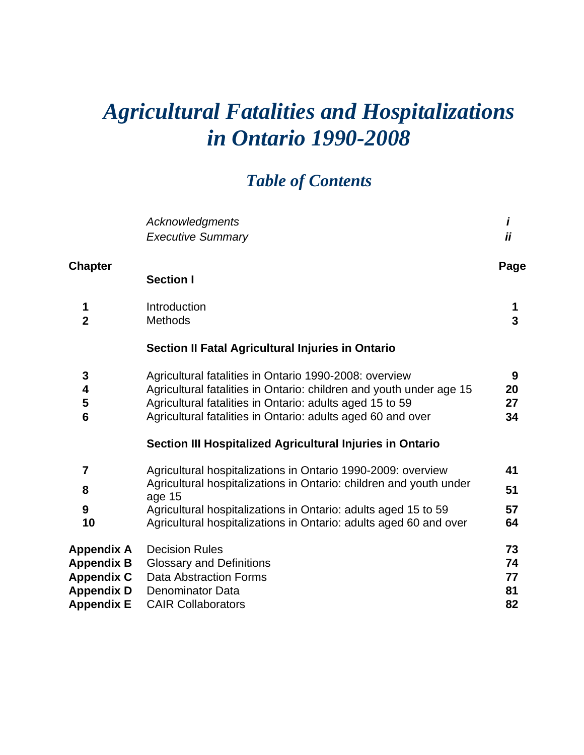# *Agricultural Fatalities and Hospitalizations in Ontario 1990-2008*

## *Table of Contents*

| | | |
|---|---|---|
| | *Acknowledgments* | ***i*** |
| | *Executive Summary* | ***ii*** |
| **Chapter** | | **Page** |
| | **Section I** | |
| **1** | Introduction | **1** |
| **2** | Methods | **3** |
| | **Section II Fatal Agricultural Injuries in Ontario** | |
| **3** | Agricultural fatalities in Ontario 1990-2008: overview | **9** |
| **4** | Agricultural fatalities in Ontario: children and youth under age 15 | **20** |
| **5** | Agricultural fatalities in Ontario: adults aged 15 to 59 | **27** |
| **6** | Agricultural fatalities in Ontario: adults aged 60 and over | **34** |
| | **Section III Hospitalized Agricultural Injuries in Ontario** | |
| **7** | Agricultural hospitalizations in Ontario 1990-2009: overview | **41** |
| **8** | Agricultural hospitalizations in Ontario: children and youth under age 15 | **51** |
| **9** | Agricultural hospitalizations in Ontario: adults aged 15 to 59 | **57** |
| **10** | Agricultural hospitalizations in Ontario: adults aged 60 and over | **64** |
| **Appendix A** | Decision Rules | **73** |
| **Appendix B** | Glossary and Definitions | **74** |
| **Appendix C** | Data Abstraction Forms | **77** |
| **Appendix D** | Denominator Data | **81** |
| **Appendix E** | CAIR Collaborators | **82** |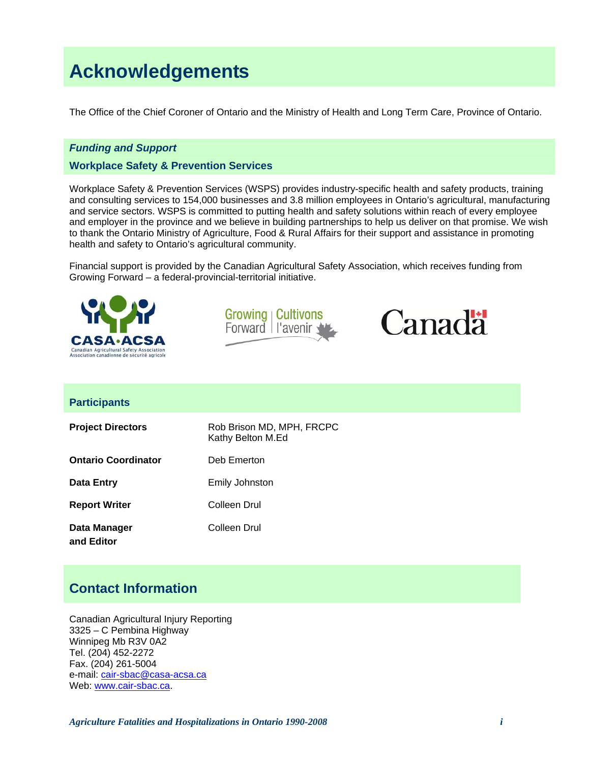# Acknowledgements

The Office of the Chief Coroner of Ontario and the Ministry of Health and Long Term Care, Province of Ontario.

## *Funding and Support*

### Workplace Safety & Prevention Services

Workplace Safety & Prevention Services (WSPS) provides industry-specific health and safety products, training and consulting services to 154,000 businesses and 3.8 million employees in Ontario's agricultural, manufacturing and service sectors. WSPS is committed to putting health and safety solutions within reach of every employee and employer in the province and we believe in building partnerships to help us deliver on that promise. We wish to thank the Ontario Ministry of Agriculture, Food & Rural Affairs for their support and assistance in promoting health and safety to Ontario's agricultural community.

Financial support is provided by the Canadian Agricultural Safety Association, which receives funding from Growing Forward – a federal-provincial-territorial initiative.

CASA·ACSA
Canadian Agricultural Safety Association
Association canadienne de sécurité agricole

Growing Forward | Cultivons l'avenir

Canada

## Participants

| | |
|---|---|
| **Project Directors** | Rob Brison MD, MPH, FRCPC<br>Kathy Belton M.Ed |
| **Ontario Coordinator** | Deb Emerton |
| **Data Entry** | Emily Johnston |
| **Report Writer** | Colleen Drul |
| **Data Manager and Editor** | Colleen Drul |

## Contact Information

Canadian Agricultural Injury Reporting
3325 – C Pembina Highway
Winnipeg Mb R3V 0A2
Tel. (204) 452-2272
Fax. (204) 261-5004
e-mail: cair-sbac@casa-acsa.ca
Web: www.cair-sbac.ca.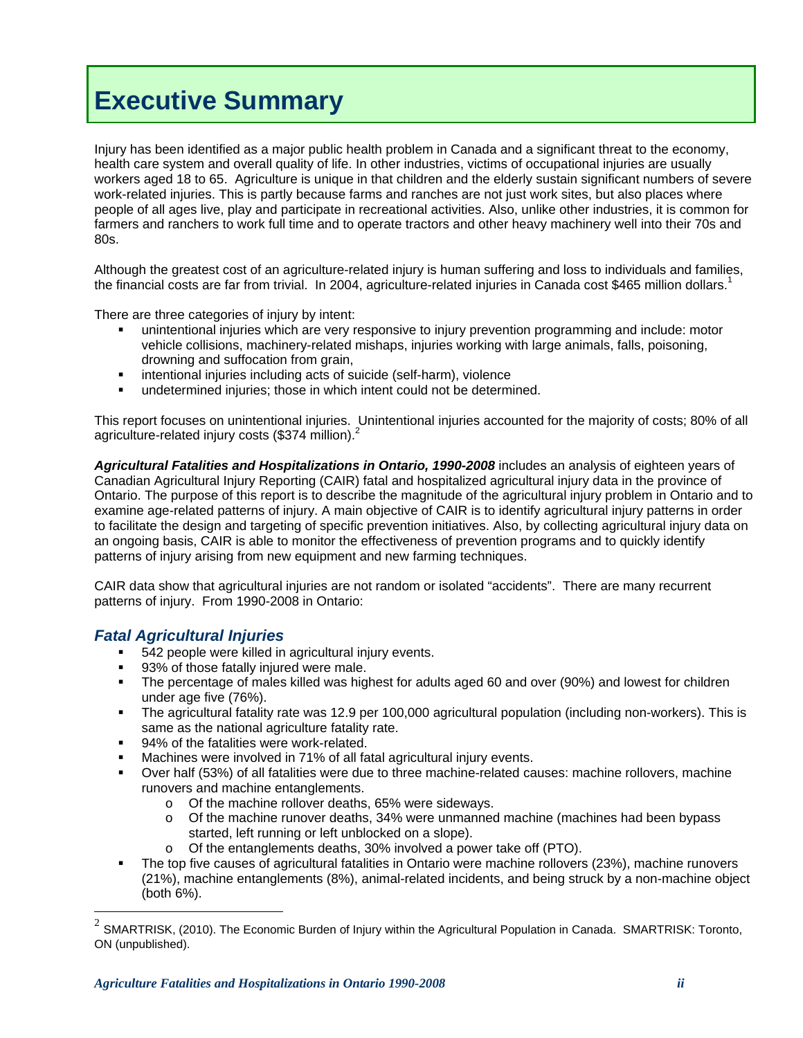# Executive Summary

Injury has been identified as a major public health problem in Canada and a significant threat to the economy, health care system and overall quality of life. In other industries, victims of occupational injuries are usually workers aged 18 to 65. Agriculture is unique in that children and the elderly sustain significant numbers of severe work-related injuries. This is partly because farms and ranches are not just work sites, but also places where people of all ages live, play and participate in recreational activities. Also, unlike other industries, it is common for farmers and ranchers to work full time and to operate tractors and other heavy machinery well into their 70s and 80s.

Although the greatest cost of an agriculture-related injury is human suffering and loss to individuals and families, the financial costs are far from trivial. In 2004, agriculture-related injuries in Canada cost $465 million dollars.[1]

There are three categories of injury by intent:

- unintentional injuries which are very responsive to injury prevention programming and include: motor vehicle collisions, machinery-related mishaps, injuries working with large animals, falls, poisoning, drowning and suffocation from grain,
- intentional injuries including acts of suicide (self-harm), violence
- undetermined injuries; those in which intent could not be determined.

This report focuses on unintentional injuries. Unintentional injuries accounted for the majority of costs; 80% of all agriculture-related injury costs ($374 million).[2]

***Agricultural Fatalities and Hospitalizations in Ontario, 1990-2008*** includes an analysis of eighteen years of Canadian Agricultural Injury Reporting (CAIR) fatal and hospitalized agricultural injury data in the province of Ontario. The purpose of this report is to describe the magnitude of the agricultural injury problem in Ontario and to examine age-related patterns of injury. A main objective of CAIR is to identify agricultural injury patterns in order to facilitate the design and targeting of specific prevention initiatives. Also, by collecting agricultural injury data on an ongoing basis, CAIR is able to monitor the effectiveness of prevention programs and to quickly identify patterns of injury arising from new equipment and new farming techniques.

CAIR data show that agricultural injuries are not random or isolated "accidents". There are many recurrent patterns of injury. From 1990-2008 in Ontario:

## *Fatal Agricultural Injuries*

- 542 people were killed in agricultural injury events.
- 93% of those fatally injured were male.
- The percentage of males killed was highest for adults aged 60 and over (90%) and lowest for children under age five (76%).
- The agricultural fatality rate was 12.9 per 100,000 agricultural population (including non-workers). This is same as the national agriculture fatality rate.
- 94% of the fatalities were work-related.
- Machines were involved in 71% of all fatal agricultural injury events.
- Over half (53%) of all fatalities were due to three machine-related causes: machine rollovers, machine runovers and machine entanglements.
  - Of the machine rollover deaths, 65% were sideways.
  - Of the machine runover deaths, 34% were unmanned machine (machines had been bypass started, left running or left unblocked on a slope).
  - Of the entanglements deaths, 30% involved a power take off (PTO).
- The top five causes of agricultural fatalities in Ontario were machine rollovers (23%), machine runovers (21%), machine entanglements (8%), animal-related incidents, and being struck by a non-machine object (both 6%).

---

[2] SMARTRISK, (2010). The Economic Burden of Injury within the Agricultural Population in Canada. SMARTRISK: Toronto, ON (unpublished).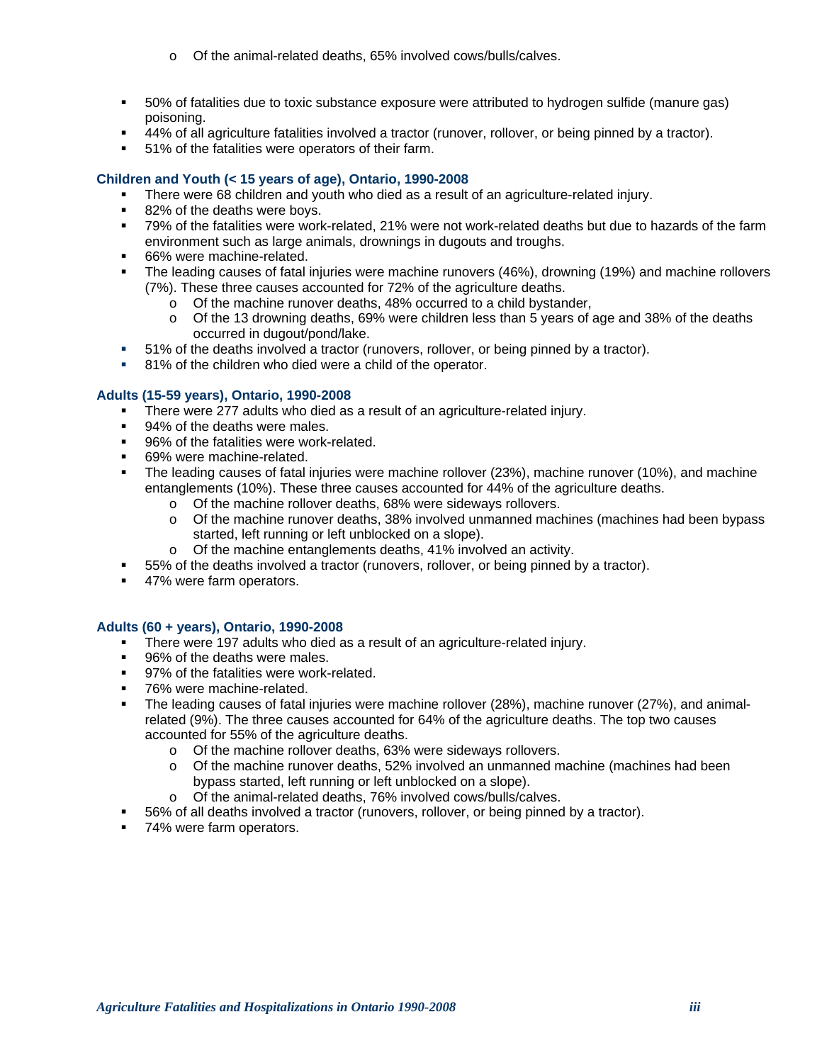- Of the animal-related deaths, 65% involved cows/bulls/calves.

- 50% of fatalities due to toxic substance exposure were attributed to hydrogen sulfide (manure gas) poisoning.
- 44% of all agriculture fatalities involved a tractor (runover, rollover, or being pinned by a tractor).
- 51% of the fatalities were operators of their farm.

### Children and Youth (< 15 years of age), Ontario, 1990-2008

- There were 68 children and youth who died as a result of an agriculture-related injury.
- 82% of the deaths were boys.
- 79% of the fatalities were work-related, 21% were not work-related deaths but due to hazards of the farm environment such as large animals, drownings in dugouts and troughs.
- 66% were machine-related.
- The leading causes of fatal injuries were machine runovers (46%), drowning (19%) and machine rollovers (7%). These three causes accounted for 72% of the agriculture deaths.
  - Of the machine runover deaths, 48% occurred to a child bystander,
  - Of the 13 drowning deaths, 69% were children less than 5 years of age and 38% of the deaths occurred in dugout/pond/lake.
- 51% of the deaths involved a tractor (runovers, rollover, or being pinned by a tractor).
- 81% of the children who died were a child of the operator.

### Adults (15-59 years), Ontario, 1990-2008

- There were 277 adults who died as a result of an agriculture-related injury.
- 94% of the deaths were males.
- 96% of the fatalities were work-related.
- 69% were machine-related.
- The leading causes of fatal injuries were machine rollover (23%), machine runover (10%), and machine entanglements (10%). These three causes accounted for 44% of the agriculture deaths.
  - Of the machine rollover deaths, 68% were sideways rollovers.
  - Of the machine runover deaths, 38% involved unmanned machines (machines had been bypass started, left running or left unblocked on a slope).
  - Of the machine entanglements deaths, 41% involved an activity.
- 55% of the deaths involved a tractor (runovers, rollover, or being pinned by a tractor).
- 47% were farm operators.

### Adults (60 + years), Ontario, 1990-2008

- There were 197 adults who died as a result of an agriculture-related injury.
- 96% of the deaths were males.
- 97% of the fatalities were work-related.
- 76% were machine-related.
- The leading causes of fatal injuries were machine rollover (28%), machine runover (27%), and animal-related (9%). The three causes accounted for 64% of the agriculture deaths. The top two causes accounted for 55% of the agriculture deaths.
  - Of the machine rollover deaths, 63% were sideways rollovers.
  - Of the machine runover deaths, 52% involved an unmanned machine (machines had been bypass started, left running or left unblocked on a slope).
  - Of the animal-related deaths, 76% involved cows/bulls/calves.
- 56% of all deaths involved a tractor (runovers, rollover, or being pinned by a tractor).
- 74% were farm operators.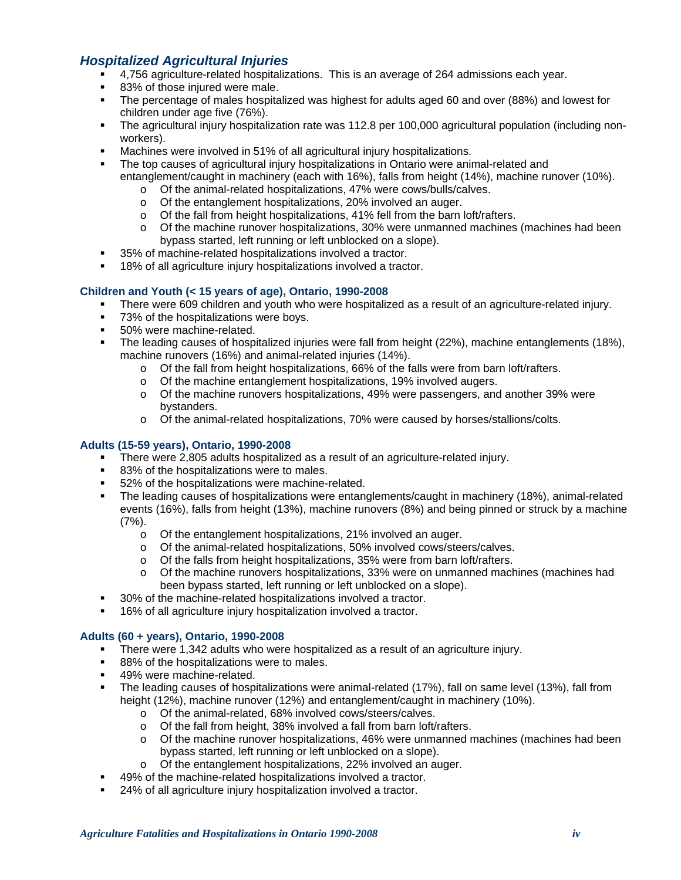## *Hospitalized Agricultural Injuries*

- 4,756 agriculture-related hospitalizations. This is an average of 264 admissions each year.
- 83% of those injured were male.
- The percentage of males hospitalized was highest for adults aged 60 and over (88%) and lowest for children under age five (76%).
- The agricultural injury hospitalization rate was 112.8 per 100,000 agricultural population (including non-workers).
- Machines were involved in 51% of all agricultural injury hospitalizations.
- The top causes of agricultural injury hospitalizations in Ontario were animal-related and entanglement/caught in machinery (each with 16%), falls from height (14%), machine runover (10%).
  - Of the animal-related hospitalizations, 47% were cows/bulls/calves.
  - Of the entanglement hospitalizations, 20% involved an auger.
  - Of the fall from height hospitalizations, 41% fell from the barn loft/rafters.
  - Of the machine runover hospitalizations, 30% were unmanned machines (machines had been bypass started, left running or left unblocked on a slope).
- 35% of machine-related hospitalizations involved a tractor.
- 18% of all agriculture injury hospitalizations involved a tractor.

#### Children and Youth (< 15 years of age), Ontario, 1990-2008

- There were 609 children and youth who were hospitalized as a result of an agriculture-related injury.
- 73% of the hospitalizations were boys.
- 50% were machine-related.
- The leading causes of hospitalized injuries were fall from height (22%), machine entanglements (18%), machine runovers (16%) and animal-related injuries (14%).
  - Of the fall from height hospitalizations, 66% of the falls were from barn loft/rafters.
  - Of the machine entanglement hospitalizations, 19% involved augers.
  - Of the machine runovers hospitalizations, 49% were passengers, and another 39% were bystanders.
  - Of the animal-related hospitalizations, 70% were caused by horses/stallions/colts.

#### Adults (15-59 years), Ontario, 1990-2008

- There were 2,805 adults hospitalized as a result of an agriculture-related injury.
- 83% of the hospitalizations were to males.
- 52% of the hospitalizations were machine-related.
- The leading causes of hospitalizations were entanglements/caught in machinery (18%), animal-related events (16%), falls from height (13%), machine runovers (8%) and being pinned or struck by a machine (7%).
  - Of the entanglement hospitalizations, 21% involved an auger.
  - Of the animal-related hospitalizations, 50% involved cows/steers/calves.
  - Of the falls from height hospitalizations, 35% were from barn loft/rafters.
  - Of the machine runovers hospitalizations, 33% were on unmanned machines (machines had been bypass started, left running or left unblocked on a slope).
- 30% of the machine-related hospitalizations involved a tractor.
- 16% of all agriculture injury hospitalization involved a tractor.

#### Adults (60 + years), Ontario, 1990-2008

- There were 1,342 adults who were hospitalized as a result of an agriculture injury.
- 88% of the hospitalizations were to males.
- 49% were machine-related.
- The leading causes of hospitalizations were animal-related (17%), fall on same level (13%), fall from height (12%), machine runover (12%) and entanglement/caught in machinery (10%).
  - Of the animal-related, 68% involved cows/steers/calves.
  - Of the fall from height, 38% involved a fall from barn loft/rafters.
  - Of the machine runover hospitalizations, 46% were unmanned machines (machines had been bypass started, left running or left unblocked on a slope).
  - Of the entanglement hospitalizations, 22% involved an auger.
- 49% of the machine-related hospitalizations involved a tractor.
- 24% of all agriculture injury hospitalization involved a tractor.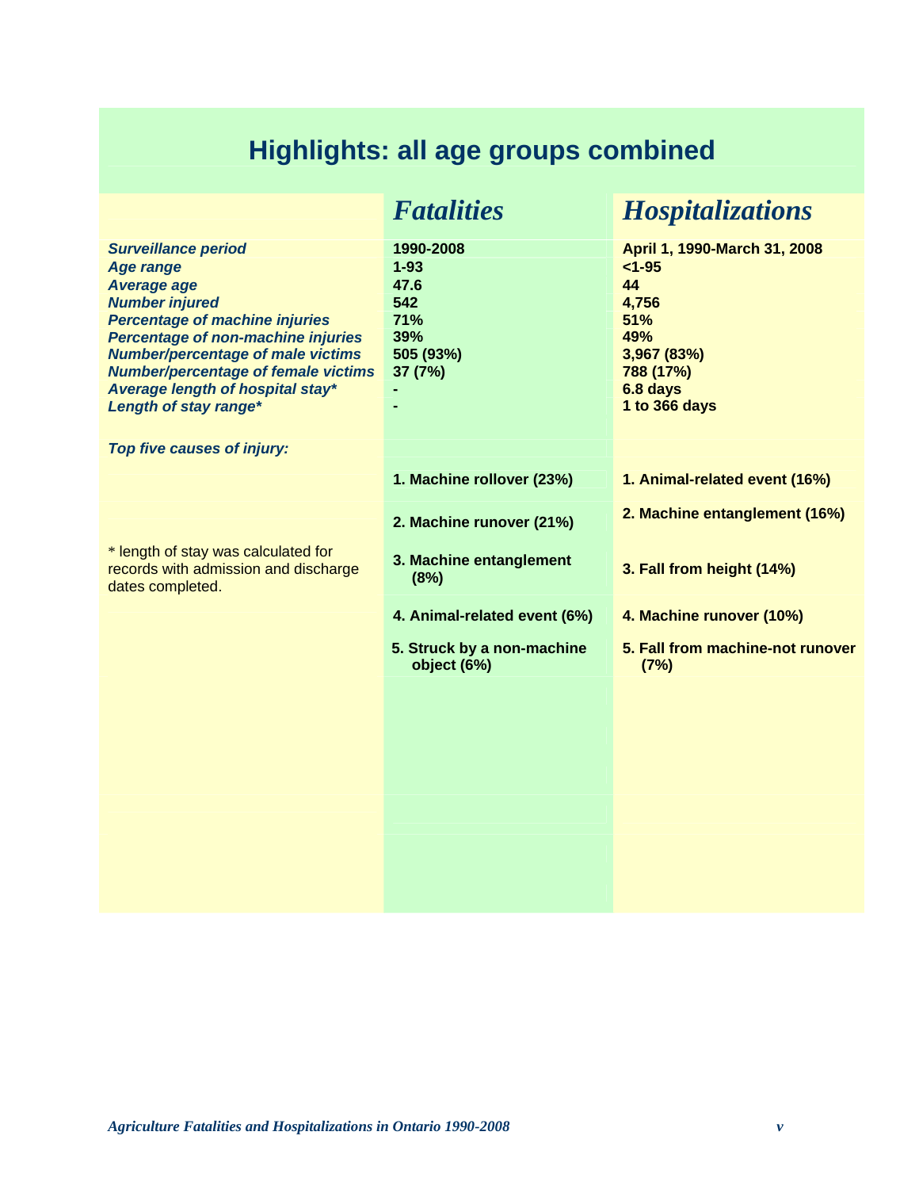# Highlights: all age groups combined

| | *Fatalities* | *Hospitalizations* |
|---|---|---|
| ***Surveillance period*** | **1990-2008** | **April 1, 1990-March 31, 2008** |
| ***Age range*** | **1-93** | **<1-95** |
| ***Average age*** | **47.6** | **44** |
| ***Number injured*** | **542** | **4,756** |
| ***Percentage of machine injuries*** | **71%** | **51%** |
| ***Percentage of non-machine injuries*** | **39%** | **49%** |
| ***Number/percentage of male victims*** | **505 (93%)** | **3,967 (83%)** |
| ***Number/percentage of female victims*** | **37 (7%)** | **788 (17%)** |
| ***Average length of hospital stay**** | **-** | **6.8 days** |
| ***Length of stay range**** | **-** | **1 to 366 days** |
| ***Top five causes of injury:*** | | |
| | **1. Machine rollover (23%)** | **1. Animal-related event (16%)** |
| | **2. Machine runover (21%)** | **2. Machine entanglement (16%)** |
| | **3. Machine entanglement (8%)** | **3. Fall from height (14%)** |
| | **4. Animal-related event (6%)** | **4. Machine runover (10%)** |
| | **5. Struck by a non-machine object (6%)** | **5. Fall from machine-not runover (7%)** |

* length of stay was calculated for records with admission and discharge dates completed.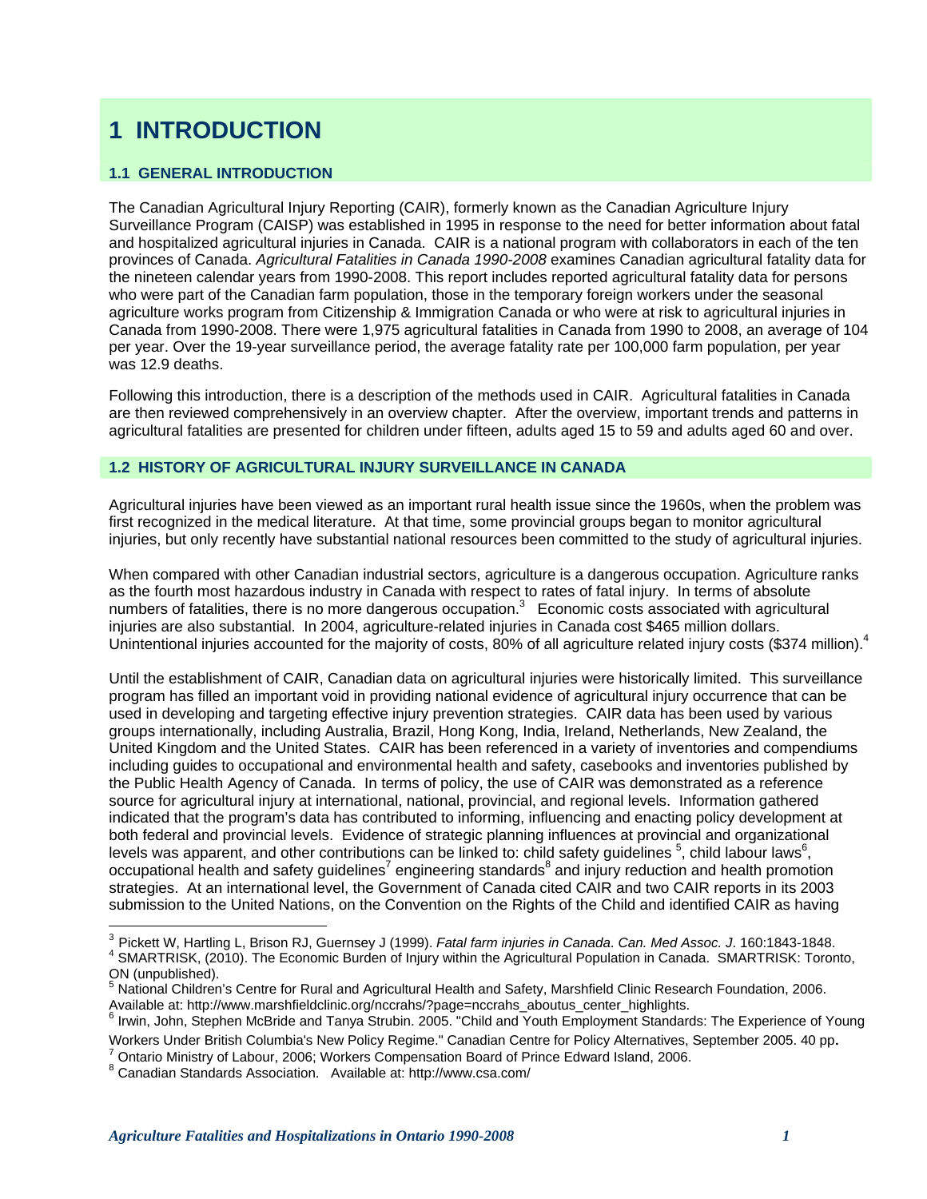# 1 INTRODUCTION

### 1.1 GENERAL INTRODUCTION

The Canadian Agricultural Injury Reporting (CAIR), formerly known as the Canadian Agriculture Injury Surveillance Program (CAISP) was established in 1995 in response to the need for better information about fatal and hospitalized agricultural injuries in Canada. CAIR is a national program with collaborators in each of the ten provinces of Canada. *Agricultural Fatalities in Canada 1990-2008* examines Canadian agricultural fatality data for the nineteen calendar years from 1990-2008. This report includes reported agricultural fatality data for persons who were part of the Canadian farm population, those in the temporary foreign workers under the seasonal agriculture works program from Citizenship & Immigration Canada or who were at risk to agricultural injuries in Canada from 1990-2008. There were 1,975 agricultural fatalities in Canada from 1990 to 2008, an average of 104 per year. Over the 19-year surveillance period, the average fatality rate per 100,000 farm population, per year was 12.9 deaths.

Following this introduction, there is a description of the methods used in CAIR. Agricultural fatalities in Canada are then reviewed comprehensively in an overview chapter. After the overview, important trends and patterns in agricultural fatalities are presented for children under fifteen, adults aged 15 to 59 and adults aged 60 and over.

### 1.2 HISTORY OF AGRICULTURAL INJURY SURVEILLANCE IN CANADA

Agricultural injuries have been viewed as an important rural health issue since the 1960s, when the problem was first recognized in the medical literature. At that time, some provincial groups began to monitor agricultural injuries, but only recently have substantial national resources been committed to the study of agricultural injuries.

When compared with other Canadian industrial sectors, agriculture is a dangerous occupation. Agriculture ranks as the fourth most hazardous industry in Canada with respect to rates of fatal injury. In terms of absolute numbers of fatalities, there is no more dangerous occupation.[3] Economic costs associated with agricultural injuries are also substantial. In 2004, agriculture-related injuries in Canada cost $465 million dollars. Unintentional injuries accounted for the majority of costs, 80% of all agriculture related injury costs ($374 million).[4]

Until the establishment of CAIR, Canadian data on agricultural injuries were historically limited. This surveillance program has filled an important void in providing national evidence of agricultural injury occurrence that can be used in developing and targeting effective injury prevention strategies. CAIR data has been used by various groups internationally, including Australia, Brazil, Hong Kong, India, Ireland, Netherlands, New Zealand, the United Kingdom and the United States. CAIR has been referenced in a variety of inventories and compendiums including guides to occupational and environmental health and safety, casebooks and inventories published by the Public Health Agency of Canada. In terms of policy, the use of CAIR was demonstrated as a reference source for agricultural injury at international, national, provincial, and regional levels. Information gathered indicated that the program's data has contributed to informing, influencing and enacting policy development at both federal and provincial levels. Evidence of strategic planning influences at provincial and organizational levels was apparent, and other contributions can be linked to: child safety guidelines [5], child labour laws[6], occupational health and safety guidelines[7] engineering standards[8] and injury reduction and health promotion strategies. At an international level, the Government of Canada cited CAIR and two CAIR reports in its 2003 submission to the United Nations, on the Convention on the Rights of the Child and identified CAIR as having

---

[3] Pickett W, Hartling L, Brison RJ, Guernsey J (1999). *Fatal farm injuries in Canada*. *Can. Med Assoc. J*. 160:1843-1848.

[4] SMARTRISK, (2010). The Economic Burden of Injury within the Agricultural Population in Canada. SMARTRISK: Toronto, ON (unpublished).

[5] National Children's Centre for Rural and Agricultural Health and Safety, Marshfield Clinic Research Foundation, 2006. Available at: http://www.marshfieldclinic.org/nccrahs/?page=nccrahs_aboutus_center_highlights.

[6] Irwin, John, Stephen McBride and Tanya Strubin. 2005. "Child and Youth Employment Standards: The Experience of Young Workers Under British Columbia's New Policy Regime." Canadian Centre for Policy Alternatives, September 2005. 40 pp.

[7] Ontario Ministry of Labour, 2006; Workers Compensation Board of Prince Edward Island, 2006.

[8] Canadian Standards Association. Available at: http://www.csa.com/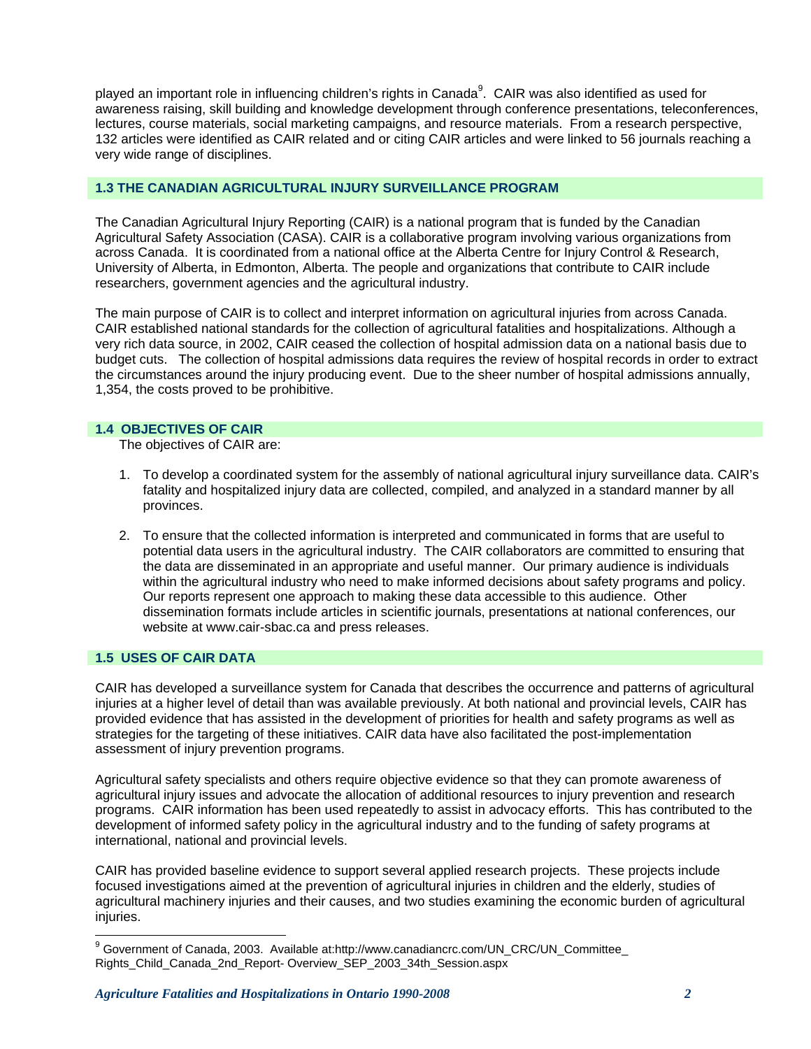played an important role in influencing children's rights in Canada[9]. CAIR was also identified as used for awareness raising, skill building and knowledge development through conference presentations, teleconferences, lectures, course materials, social marketing campaigns, and resource materials. From a research perspective, 132 articles were identified as CAIR related and or citing CAIR articles and were linked to 56 journals reaching a very wide range of disciplines.

## 1.3 THE CANADIAN AGRICULTURAL INJURY SURVEILLANCE PROGRAM

The Canadian Agricultural Injury Reporting (CAIR) is a national program that is funded by the Canadian Agricultural Safety Association (CASA). CAIR is a collaborative program involving various organizations from across Canada. It is coordinated from a national office at the Alberta Centre for Injury Control & Research, University of Alberta, in Edmonton, Alberta. The people and organizations that contribute to CAIR include researchers, government agencies and the agricultural industry.

The main purpose of CAIR is to collect and interpret information on agricultural injuries from across Canada. CAIR established national standards for the collection of agricultural fatalities and hospitalizations. Although a very rich data source, in 2002, CAIR ceased the collection of hospital admission data on a national basis due to budget cuts. The collection of hospital admissions data requires the review of hospital records in order to extract the circumstances around the injury producing event. Due to the sheer number of hospital admissions annually, 1,354, the costs proved to be prohibitive.

## 1.4 OBJECTIVES OF CAIR

The objectives of CAIR are:

1. To develop a coordinated system for the assembly of national agricultural injury surveillance data. CAIR's fatality and hospitalized injury data are collected, compiled, and analyzed in a standard manner by all provinces.

2. To ensure that the collected information is interpreted and communicated in forms that are useful to potential data users in the agricultural industry. The CAIR collaborators are committed to ensuring that the data are disseminated in an appropriate and useful manner. Our primary audience is individuals within the agricultural industry who need to make informed decisions about safety programs and policy. Our reports represent one approach to making these data accessible to this audience. Other dissemination formats include articles in scientific journals, presentations at national conferences, our website at www.cair-sbac.ca and press releases.

## 1.5 USES OF CAIR DATA

CAIR has developed a surveillance system for Canada that describes the occurrence and patterns of agricultural injuries at a higher level of detail than was available previously. At both national and provincial levels, CAIR has provided evidence that has assisted in the development of priorities for health and safety programs as well as strategies for the targeting of these initiatives. CAIR data have also facilitated the post-implementation assessment of injury prevention programs.

Agricultural safety specialists and others require objective evidence so that they can promote awareness of agricultural injury issues and advocate the allocation of additional resources to injury prevention and research programs. CAIR information has been used repeatedly to assist in advocacy efforts. This has contributed to the development of informed safety policy in the agricultural industry and to the funding of safety programs at international, national and provincial levels.

CAIR has provided baseline evidence to support several applied research projects. These projects include focused investigations aimed at the prevention of agricultural injuries in children and the elderly, studies of agricultural machinery injuries and their causes, and two studies examining the economic burden of agricultural injuries.

---

[9] Government of Canada, 2003. Available at:http://www.canadiancrc.com/UN_CRC/UN_Committee_Rights_Child_Canada_2nd_Report- Overview_SEP_2003_34th_Session.aspx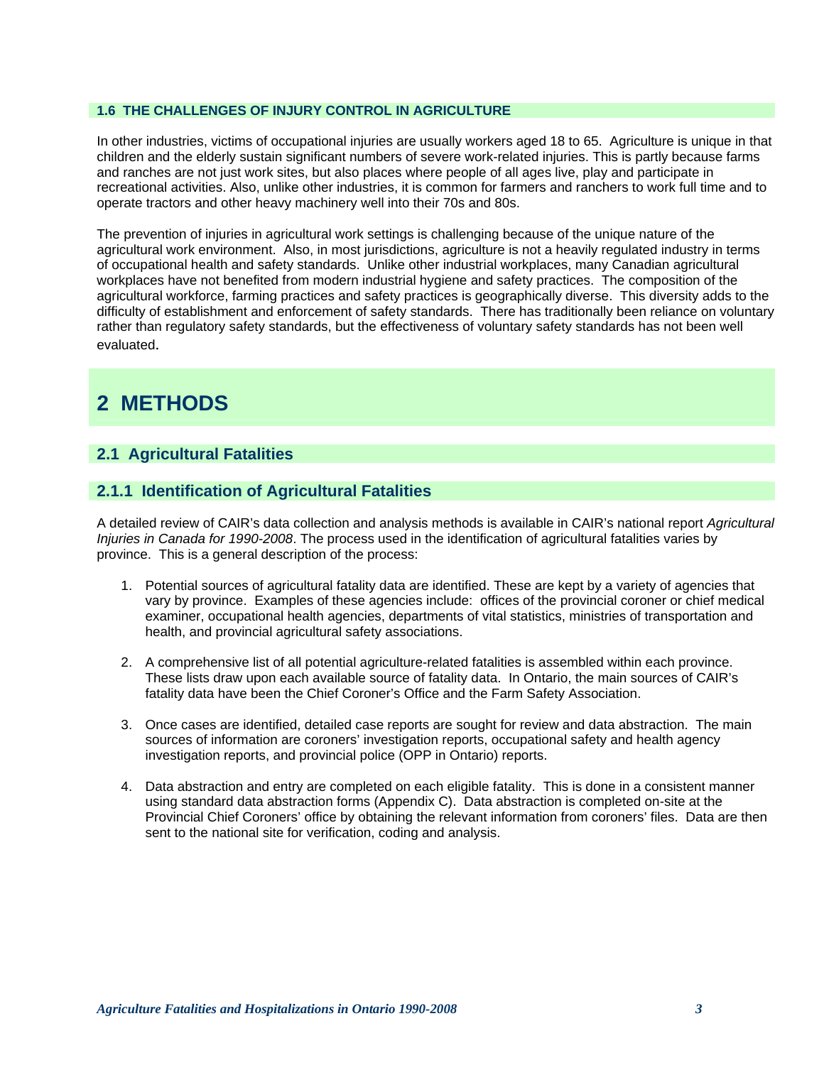### 1.6 THE CHALLENGES OF INJURY CONTROL IN AGRICULTURE

In other industries, victims of occupational injuries are usually workers aged 18 to 65. Agriculture is unique in that children and the elderly sustain significant numbers of severe work-related injuries. This is partly because farms and ranches are not just work sites, but also places where people of all ages live, play and participate in recreational activities. Also, unlike other industries, it is common for farmers and ranchers to work full time and to operate tractors and other heavy machinery well into their 70s and 80s.

The prevention of injuries in agricultural work settings is challenging because of the unique nature of the agricultural work environment. Also, in most jurisdictions, agriculture is not a heavily regulated industry in terms of occupational health and safety standards. Unlike other industrial workplaces, many Canadian agricultural workplaces have not benefited from modern industrial hygiene and safety practices. The composition of the agricultural workforce, farming practices and safety practices is geographically diverse. This diversity adds to the difficulty of establishment and enforcement of safety standards. There has traditionally been reliance on voluntary rather than regulatory safety standards, but the effectiveness of voluntary safety standards has not been well evaluated.

# 2 METHODS

## 2.1 Agricultural Fatalities

### 2.1.1 Identification of Agricultural Fatalities

A detailed review of CAIR's data collection and analysis methods is available in CAIR's national report *Agricultural Injuries in Canada for 1990-2008*. The process used in the identification of agricultural fatalities varies by province. This is a general description of the process:

1. Potential sources of agricultural fatality data are identified. These are kept by a variety of agencies that vary by province. Examples of these agencies include: offices of the provincial coroner or chief medical examiner, occupational health agencies, departments of vital statistics, ministries of transportation and health, and provincial agricultural safety associations.

2. A comprehensive list of all potential agriculture-related fatalities is assembled within each province. These lists draw upon each available source of fatality data. In Ontario, the main sources of CAIR's fatality data have been the Chief Coroner's Office and the Farm Safety Association.

3. Once cases are identified, detailed case reports are sought for review and data abstraction. The main sources of information are coroners' investigation reports, occupational safety and health agency investigation reports, and provincial police (OPP in Ontario) reports.

4. Data abstraction and entry are completed on each eligible fatality. This is done in a consistent manner using standard data abstraction forms (Appendix C). Data abstraction is completed on-site at the Provincial Chief Coroners' office by obtaining the relevant information from coroners' files. Data are then sent to the national site for verification, coding and analysis.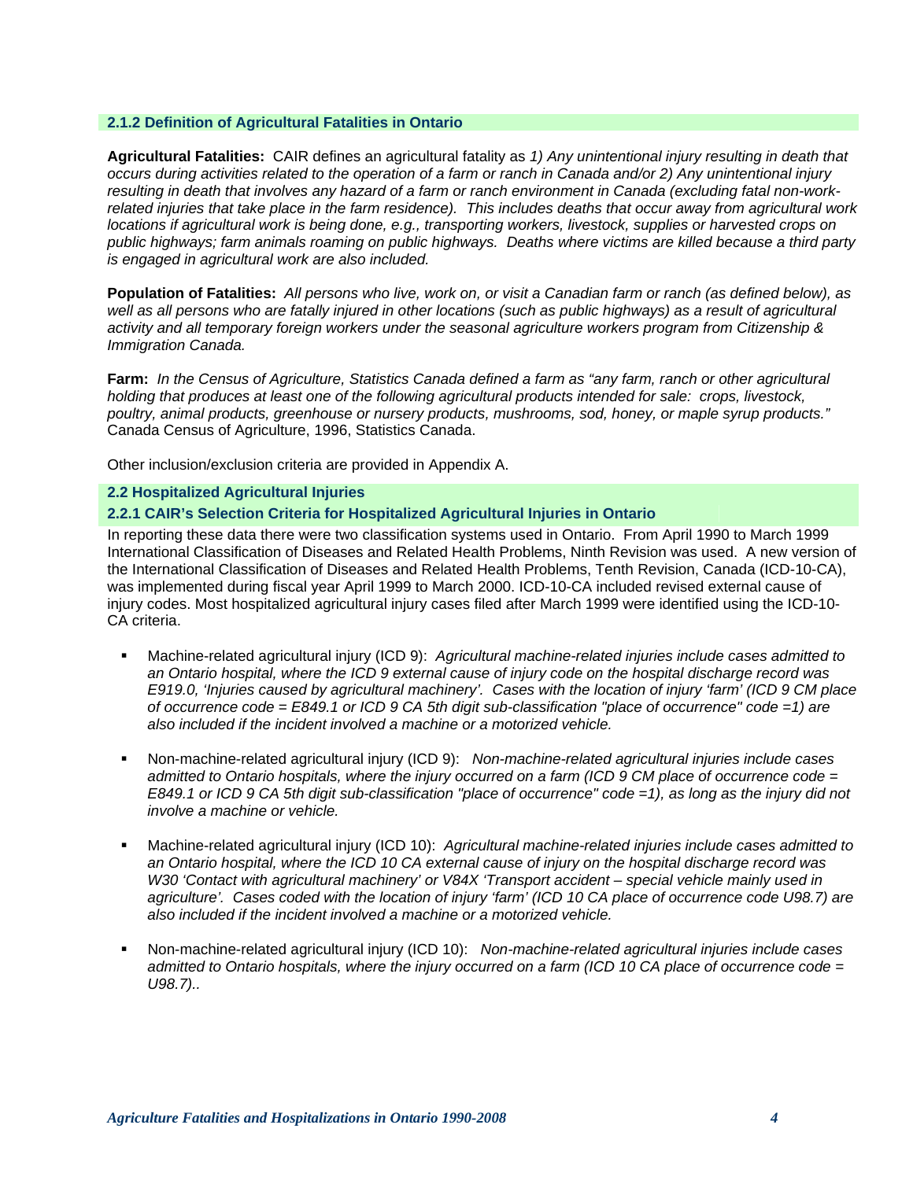### 2.1.2 Definition of Agricultural Fatalities in Ontario

**Agricultural Fatalities:** CAIR defines an agricultural fatality as *1) Any unintentional injury resulting in death that occurs during activities related to the operation of a farm or ranch in Canada and/or 2) Any unintentional injury resulting in death that involves any hazard of a farm or ranch environment in Canada (excluding fatal non-work-related injuries that take place in the farm residence). This includes deaths that occur away from agricultural work locations if agricultural work is being done, e.g., transporting workers, livestock, supplies or harvested crops on public highways; farm animals roaming on public highways. Deaths where victims are killed because a third party is engaged in agricultural work are also included.*

**Population of Fatalities:** *All persons who live, work on, or visit a Canadian farm or ranch (as defined below), as well as all persons who are fatally injured in other locations (such as public highways) as a result of agricultural activity and all temporary foreign workers under the seasonal agriculture workers program from Citizenship & Immigration Canada.*

**Farm:** *In the Census of Agriculture, Statistics Canada defined a farm as "any farm, ranch or other agricultural holding that produces at least one of the following agricultural products intended for sale: crops, livestock, poultry, animal products, greenhouse or nursery products, mushrooms, sod, honey, or maple syrup products."* Canada Census of Agriculture, 1996, Statistics Canada.

Other inclusion/exclusion criteria are provided in Appendix A.

## 2.2 Hospitalized Agricultural Injuries

### 2.2.1 CAIR's Selection Criteria for Hospitalized Agricultural Injuries in Ontario

In reporting these data there were two classification systems used in Ontario. From April 1990 to March 1999 International Classification of Diseases and Related Health Problems, Ninth Revision was used. A new version of the International Classification of Diseases and Related Health Problems, Tenth Revision, Canada (ICD-10-CA), was implemented during fiscal year April 1999 to March 2000. ICD-10-CA included revised external cause of injury codes. Most hospitalized agricultural injury cases filed after March 1999 were identified using the ICD-10-CA criteria.

- Machine-related agricultural injury (ICD 9): *Agricultural machine-related injuries include cases admitted to an Ontario hospital, where the ICD 9 external cause of injury code on the hospital discharge record was E919.0, 'Injuries caused by agricultural machinery'. Cases with the location of injury 'farm' (ICD 9 CM place of occurrence code = E849.1 or ICD 9 CA 5th digit sub-classification "place of occurrence" code =1) are also included if the incident involved a machine or a motorized vehicle.*

- Non-machine-related agricultural injury (ICD 9): *Non-machine-related agricultural injuries include cases admitted to Ontario hospitals, where the injury occurred on a farm (ICD 9 CM place of occurrence code = E849.1 or ICD 9 CA 5th digit sub-classification "place of occurrence" code =1), as long as the injury did not involve a machine or vehicle.*

- Machine-related agricultural injury (ICD 10): *Agricultural machine-related injuries include cases admitted to an Ontario hospital, where the ICD 10 CA external cause of injury on the hospital discharge record was W30 'Contact with agricultural machinery' or V84X 'Transport accident – special vehicle mainly used in agriculture'. Cases coded with the location of injury 'farm' (ICD 10 CA place of occurrence code U98.7) are also included if the incident involved a machine or a motorized vehicle.*

- Non-machine-related agricultural injury (ICD 10): *Non-machine-related agricultural injuries include cases admitted to Ontario hospitals, where the injury occurred on a farm (ICD 10 CA place of occurrence code = U98.7)..*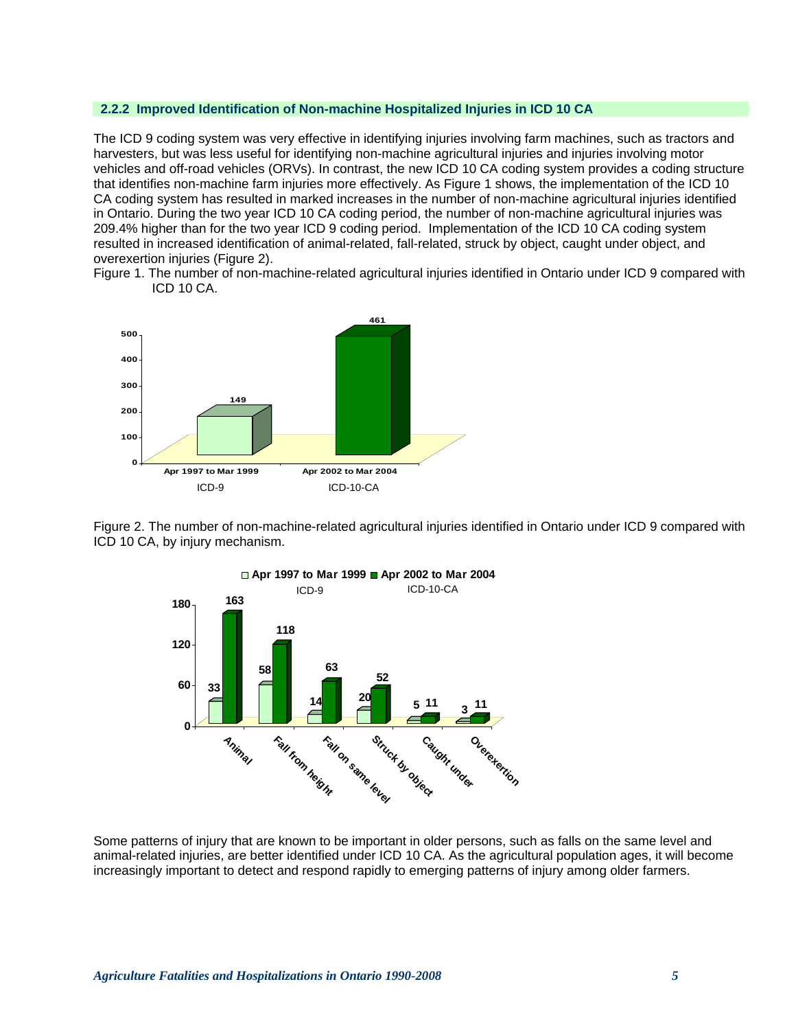### 2.2.2 Improved Identification of Non-machine Hospitalized Injuries in ICD 10 CA

The ICD 9 coding system was very effective in identifying injuries involving farm machines, such as tractors and harvesters, but was less useful for identifying non-machine agricultural injuries and injuries involving motor vehicles and off-road vehicles (ORVs). In contrast, the new ICD 10 CA coding system provides a coding structure that identifies non-machine farm injuries more effectively. As Figure 1 shows, the implementation of the ICD 10 CA coding system has resulted in marked increases in the number of non-machine agricultural injuries identified in Ontario. During the two year ICD 10 CA coding period, the number of non-machine agricultural injuries was 209.4% higher than for the two year ICD 9 coding period. Implementation of the ICD 10 CA coding system resulted in increased identification of animal-related, fall-related, struck by object, caught under object, and overexertion injuries (Figure 2).

Figure 1. The number of non-machine-related agricultural injuries identified in Ontario under ICD 9 compared with ICD 10 CA.

| Period | Coding system | Number of injuries |
|---|---|---|
| Apr 1997 to Mar 1999 | ICD-9 | 149 |
| Apr 2002 to Mar 2004 | ICD-10-CA | 461 |

Figure 2. The number of non-machine-related agricultural injuries identified in Ontario under ICD 9 compared with ICD 10 CA, by injury mechanism.

| Injury mechanism | Apr 1997 to Mar 1999 (ICD-9) | Apr 2002 to Mar 2004 (ICD-10-CA) |
|---|---|---|
| Animal | 33 | 163 |
| Fall from height | 58 | 118 |
| Fall on same level | 14 | 63 |
| Struck by object | 20 | 52 |
| Caught under | 5 | 11 |
| Overexertion | 3 | 11 |

Some patterns of injury that are known to be important in older persons, such as falls on the same level and animal-related injuries, are better identified under ICD 10 CA. As the agricultural population ages, it will become increasingly important to detect and respond rapidly to emerging patterns of injury among older farmers.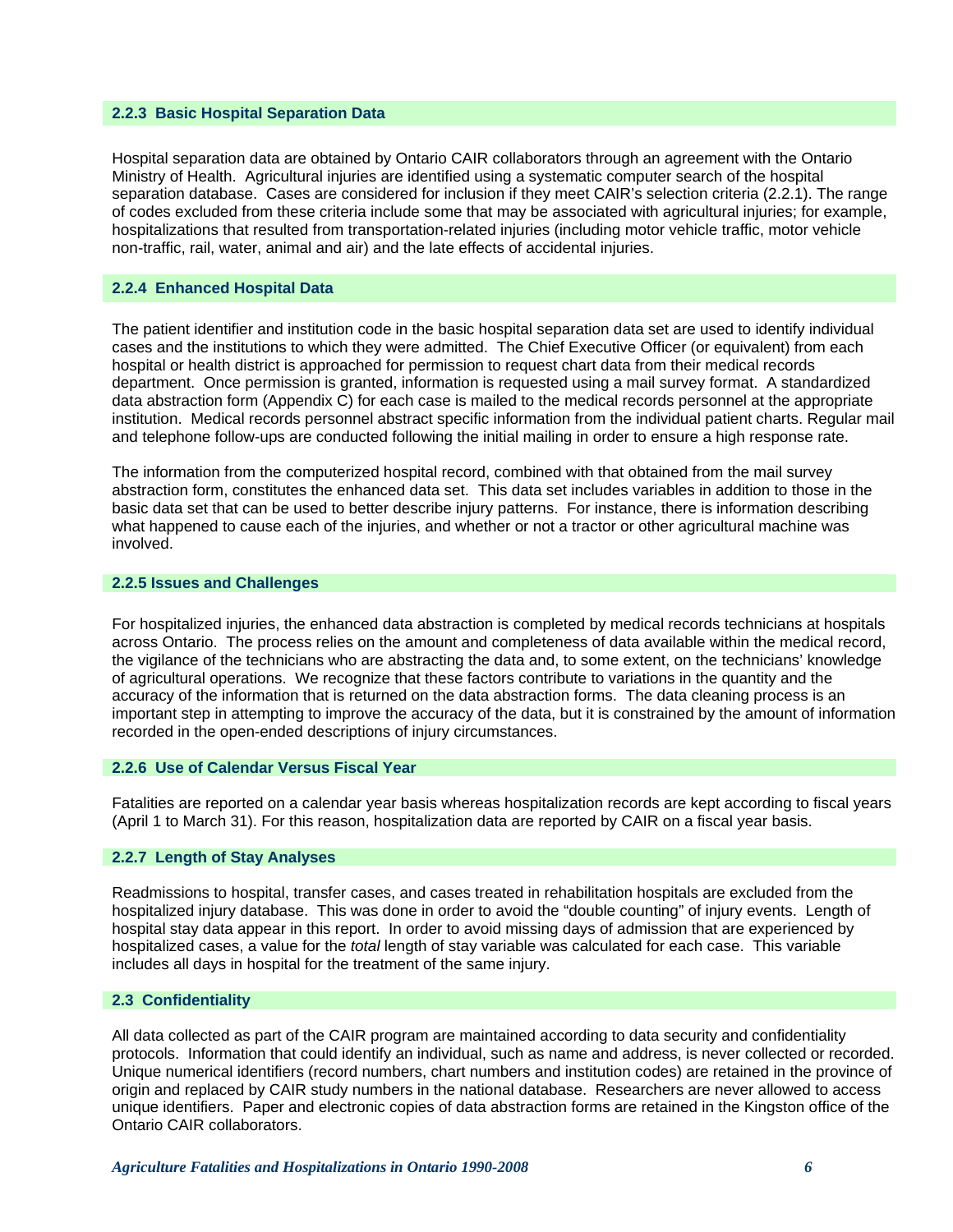### 2.2.3 Basic Hospital Separation Data

Hospital separation data are obtained by Ontario CAIR collaborators through an agreement with the Ontario Ministry of Health. Agricultural injuries are identified using a systematic computer search of the hospital separation database. Cases are considered for inclusion if they meet CAIR's selection criteria (2.2.1). The range of codes excluded from these criteria include some that may be associated with agricultural injuries; for example, hospitalizations that resulted from transportation-related injuries (including motor vehicle traffic, motor vehicle non-traffic, rail, water, animal and air) and the late effects of accidental injuries.

### 2.2.4 Enhanced Hospital Data

The patient identifier and institution code in the basic hospital separation data set are used to identify individual cases and the institutions to which they were admitted. The Chief Executive Officer (or equivalent) from each hospital or health district is approached for permission to request chart data from their medical records department. Once permission is granted, information is requested using a mail survey format. A standardized data abstraction form (Appendix C) for each case is mailed to the medical records personnel at the appropriate institution. Medical records personnel abstract specific information from the individual patient charts. Regular mail and telephone follow-ups are conducted following the initial mailing in order to ensure a high response rate.

The information from the computerized hospital record, combined with that obtained from the mail survey abstraction form, constitutes the enhanced data set. This data set includes variables in addition to those in the basic data set that can be used to better describe injury patterns. For instance, there is information describing what happened to cause each of the injuries, and whether or not a tractor or other agricultural machine was involved.

### 2.2.5 Issues and Challenges

For hospitalized injuries, the enhanced data abstraction is completed by medical records technicians at hospitals across Ontario. The process relies on the amount and completeness of data available within the medical record, the vigilance of the technicians who are abstracting the data and, to some extent, on the technicians' knowledge of agricultural operations. We recognize that these factors contribute to variations in the quantity and the accuracy of the information that is returned on the data abstraction forms. The data cleaning process is an important step in attempting to improve the accuracy of the data, but it is constrained by the amount of information recorded in the open-ended descriptions of injury circumstances.

### 2.2.6 Use of Calendar Versus Fiscal Year

Fatalities are reported on a calendar year basis whereas hospitalization records are kept according to fiscal years (April 1 to March 31). For this reason, hospitalization data are reported by CAIR on a fiscal year basis.

### 2.2.7 Length of Stay Analyses

Readmissions to hospital, transfer cases, and cases treated in rehabilitation hospitals are excluded from the hospitalized injury database. This was done in order to avoid the "double counting" of injury events. Length of hospital stay data appear in this report. In order to avoid missing days of admission that are experienced by hospitalized cases, a value for the *total* length of stay variable was calculated for each case. This variable includes all days in hospital for the treatment of the same injury.

## 2.3 Confidentiality

All data collected as part of the CAIR program are maintained according to data security and confidentiality protocols. Information that could identify an individual, such as name and address, is never collected or recorded. Unique numerical identifiers (record numbers, chart numbers and institution codes) are retained in the province of origin and replaced by CAIR study numbers in the national database. Researchers are never allowed to access unique identifiers. Paper and electronic copies of data abstraction forms are retained in the Kingston office of the Ontario CAIR collaborators.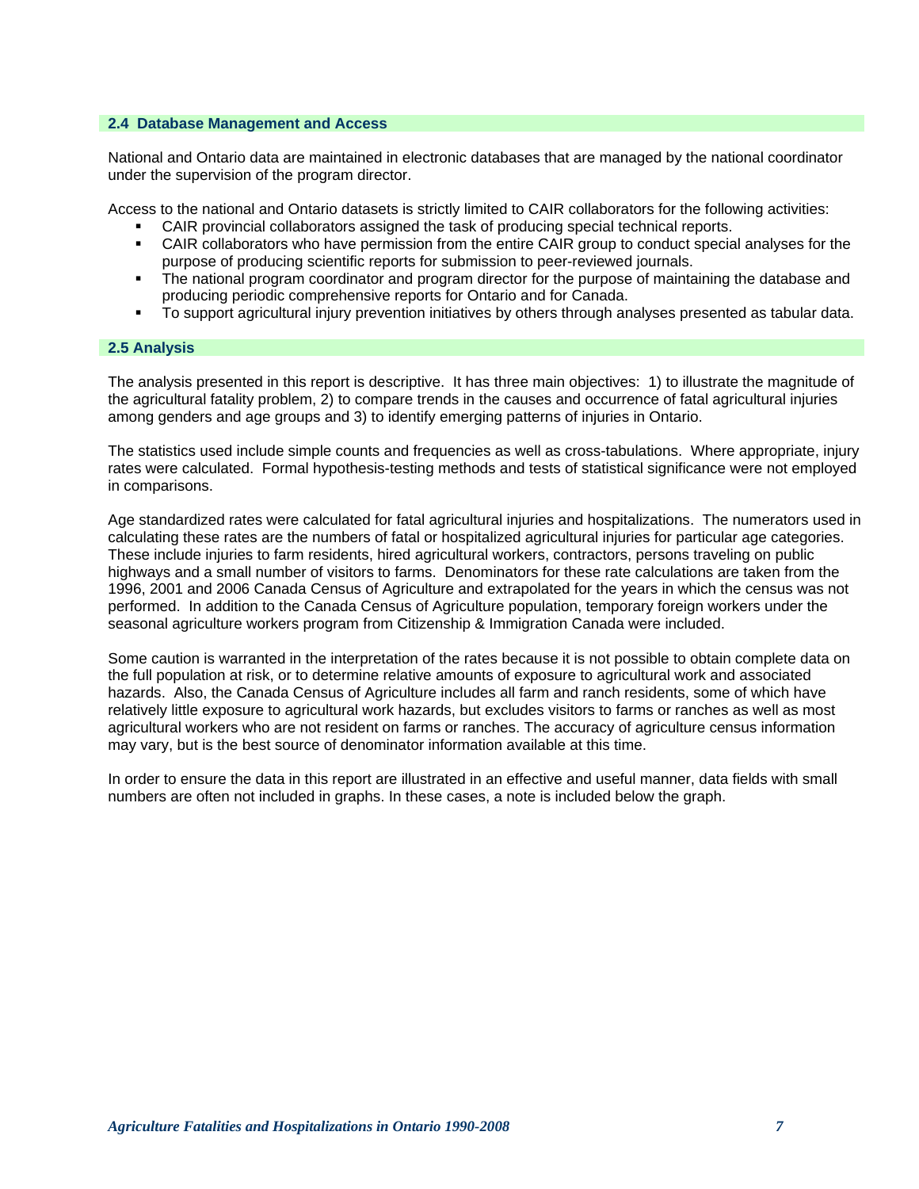## 2.4 Database Management and Access

National and Ontario data are maintained in electronic databases that are managed by the national coordinator under the supervision of the program director.

Access to the national and Ontario datasets is strictly limited to CAIR collaborators for the following activities:

- CAIR provincial collaborators assigned the task of producing special technical reports.
- CAIR collaborators who have permission from the entire CAIR group to conduct special analyses for the purpose of producing scientific reports for submission to peer-reviewed journals.
- The national program coordinator and program director for the purpose of maintaining the database and producing periodic comprehensive reports for Ontario and for Canada.
- To support agricultural injury prevention initiatives by others through analyses presented as tabular data.

## 2.5 Analysis

The analysis presented in this report is descriptive. It has three main objectives: 1) to illustrate the magnitude of the agricultural fatality problem, 2) to compare trends in the causes and occurrence of fatal agricultural injuries among genders and age groups and 3) to identify emerging patterns of injuries in Ontario.

The statistics used include simple counts and frequencies as well as cross-tabulations. Where appropriate, injury rates were calculated. Formal hypothesis-testing methods and tests of statistical significance were not employed in comparisons.

Age standardized rates were calculated for fatal agricultural injuries and hospitalizations. The numerators used in calculating these rates are the numbers of fatal or hospitalized agricultural injuries for particular age categories. These include injuries to farm residents, hired agricultural workers, contractors, persons traveling on public highways and a small number of visitors to farms. Denominators for these rate calculations are taken from the 1996, 2001 and 2006 Canada Census of Agriculture and extrapolated for the years in which the census was not performed. In addition to the Canada Census of Agriculture population, temporary foreign workers under the seasonal agriculture workers program from Citizenship & Immigration Canada were included.

Some caution is warranted in the interpretation of the rates because it is not possible to obtain complete data on the full population at risk, or to determine relative amounts of exposure to agricultural work and associated hazards. Also, the Canada Census of Agriculture includes all farm and ranch residents, some of which have relatively little exposure to agricultural work hazards, but excludes visitors to farms or ranches as well as most agricultural workers who are not resident on farms or ranches. The accuracy of agriculture census information may vary, but is the best source of denominator information available at this time.

In order to ensure the data in this report are illustrated in an effective and useful manner, data fields with small numbers are often not included in graphs. In these cases, a note is included below the graph.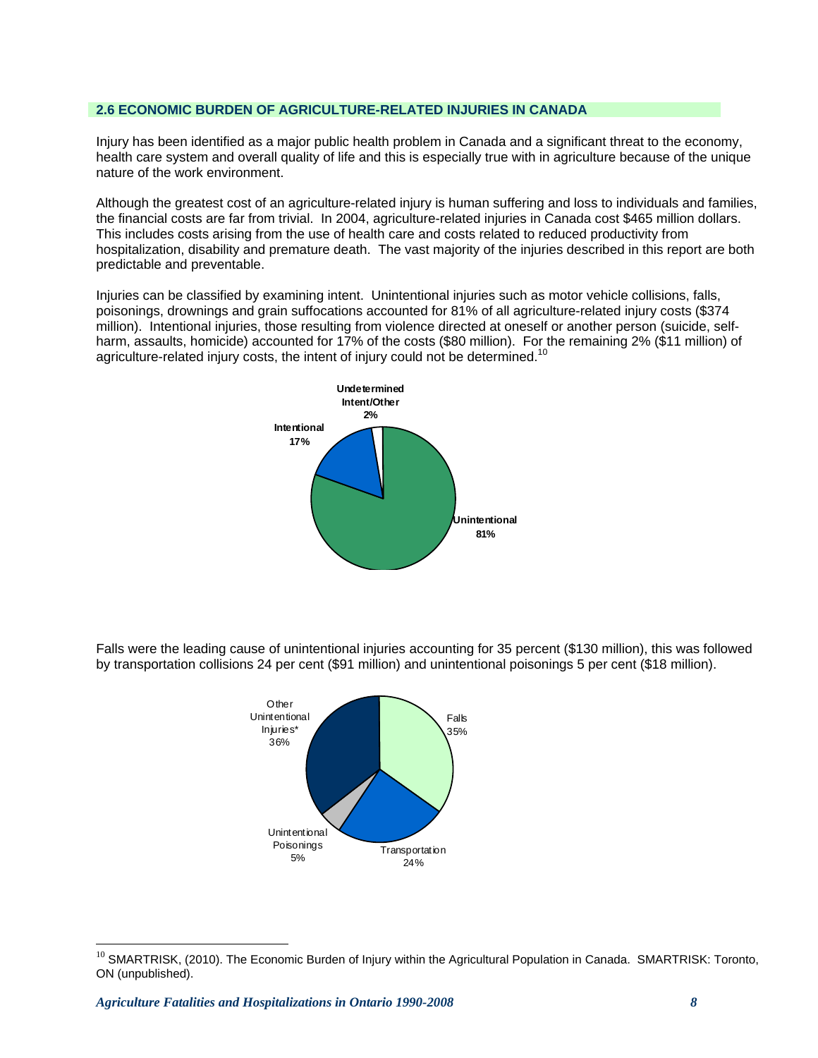## 2.6 ECONOMIC BURDEN OF AGRICULTURE-RELATED INJURIES IN CANADA

Injury has been identified as a major public health problem in Canada and a significant threat to the economy, health care system and overall quality of life and this is especially true with in agriculture because of the unique nature of the work environment.

Although the greatest cost of an agriculture-related injury is human suffering and loss to individuals and families, the financial costs are far from trivial. In 2004, agriculture-related injuries in Canada cost $465 million dollars. This includes costs arising from the use of health care and costs related to reduced productivity from hospitalization, disability and premature death. The vast majority of the injuries described in this report are both predictable and preventable.

Injuries can be classified by examining intent. Unintentional injuries such as motor vehicle collisions, falls, poisonings, drownings and grain suffocations accounted for 81% of all agriculture-related injury costs ($374 million). Intentional injuries, those resulting from violence directed at oneself or another person (suicide, self-harm, assaults, homicide) accounted for 17% of the costs ($80 million). For the remaining 2% ($11 million) of agriculture-related injury costs, the intent of injury could not be determined.[10]

**Undetermined Intent/Other 2%**

**Intentional 17%**

**Unintentional 81%**

Falls were the leading cause of unintentional injuries accounting for 35 percent ($130 million), this was followed by transportation collisions 24 per cent ($91 million) and unintentional poisonings 5 per cent ($18 million).

Other Unintentional Injuries* 36%

Falls 35%

Unintentional Poisonings 5%

Transportation 24%

---

[10] SMARTRISK, (2010). The Economic Burden of Injury within the Agricultural Population in Canada. SMARTRISK: Toronto, ON (unpublished).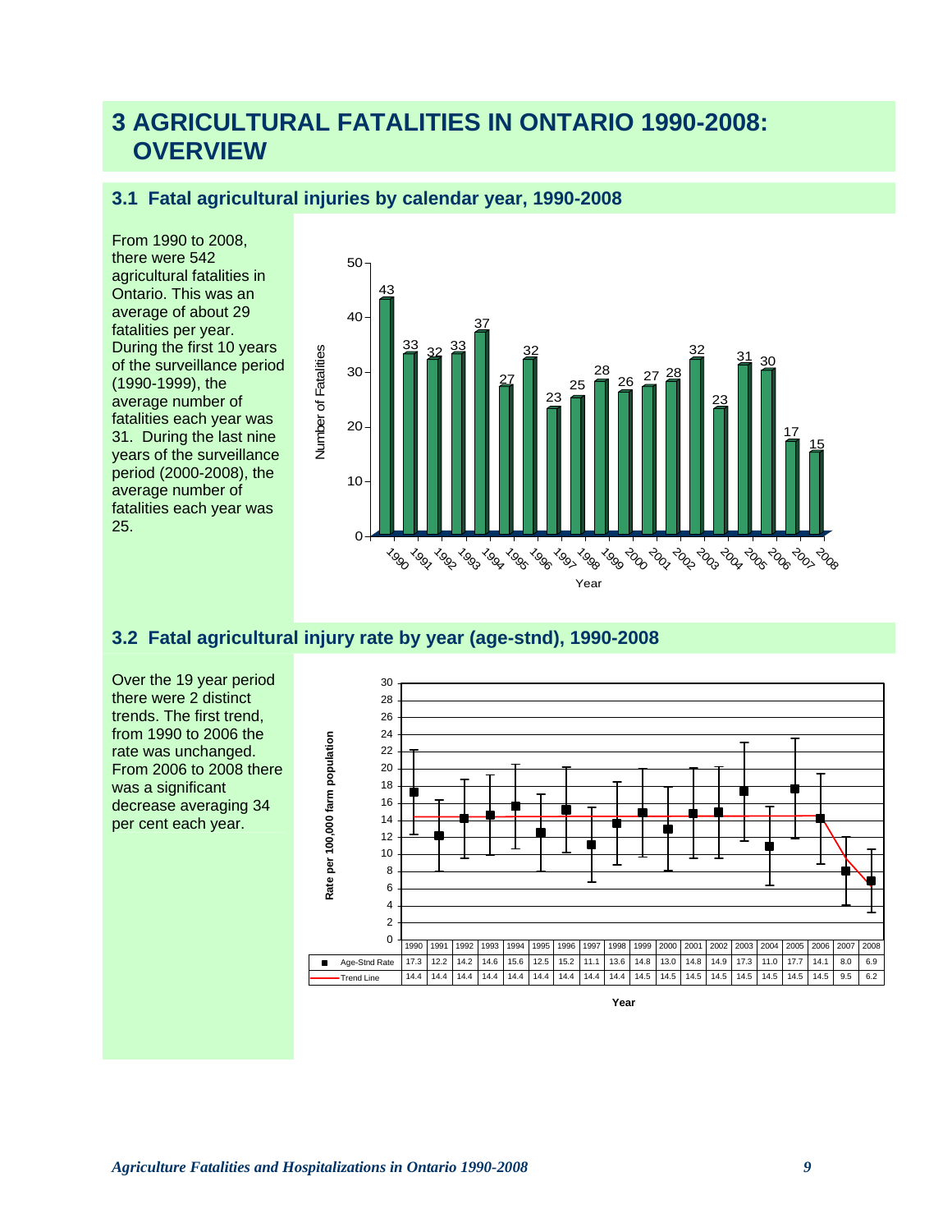# 3 AGRICULTURAL FATALITIES IN ONTARIO 1990-2008: OVERVIEW

## 3.1 Fatal agricultural injuries by calendar year, 1990-2008

From 1990 to 2008, there were 542 agricultural fatalities in Ontario. This was an average of about 29 fatalities per year. During the first 10 years of the surveillance period (1990-1999), the average number of fatalities each year was 31. During the last nine years of the surveillance period (2000-2008), the average number of fatalities each year was 25.

| Year | 1990 | 1991 | 1992 | 1993 | 1994 | 1995 | 1996 | 1997 | 1998 | 1999 | 2000 | 2001 | 2002 | 2003 | 2004 | 2005 | 2006 | 2007 | 2008 |
|---|---|---|---|---|---|---|---|---|---|---|---|---|---|---|---|---|---|---|---|
| Number of Fatalities | 43 | 33 | 32 | 33 | 37 | 27 | 32 | 23 | 25 | 28 | 26 | 27 | 28 | 32 | 23 | 31 | 30 | 17 | 15 |

## 3.2 Fatal agricultural injury rate by year (age-stnd), 1990-2008

Over the 19 year period there were 2 distinct trends. The first trend, from 1990 to 2006 the rate was unchanged. From 2006 to 2008 there was a significant decrease averaging 34 per cent each year.

| Year | 1990 | 1991 | 1992 | 1993 | 1994 | 1995 | 1996 | 1997 | 1998 | 1999 | 2000 | 2001 | 2002 | 2003 | 2004 | 2005 | 2006 | 2007 | 2008 |
|---|---|---|---|---|---|---|---|---|---|---|---|---|---|---|---|---|---|---|---|
| Age-Stnd Rate | 17.3 | 12.2 | 14.2 | 14.6 | 15.6 | 12.5 | 15.2 | 11.1 | 13.6 | 14.8 | 13.0 | 14.8 | 14.9 | 17.3 | 11.0 | 17.7 | 14.1 | 8.0 | 6.9 |
| Trend Line | 14.4 | 14.4 | 14.4 | 14.4 | 14.4 | 14.4 | 14.4 | 14.4 | 14.4 | 14.5 | 14.5 | 14.5 | 14.5 | 14.5 | 14.5 | 14.5 | 14.5 | 9.5 | 6.2 |

Rate per 100,000 farm population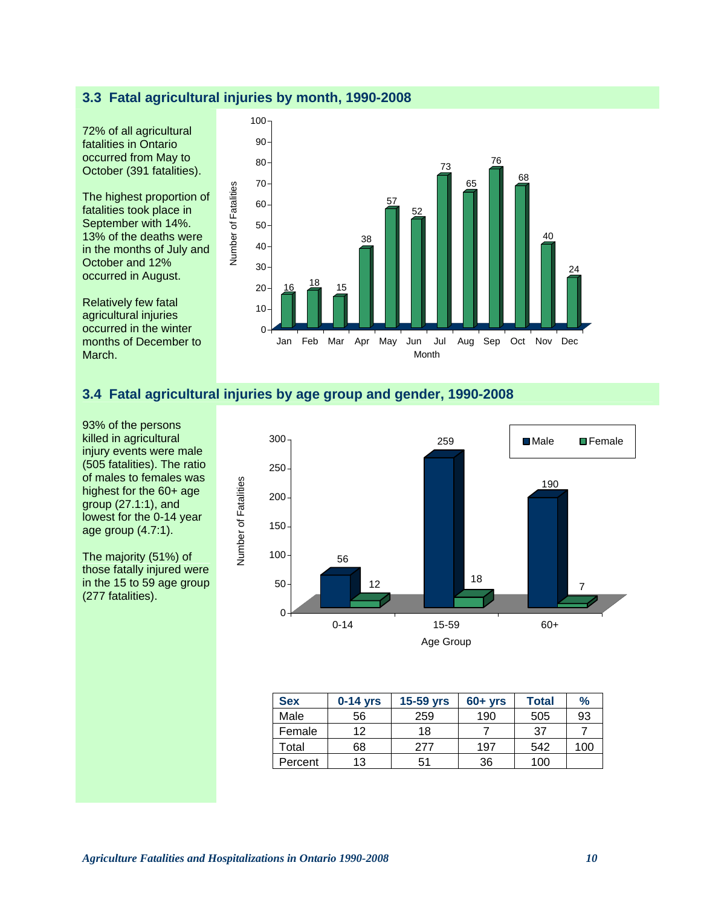## 3.3 Fatal agricultural injuries by month, 1990-2008

72% of all agricultural fatalities in Ontario occurred from May to October (391 fatalities).

The highest proportion of fatalities took place in September with 14%. 13% of the deaths were in the months of July and October and 12% occurred in August.

Relatively few fatal agricultural injuries occurred in the winter months of December to March.

| Month | Number of Fatalities |
|---|---|
| Jan | 16 |
| Feb | 18 |
| Mar | 15 |
| Apr | 38 |
| May | 57 |
| Jun | 52 |
| Jul | 73 |
| Aug | 65 |
| Sep | 76 |
| Oct | 68 |
| Nov | 40 |
| Dec | 24 |

## 3.4 Fatal agricultural injuries by age group and gender, 1990-2008

93% of the persons killed in agricultural injury events were male (505 fatalities). The ratio of males to females was highest for the 60+ age group (27.1:1), and lowest for the 0-14 year age group (4.7:1).

The majority (51%) of those fatally injured were in the 15 to 59 age group (277 fatalities).

| Sex | 0-14 yrs | 15-59 yrs | 60+ yrs | Total | % |
|---|---|---|---|---|---|
| Male | 56 | 259 | 190 | 505 | 93 |
| Female | 12 | 18 | 7 | 37 | 7 |
| Total | 68 | 277 | 197 | 542 | 100 |
| Percent | 13 | 51 | 36 | 100 | |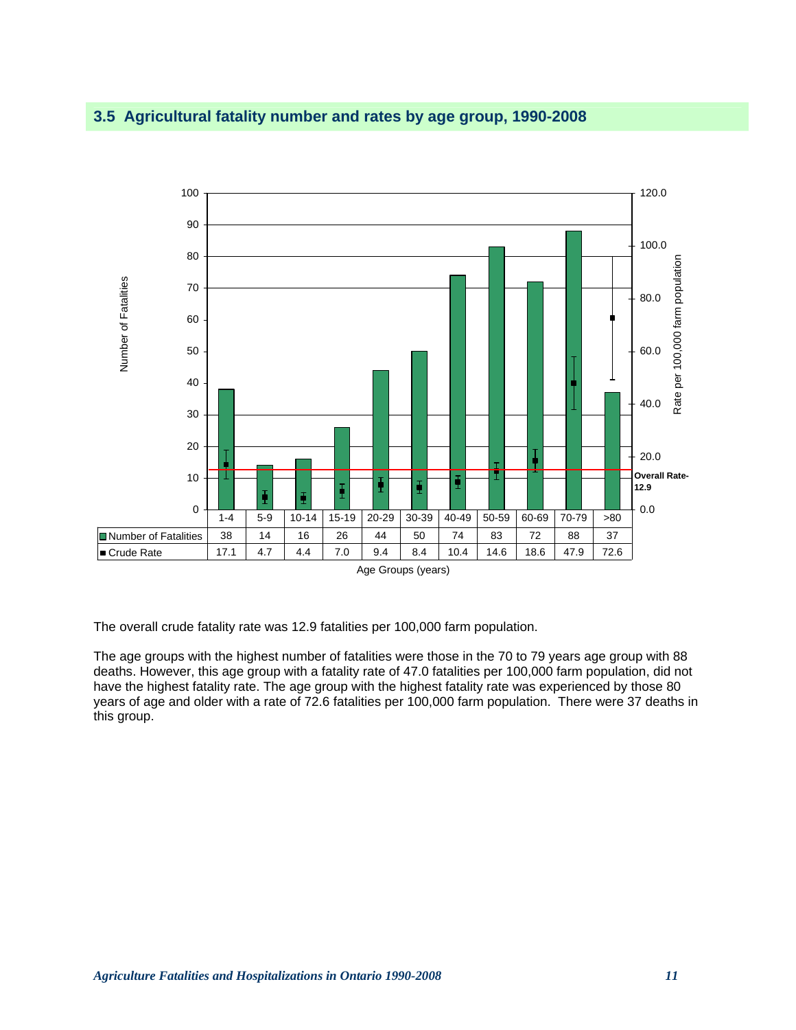## 3.5 Agricultural fatality number and rates by age group, 1990-2008

| | 1-4 | 5-9 | 10-14 | 15-19 | 20-29 | 30-39 | 40-49 | 50-59 | 60-69 | 70-79 | >80 |
|---|---|---|---|---|---|---|---|---|---|---|---|
| Number of Fatalities | 38 | 14 | 16 | 26 | 44 | 50 | 74 | 83 | 72 | 88 | 37 |
| Crude Rate | 17.1 | 4.7 | 4.4 | 7.0 | 9.4 | 8.4 | 10.4 | 14.6 | 18.6 | 47.9 | 72.6 |

Age Groups (years)

Overall Rate- 12.9

The overall crude fatality rate was 12.9 fatalities per 100,000 farm population.

The age groups with the highest number of fatalities were those in the 70 to 79 years age group with 88 deaths. However, this age group with a fatality rate of 47.0 fatalities per 100,000 farm population, did not have the highest fatality rate. The age group with the highest fatality rate was experienced by those 80 years of age and older with a rate of 72.6 fatalities per 100,000 farm population. There were 37 deaths in this group.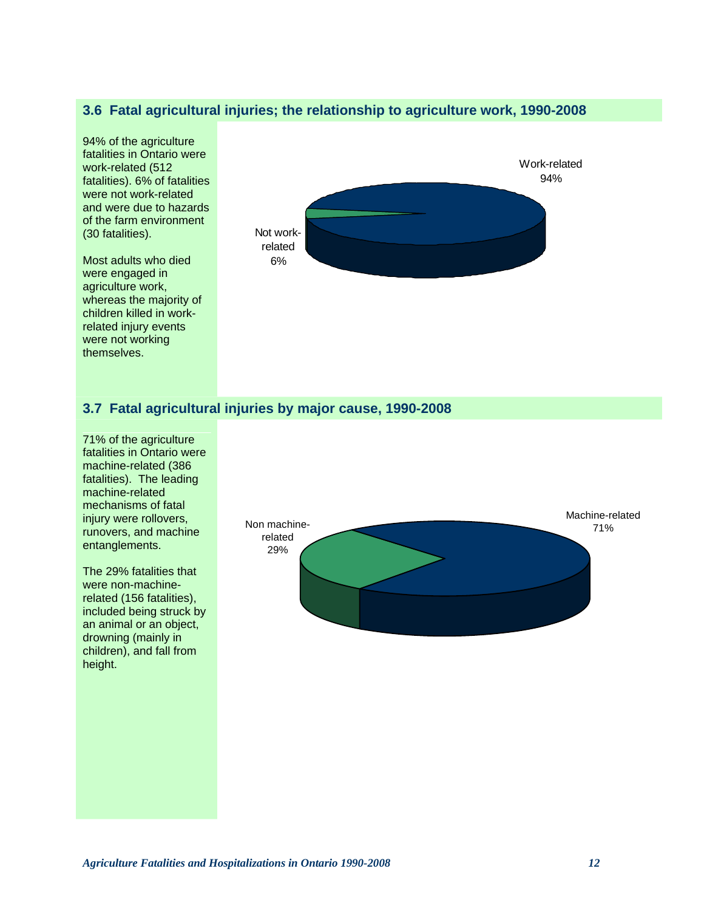## 3.6 Fatal agricultural injuries; the relationship to agriculture work, 1990-2008

94% of the agriculture fatalities in Ontario were work-related (512 fatalities). 6% of fatalities were not work-related and were due to hazards of the farm environment (30 fatalities).

Most adults who died were engaged in agriculture work, whereas the majority of children killed in work-related injury events were not working themselves.

Work-related 94%

Not work-related 6%

## 3.7 Fatal agricultural injuries by major cause, 1990-2008

71% of the agriculture fatalities in Ontario were machine-related (386 fatalities). The leading machine-related mechanisms of fatal injury were rollovers, runovers, and machine entanglements.

The 29% fatalities that were non-machine-related (156 fatalities), included being struck by an animal or an object, drowning (mainly in children), and fall from height.

Machine-related 71%

Non machine-related 29%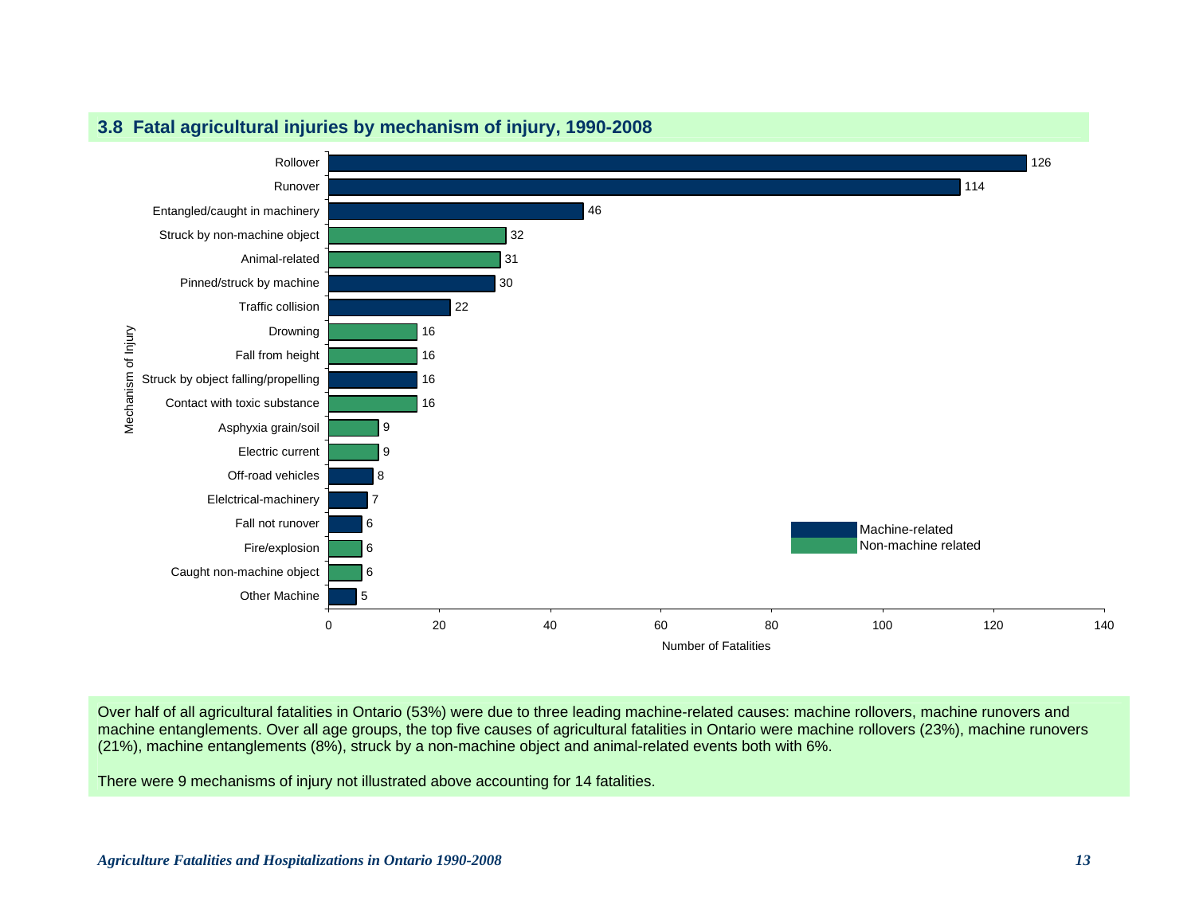## 3.8 Fatal agricultural injuries by mechanism of injury, 1990-2008

| Mechanism of Injury | Number of Fatalities | Type |
|---|---|---|
| Rollover | 126 | Machine-related |
| Runover | 114 | Machine-related |
| Entangled/caught in machinery | 46 | Machine-related |
| Struck by non-machine object | 32 | Non-machine related |
| Animal-related | 31 | Non-machine related |
| Pinned/struck by machine | 30 | Machine-related |
| Traffic collision | 22 | Machine-related |
| Drowning | 16 | Non-machine related |
| Fall from height | 16 | Non-machine related |
| Struck by object falling/propelling | 16 | Machine-related |
| Contact with toxic substance | 16 | Non-machine related |
| Asphyxia grain/soil | 9 | Non-machine related |
| Electric current | 9 | Non-machine related |
| Off-road vehicles | 8 | Machine-related |
| Elelctrical-machinery | 7 | Machine-related |
| Fall not runover | 6 | Machine-related |
| Fire/explosion | 6 | Non-machine related |
| Caught non-machine object | 6 | Non-machine related |
| Other Machine | 5 | Machine-related |

Over half of all agricultural fatalities in Ontario (53%) were due to three leading machine-related causes: machine rollovers, machine runovers and machine entanglements. Over all age groups, the top five causes of agricultural fatalities in Ontario were machine rollovers (23%), machine runovers (21%), machine entanglements (8%), struck by a non-machine object and animal-related events both with 6%.

There were 9 mechanisms of injury not illustrated above accounting for 14 fatalities.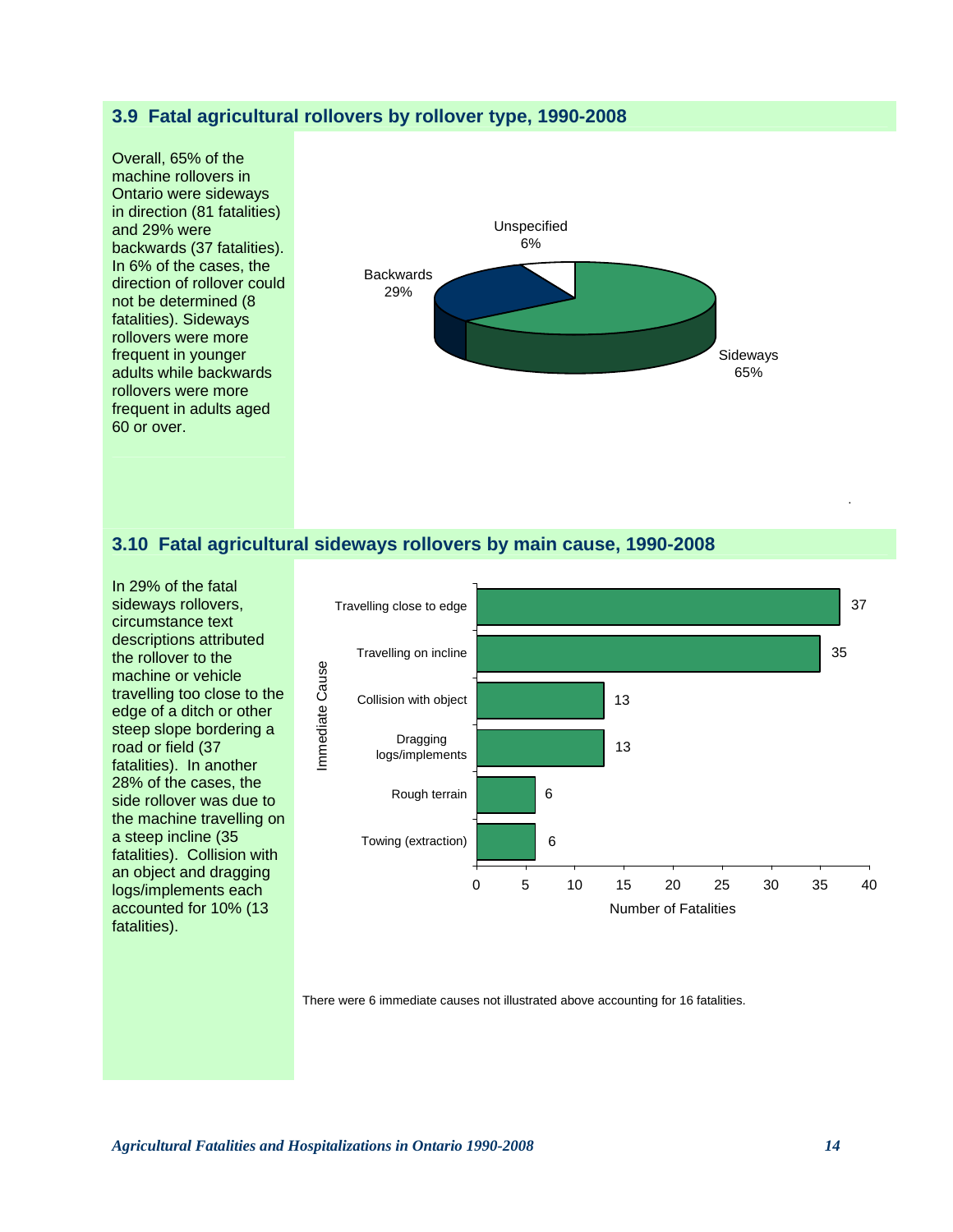## 3.9 Fatal agricultural rollovers by rollover type, 1990-2008

Overall, 65% of the machine rollovers in Ontario were sideways in direction (81 fatalities) and 29% were backwards (37 fatalities). In 6% of the cases, the direction of rollover could not be determined (8 fatalities). Sideways rollovers were more frequent in younger adults while backwards rollovers were more frequent in adults aged 60 or over.

| Rollover type | Percent |
|---|---|
| Sideways | 65% |
| Backwards | 29% |
| Unspecified | 6% |

## 3.10 Fatal agricultural sideways rollovers by main cause, 1990-2008

In 29% of the fatal sideways rollovers, circumstance text descriptions attributed the rollover to the machine or vehicle travelling too close to the edge of a ditch or other steep slope bordering a road or field (37 fatalities). In another 28% of the cases, the side rollover was due to the machine travelling on a steep incline (35 fatalities). Collision with an object and dragging logs/implements each accounted for 10% (13 fatalities).

| Immediate Cause | Number of Fatalities |
|---|---|
| Travelling close to edge | 37 |
| Travelling on incline | 35 |
| Collision with object | 13 |
| Dragging logs/implements | 13 |
| Rough terrain | 6 |
| Towing (extraction) | 6 |

There were 6 immediate causes not illustrated above accounting for 16 fatalities.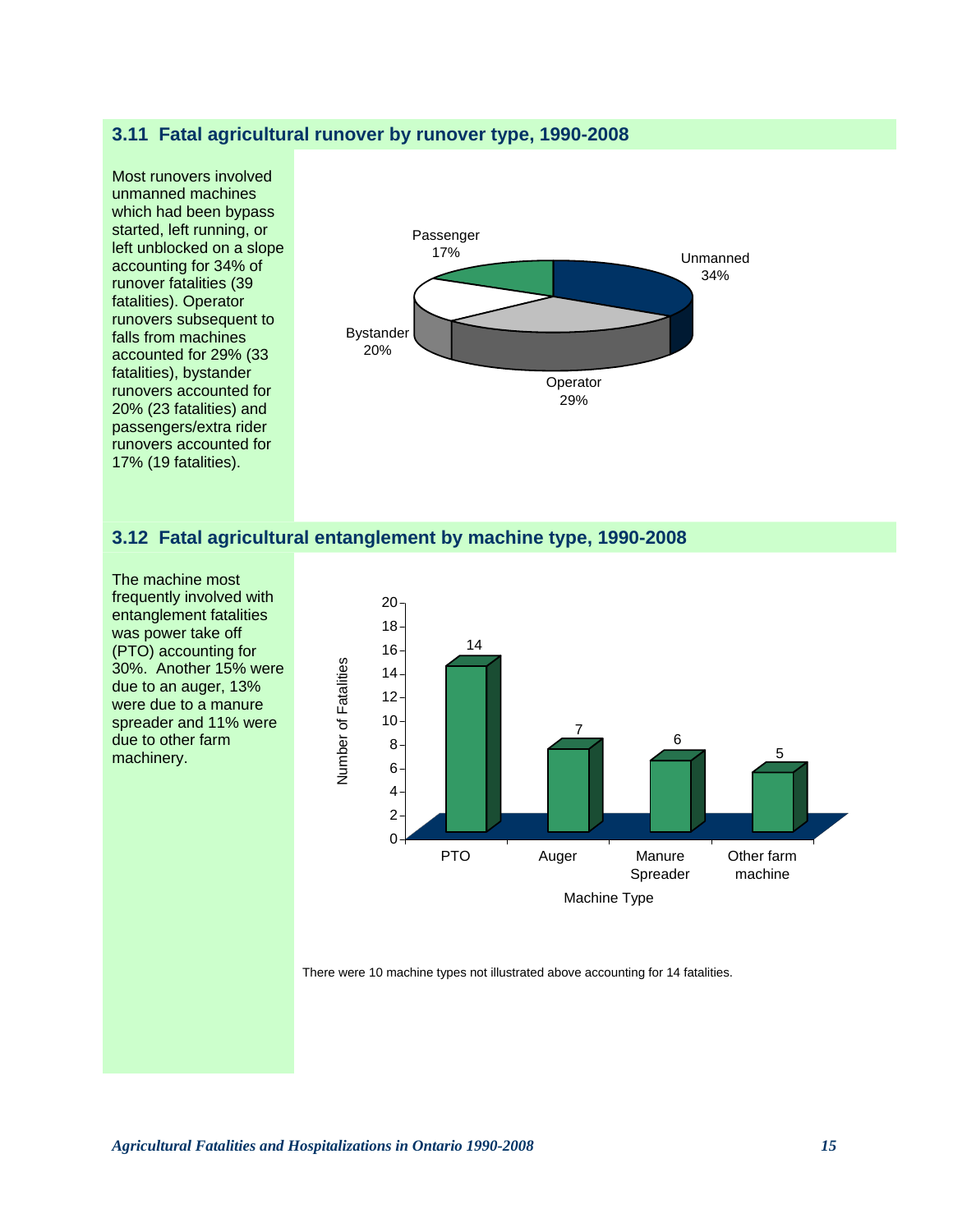## 3.11 Fatal agricultural runover by runover type, 1990-2008

Most runovers involved unmanned machines which had been bypass started, left running, or left unblocked on a slope accounting for 34% of runover fatalities (39 fatalities). Operator runovers subsequent to falls from machines accounted for 29% (33 fatalities), bystander runovers accounted for 20% (23 fatalities) and passengers/extra rider runovers accounted for 17% (19 fatalities).

| Runover type | Percentage |
|---|---|
| Unmanned | 34% |
| Operator | 29% |
| Bystander | 20% |
| Passenger | 17% |

## 3.12 Fatal agricultural entanglement by machine type, 1990-2008

The machine most frequently involved with entanglement fatalities was power take off (PTO) accounting for 30%. Another 15% were due to an auger, 13% were due to a manure spreader and 11% were due to other farm machinery.

| Machine Type | Number of Fatalities |
|---|---|
| PTO | 14 |
| Auger | 7 |
| Manure Spreader | 6 |
| Other farm machine | 5 |

There were 10 machine types not illustrated above accounting for 14 fatalities.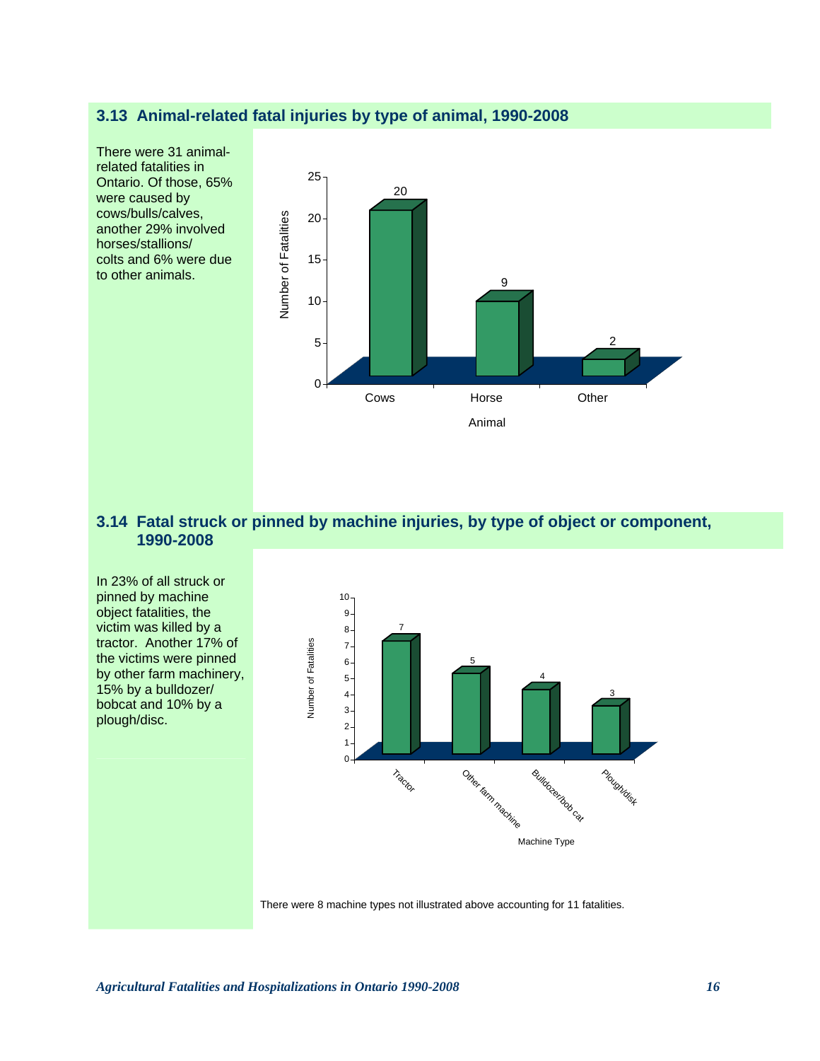## 3.13 Animal-related fatal injuries by type of animal, 1990-2008

There were 31 animal-related fatalities in Ontario. Of those, 65% were caused by cows/bulls/calves, another 29% involved horses/stallions/colts and 6% were due to other animals.

| Animal | Number of Fatalities |
|---|---|
| Cows | 20 |
| Horse | 9 |
| Other | 2 |

## 3.14 Fatal struck or pinned by machine injuries, by type of object or component, 1990-2008

In 23% of all struck or pinned by machine object fatalities, the victim was killed by a tractor. Another 17% of the victims were pinned by other farm machinery, 15% by a bulldozer/bobcat and 10% by a plough/disc.

| Machine Type | Number of Fatalities |
|---|---|
| Tractor | 7 |
| Other farm machine | 5 |
| Bulldozer/bob cat | 4 |
| Plough/disk | 3 |

There were 8 machine types not illustrated above accounting for 11 fatalities.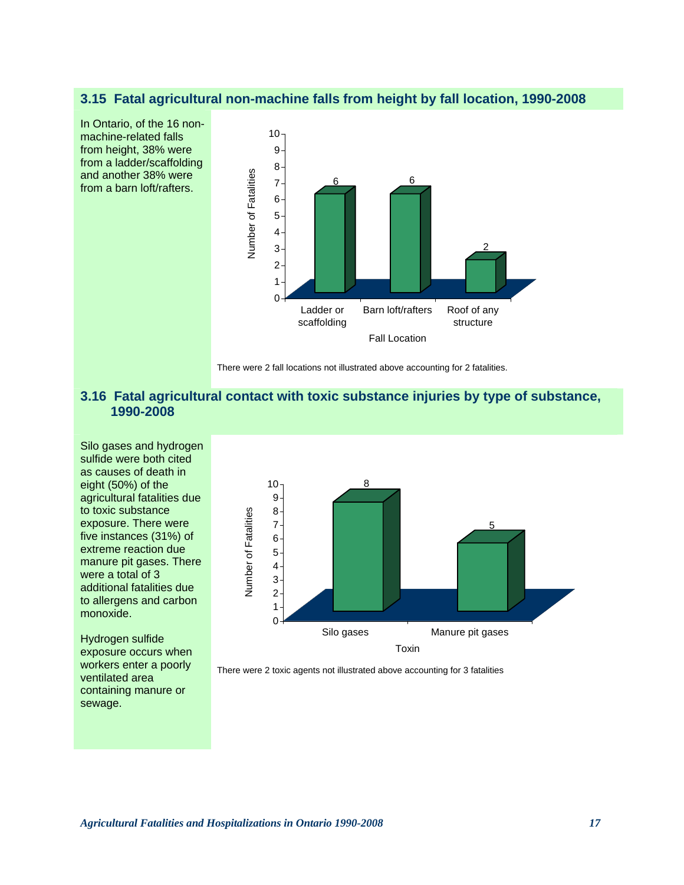## 3.15 Fatal agricultural non-machine falls from height by fall location, 1990-2008

In Ontario, of the 16 non-machine-related falls from height, 38% were from a ladder/scaffolding and another 38% were from a barn loft/rafters.

| Fall Location | Number of Fatalities |
|---|---|
| Ladder or scaffolding | 6 |
| Barn loft/rafters | 6 |
| Roof of any structure | 2 |

There were 2 fall locations not illustrated above accounting for 2 fatalities.

## 3.16 Fatal agricultural contact with toxic substance injuries by type of substance, 1990-2008

Silo gases and hydrogen sulfide were both cited as causes of death in eight (50%) of the agricultural fatalities due to toxic substance exposure. There were five instances (31%) of extreme reaction due manure pit gases. There were a total of 3 additional fatalities due to allergens and carbon monoxide.

Hydrogen sulfide exposure occurs when workers enter a poorly ventilated area containing manure or sewage.

| Toxin | Number of Fatalities |
|---|---|
| Silo gases | 8 |
| Manure pit gases | 5 |

There were 2 toxic agents not illustrated above accounting for 3 fatalities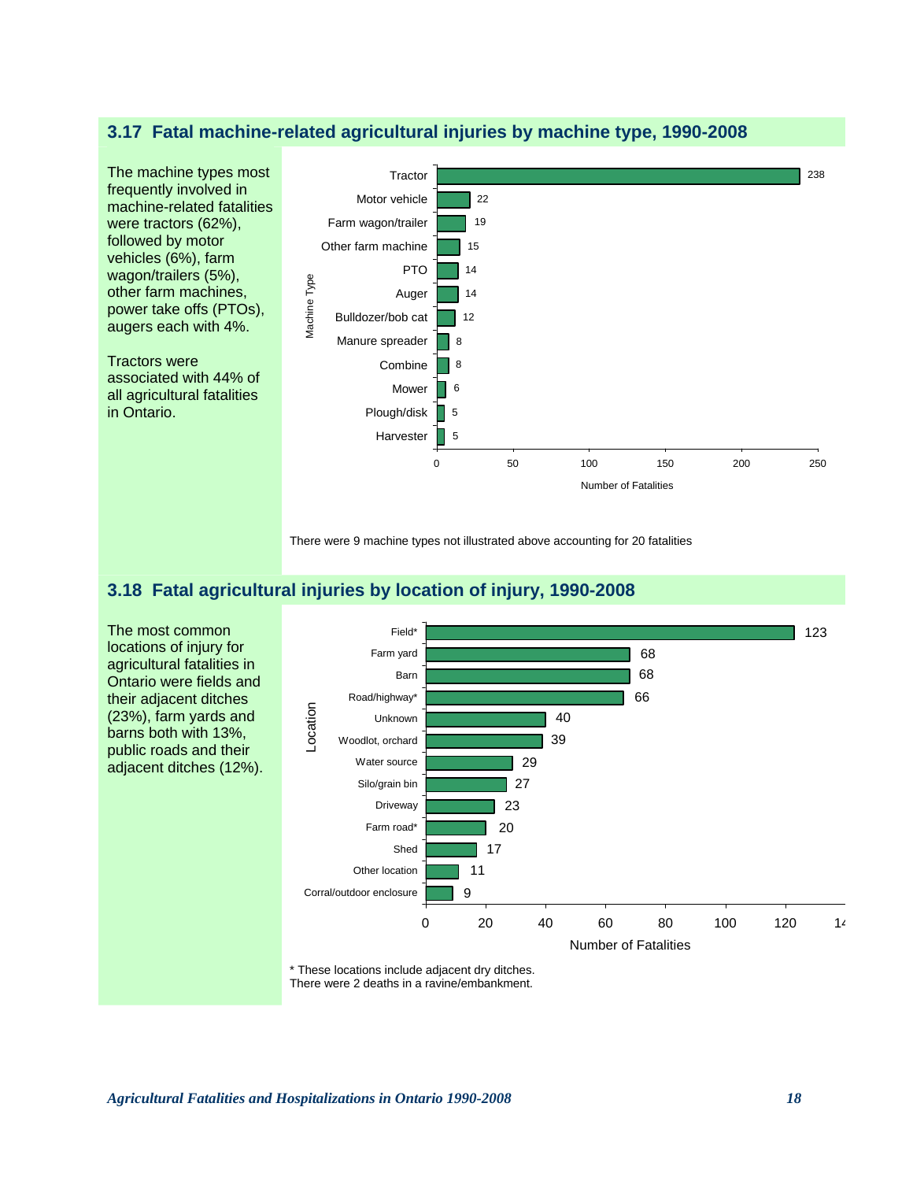## 3.17 Fatal machine-related agricultural injuries by machine type, 1990-2008

The machine types most frequently involved in machine-related fatalities were tractors (62%), followed by motor vehicles (6%), farm wagon/trailers (5%), other farm machines, power take offs (PTOs), augers each with 4%.

Tractors were associated with 44% of all agricultural fatalities in Ontario.

| Machine Type | Number of Fatalities |
|---|---|
| Tractor | 238 |
| Motor vehicle | 22 |
| Farm wagon/trailer | 19 |
| Other farm machine | 15 |
| PTO | 14 |
| Auger | 14 |
| Bulldozer/bob cat | 12 |
| Manure spreader | 8 |
| Combine | 8 |
| Mower | 6 |
| Plough/disk | 5 |
| Harvester | 5 |

There were 9 machine types not illustrated above accounting for 20 fatalities

## 3.18 Fatal agricultural injuries by location of injury, 1990-2008

The most common locations of injury for agricultural fatalities in Ontario were fields and their adjacent ditches (23%), farm yards and barns both with 13%, public roads and their adjacent ditches (12%).

| Location | Number of Fatalities |
|---|---|
| Field* | 123 |
| Farm yard | 68 |
| Barn | 68 |
| Road/highway* | 66 |
| Unknown | 40 |
| Woodlot, orchard | 39 |
| Water source | 29 |
| Silo/grain bin | 27 |
| Driveway | 23 |
| Farm road* | 20 |
| Shed | 17 |
| Other location | 11 |
| Corral/outdoor enclosure | 9 |

\* These locations include adjacent dry ditches.
There were 2 deaths in a ravine/embankment.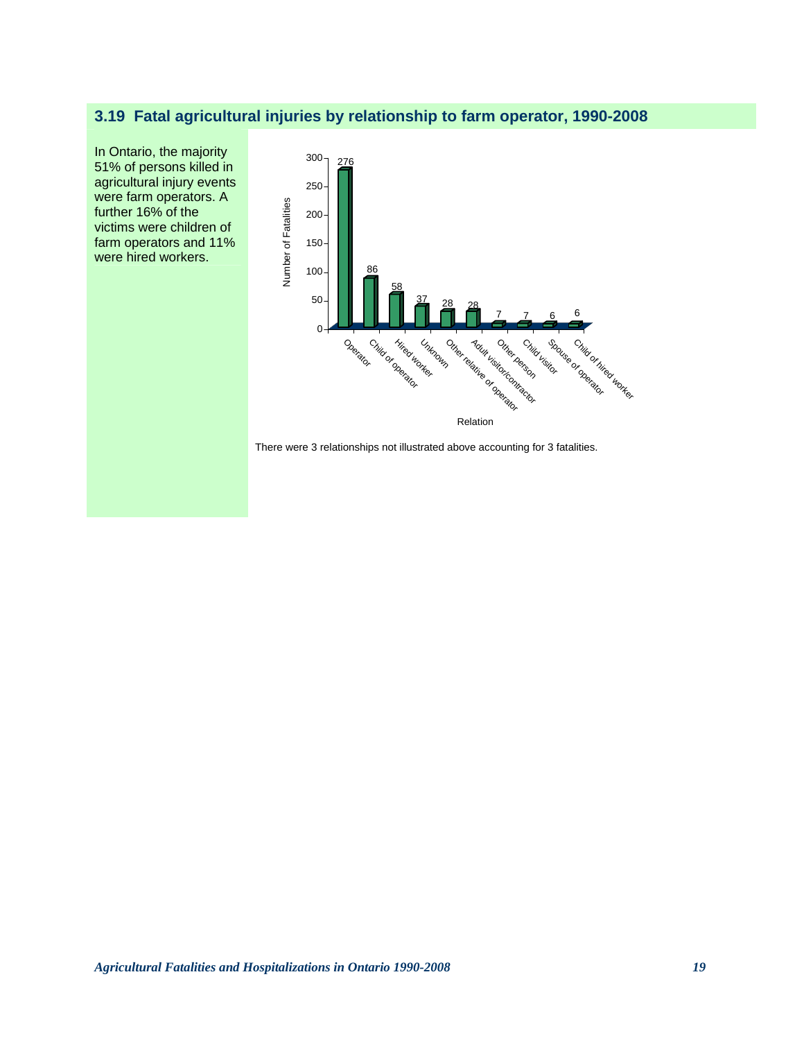## 3.19 Fatal agricultural injuries by relationship to farm operator, 1990-2008

In Ontario, the majority 51% of persons killed in agricultural injury events were farm operators. A further 16% of the victims were children of farm operators and 11% were hired workers.

| Relation | Number of Fatalities |
|---|---|
| Operator | 276 |
| Child of operator | 86 |
| Hired worker | 58 |
| Unknown | 37 |
| Other relative of operator | 28 |
| Adult visitor/contractor | 28 |
| Other person | 7 |
| Child visitor | 7 |
| Spouse of operator | 6 |
| Child of hired worker | 6 |

There were 3 relationships not illustrated above accounting for 3 fatalities.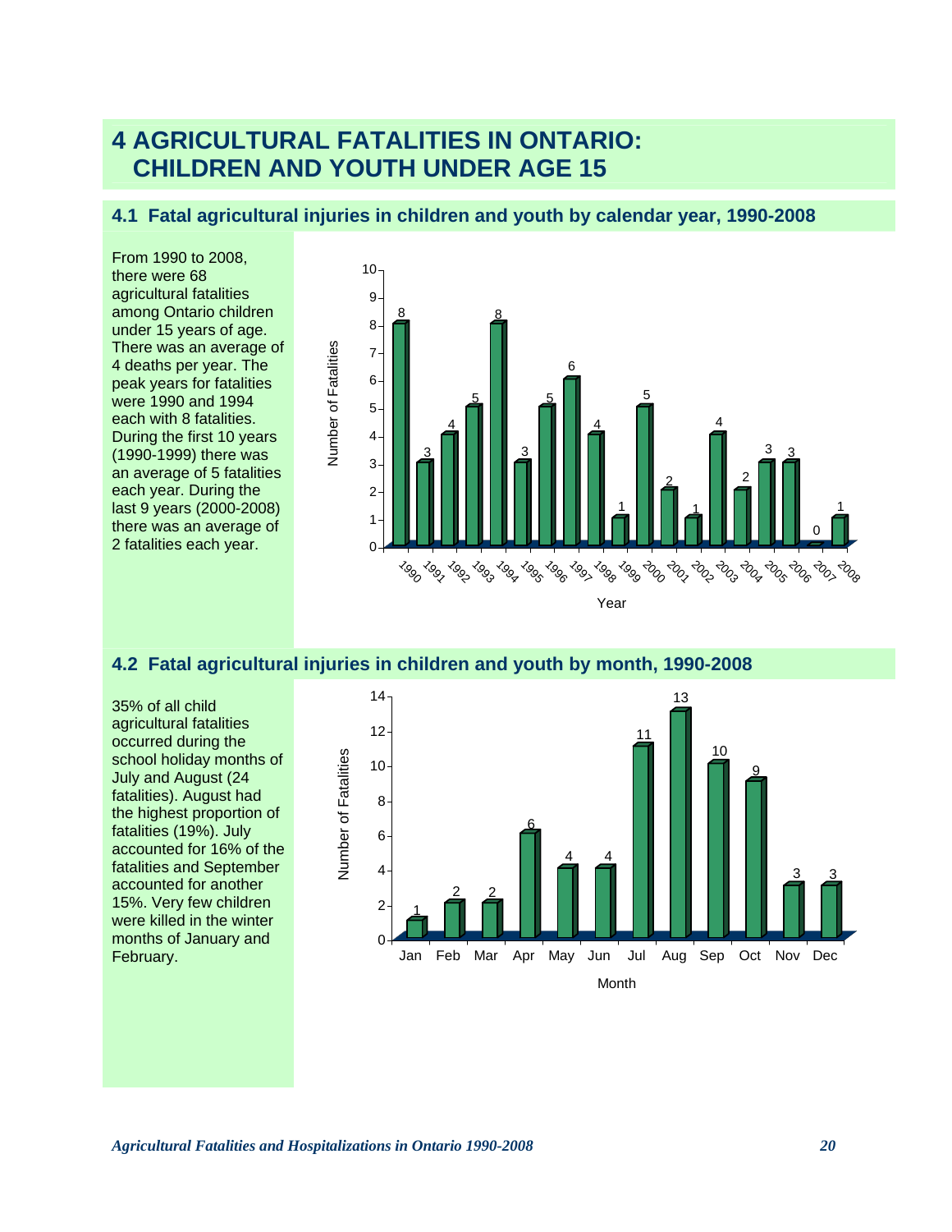# 4 AGRICULTURAL FATALITIES IN ONTARIO: CHILDREN AND YOUTH UNDER AGE 15

## 4.1 Fatal agricultural injuries in children and youth by calendar year, 1990-2008

From 1990 to 2008, there were 68 agricultural fatalities among Ontario children under 15 years of age. There was an average of 4 deaths per year. The peak years for fatalities were 1990 and 1994 each with 8 fatalities. During the first 10 years (1990-1999) there was an average of 5 fatalities each year. During the last 9 years (2000-2008) there was an average of 2 fatalities each year.

| Year | Number of Fatalities |
|---|---|
| 1990 | 8 |
| 1991 | 3 |
| 1992 | 4 |
| 1993 | 5 |
| 1994 | 8 |
| 1995 | 3 |
| 1996 | 5 |
| 1997 | 6 |
| 1998 | 4 |
| 1999 | 1 |
| 2000 | 5 |
| 2001 | 2 |
| 2002 | 1 |
| 2003 | 4 |
| 2004 | 2 |
| 2005 | 3 |
| 2006 | 3 |
| 2007 | 0 |
| 2008 | 1 |

## 4.2 Fatal agricultural injuries in children and youth by month, 1990-2008

35% of all child agricultural fatalities occurred during the school holiday months of July and August (24 fatalities). August had the highest proportion of fatalities (19%). July accounted for 16% of the fatalities and September accounted for another 15%. Very few children were killed in the winter months of January and February.

| Month | Number of Fatalities |
|---|---|
| Jan | 1 |
| Feb | 2 |
| Mar | 2 |
| Apr | 6 |
| May | 4 |
| Jun | 4 |
| Jul | 11 |
| Aug | 13 |
| Sep | 10 |
| Oct | 9 |
| Nov | 3 |
| Dec | 3 |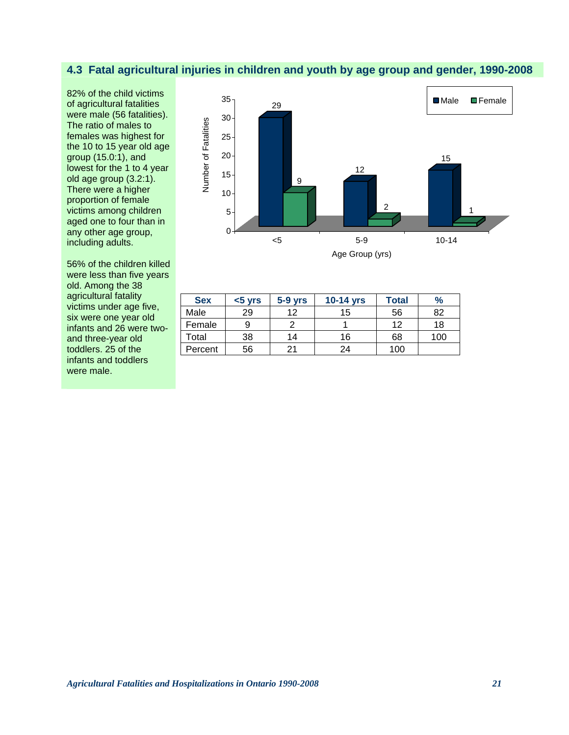## 4.3 Fatal agricultural injuries in children and youth by age group and gender, 1990-2008

82% of the child victims of agricultural fatalities were male (56 fatalities). The ratio of males to females was highest for the 10 to 15 year old age group (15.0:1), and lowest for the 1 to 4 year old age group (3.2:1). There were a higher proportion of female victims among children aged one to four than in any other age group, including adults.

56% of the children killed were less than five years old. Among the 38 agricultural fatality victims under age five, six were one year old infants and 26 were two- and three-year old toddlers. 25 of the infants and toddlers were male.

| Sex | <5 yrs | 5-9 yrs | 10-14 yrs | Total | % |
|---|---|---|---|---|---|
| Male | 29 | 12 | 15 | 56 | 82 |
| Female | 9 | 2 | 1 | 12 | 18 |
| Total | 38 | 14 | 16 | 68 | 100 |
| Percent | 56 | 21 | 24 | 100 | |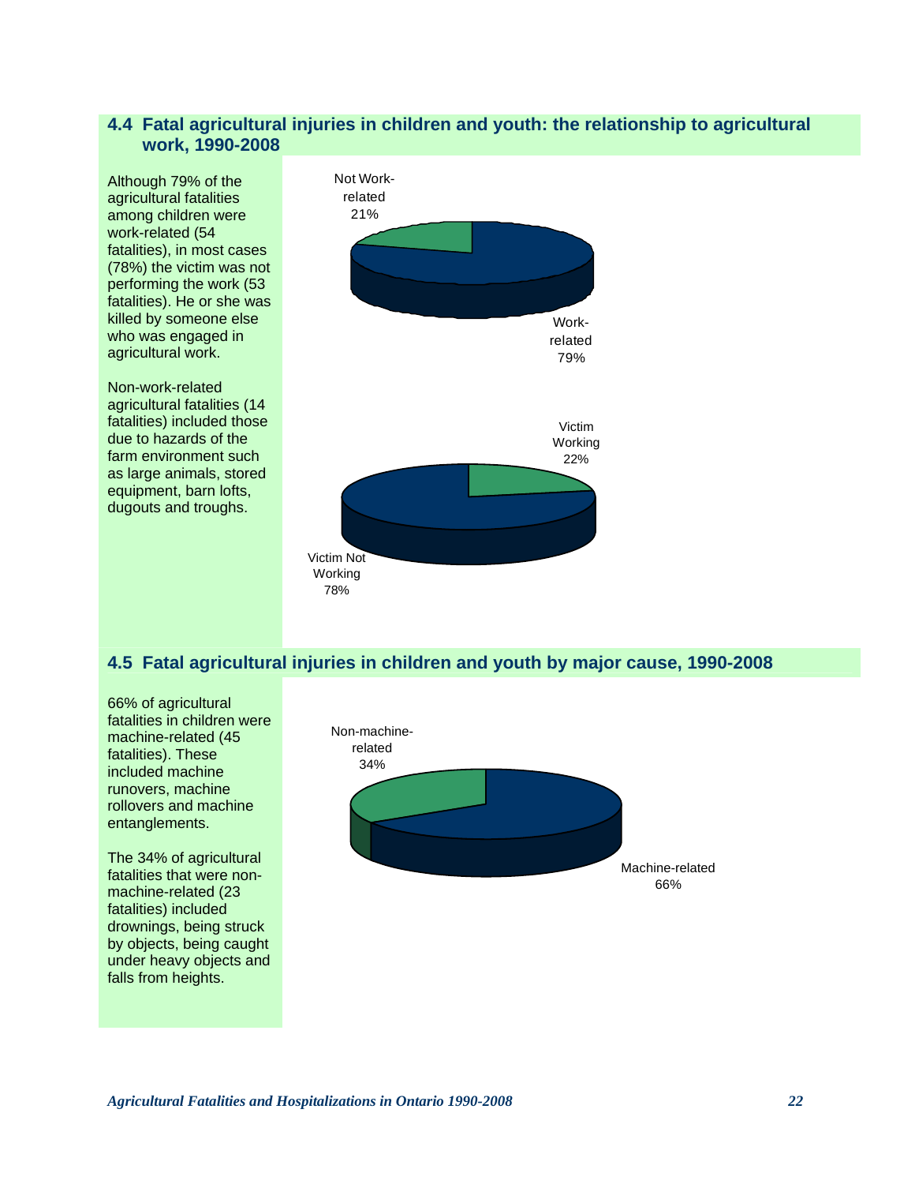## 4.4 Fatal agricultural injuries in children and youth: the relationship to agricultural work, 1990-2008

Although 79% of the agricultural fatalities among children were work-related (54 fatalities), in most cases (78%) the victim was not performing the work (53 fatalities). He or she was killed by someone else who was engaged in agricultural work.

Non-work-related agricultural fatalities (14 fatalities) included those due to hazards of the farm environment such as large animals, stored equipment, barn lofts, dugouts and troughs.

Not Work-related 21%

Work-related 79%

Victim Working 22%

Victim Not Working 78%

## 4.5 Fatal agricultural injuries in children and youth by major cause, 1990-2008

66% of agricultural fatalities in children were machine-related (45 fatalities). These included machine runovers, machine rollovers and machine entanglements.

The 34% of agricultural fatalities that were non-machine-related (23 fatalities) included drownings, being struck by objects, being caught under heavy objects and falls from heights.

Non-machine-related 34%

Machine-related 66%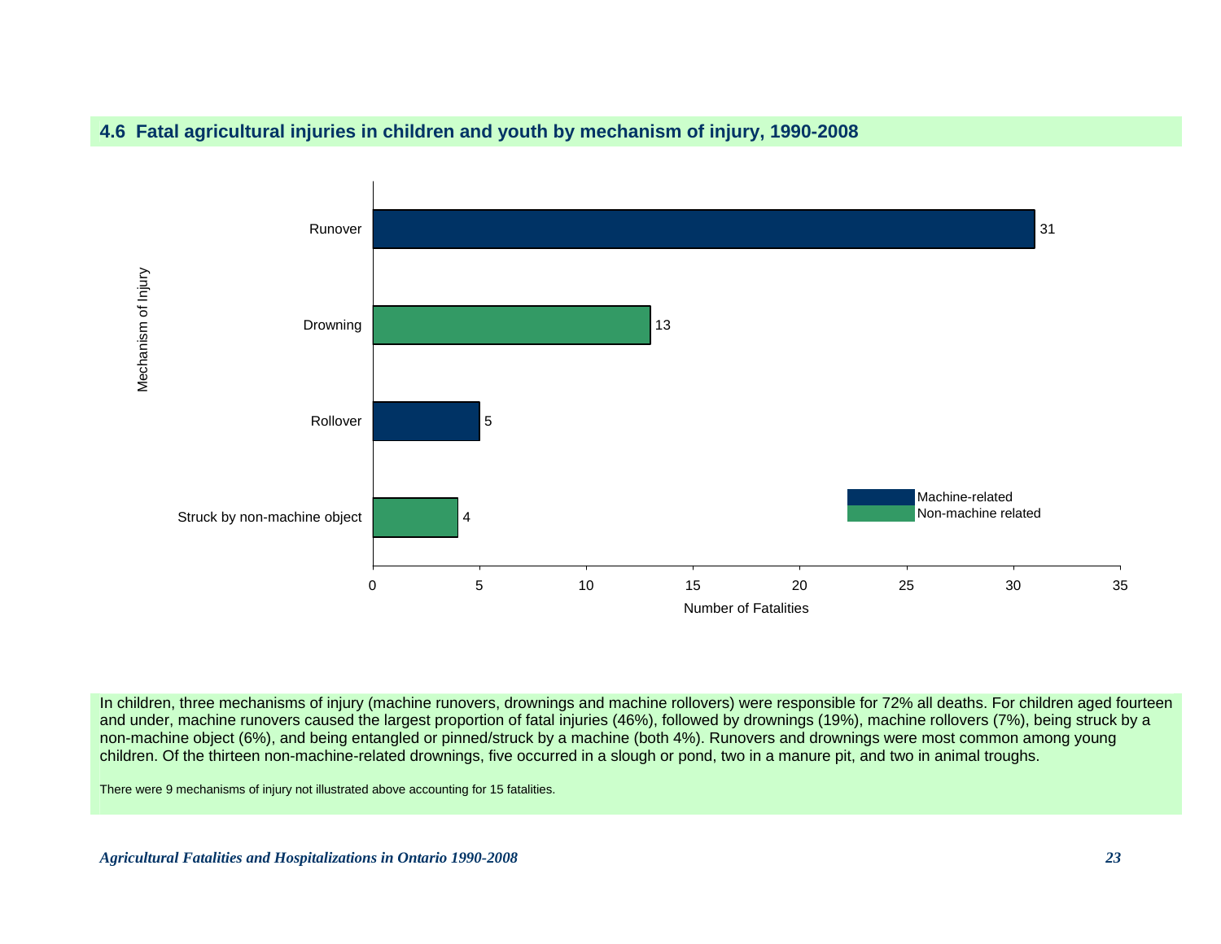## 4.6 Fatal agricultural injuries in children and youth by mechanism of injury, 1990-2008

| Mechanism of Injury | Number of Fatalities | Type |
|---|---|---|
| Runover | 31 | Machine-related |
| Drowning | 13 | Non-machine related |
| Rollover | 5 | Machine-related |
| Struck by non-machine object | 4 | Non-machine related |

In children, three mechanisms of injury (machine runovers, drownings and machine rollovers) were responsible for 72% all deaths. For children aged fourteen and under, machine runovers caused the largest proportion of fatal injuries (46%), followed by drownings (19%), machine rollovers (7%), being struck by a non-machine object (6%), and being entangled or pinned/struck by a machine (both 4%). Runovers and drownings were most common among young children. Of the thirteen non-machine-related drownings, five occurred in a slough or pond, two in a manure pit, and two in animal troughs.

There were 9 mechanisms of injury not illustrated above accounting for 15 fatalities.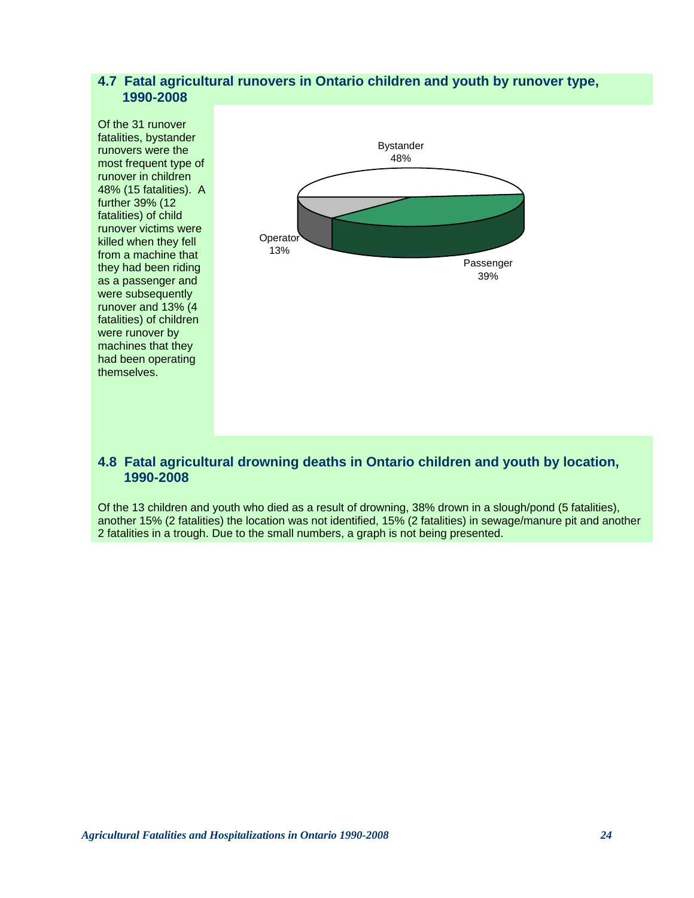## 4.7 Fatal agricultural runovers in Ontario children and youth by runover type, 1990-2008

Of the 31 runover fatalities, bystander runovers were the most frequent type of runover in children 48% (15 fatalities). A further 39% (12 fatalities) of child runover victims were killed when they fell from a machine that they had been riding as a passenger and were subsequently runover and 13% (4 fatalities) of children were runover by machines that they had been operating themselves.

Bystander 48%

Operator 13%

Passenger 39%

## 4.8 Fatal agricultural drowning deaths in Ontario children and youth by location, 1990-2008

Of the 13 children and youth who died as a result of drowning, 38% drown in a slough/pond (5 fatalities), another 15% (2 fatalities) the location was not identified, 15% (2 fatalities) in sewage/manure pit and another 2 fatalities in a trough. Due to the small numbers, a graph is not being presented.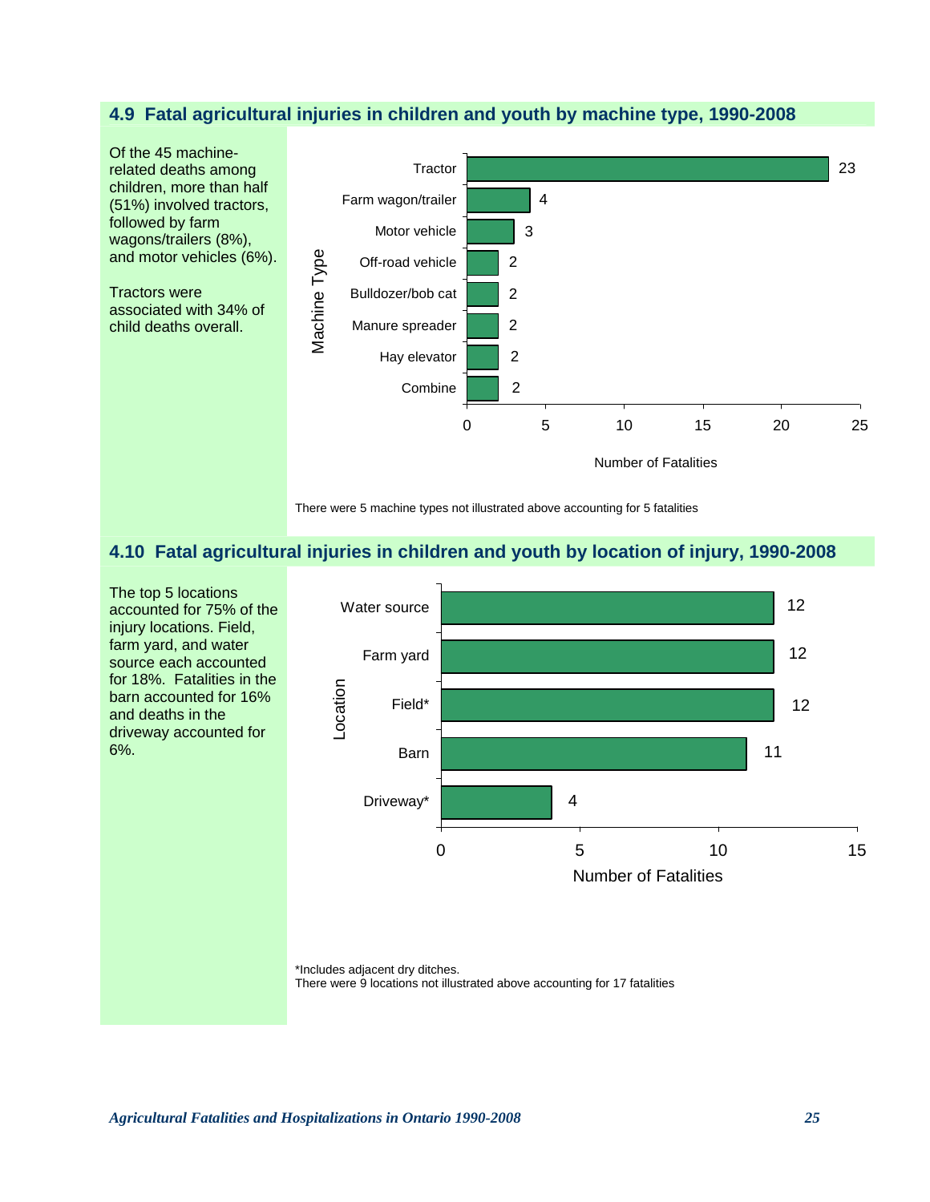## 4.9 Fatal agricultural injuries in children and youth by machine type, 1990-2008

Of the 45 machine-related deaths among children, more than half (51%) involved tractors, followed by farm wagons/trailers (8%), and motor vehicles (6%).

Tractors were associated with 34% of child deaths overall.

| Machine Type | Number of Fatalities |
|---|---|
| Tractor | 23 |
| Farm wagon/trailer | 4 |
| Motor vehicle | 3 |
| Off-road vehicle | 2 |
| Bulldozer/bob cat | 2 |
| Manure spreader | 2 |
| Hay elevator | 2 |
| Combine | 2 |

There were 5 machine types not illustrated above accounting for 5 fatalities

## 4.10 Fatal agricultural injuries in children and youth by location of injury, 1990-2008

The top 5 locations accounted for 75% of the injury locations. Field, farm yard, and water source each accounted for 18%. Fatalities in the barn accounted for 16% and deaths in the driveway accounted for 6%.

| Location | Number of Fatalities |
|---|---|
| Water source | 12 |
| Farm yard | 12 |
| Field* | 12 |
| Barn | 11 |
| Driveway* | 4 |

*Includes adjacent dry ditches.
There were 9 locations not illustrated above accounting for 17 fatalities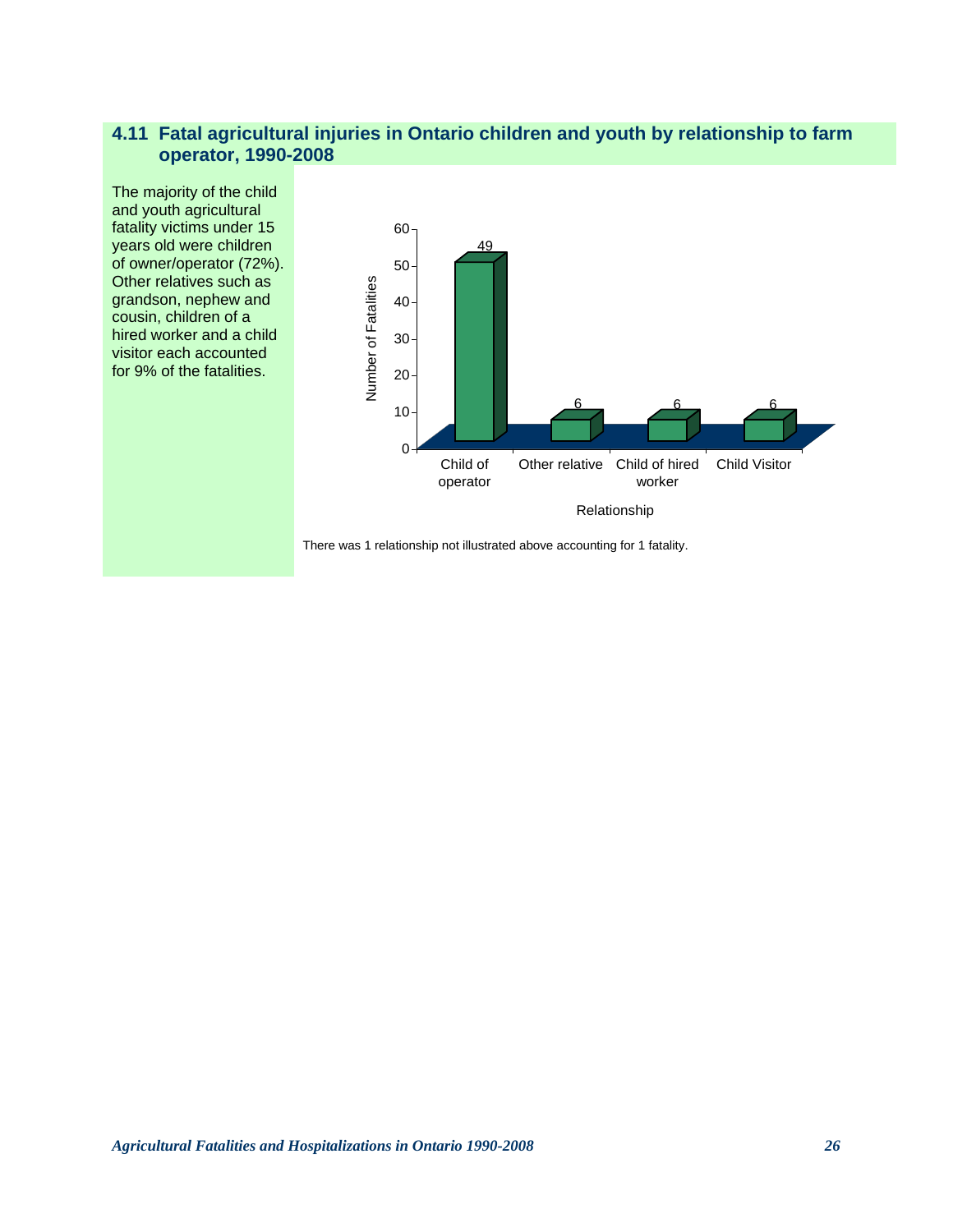## 4.11 Fatal agricultural injuries in Ontario children and youth by relationship to farm operator, 1990-2008

The majority of the child and youth agricultural fatality victims under 15 years old were children of owner/operator (72%). Other relatives such as grandson, nephew and cousin, children of a hired worker and a child visitor each accounted for 9% of the fatalities.

| Relationship | Number of Fatalities |
| --- | --- |
| Child of operator | 49 |
| Other relative | 6 |
| Child of hired worker | 6 |
| Child Visitor | 6 |

There was 1 relationship not illustrated above accounting for 1 fatality.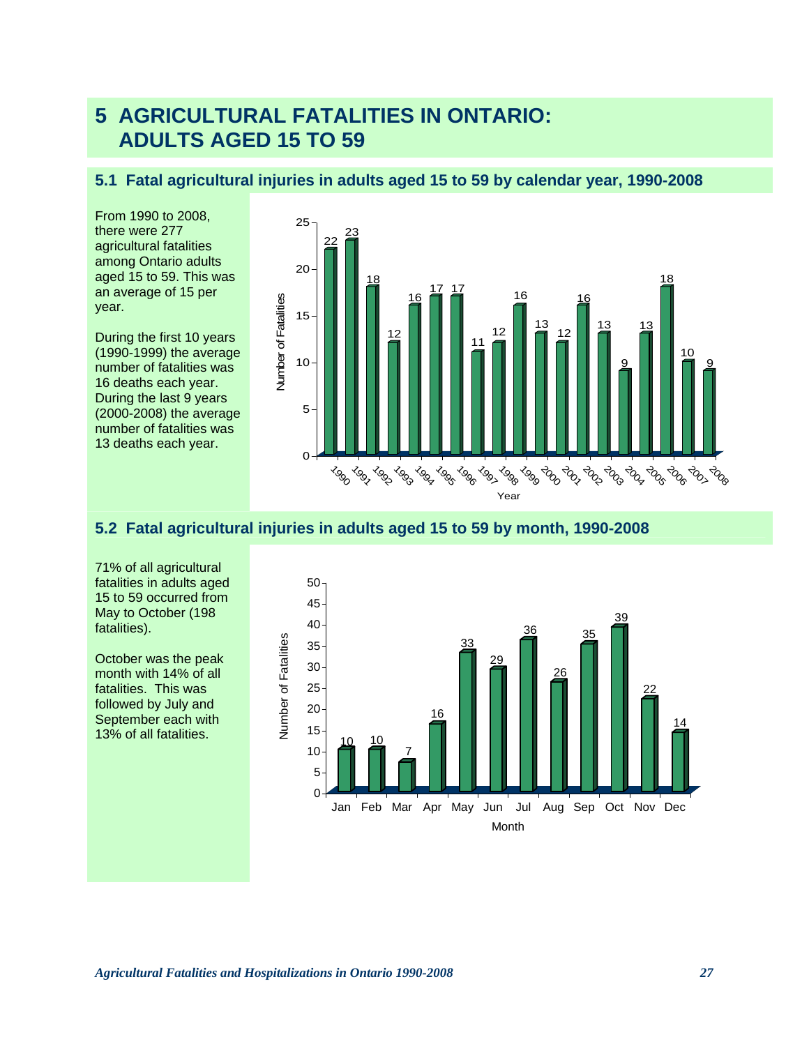# 5 AGRICULTURAL FATALITIES IN ONTARIO: ADULTS AGED 15 TO 59

## 5.1 Fatal agricultural injuries in adults aged 15 to 59 by calendar year, 1990-2008

From 1990 to 2008, there were 277 agricultural fatalities among Ontario adults aged 15 to 59. This was an average of 15 per year.

During the first 10 years (1990-1999) the average number of fatalities was 16 deaths each year. During the last 9 years (2000-2008) the average number of fatalities was 13 deaths each year.

| Year | Number of Fatalities |
|---|---|
| 1990 | 22 |
| 1991 | 23 |
| 1992 | 18 |
| 1993 | 12 |
| 1994 | 16 |
| 1995 | 17 |
| 1996 | 17 |
| 1997 | 11 |
| 1998 | 12 |
| 1999 | 16 |
| 2000 | 13 |
| 2001 | 12 |
| 2002 | 16 |
| 2003 | 13 |
| 2004 | 9 |
| 2005 | 13 |
| 2006 | 18 |
| 2007 | 10 |
| 2008 | 9 |

## 5.2 Fatal agricultural injuries in adults aged 15 to 59 by month, 1990-2008

71% of all agricultural fatalities in adults aged 15 to 59 occurred from May to October (198 fatalities).

October was the peak month with 14% of all fatalities. This was followed by July and September each with 13% of all fatalities.

| Month | Number of Fatalities |
|---|---|
| Jan | 10 |
| Feb | 10 |
| Mar | 7 |
| Apr | 16 |
| May | 33 |
| Jun | 29 |
| Jul | 36 |
| Aug | 26 |
| Sep | 35 |
| Oct | 39 |
| Nov | 22 |
| Dec | 14 |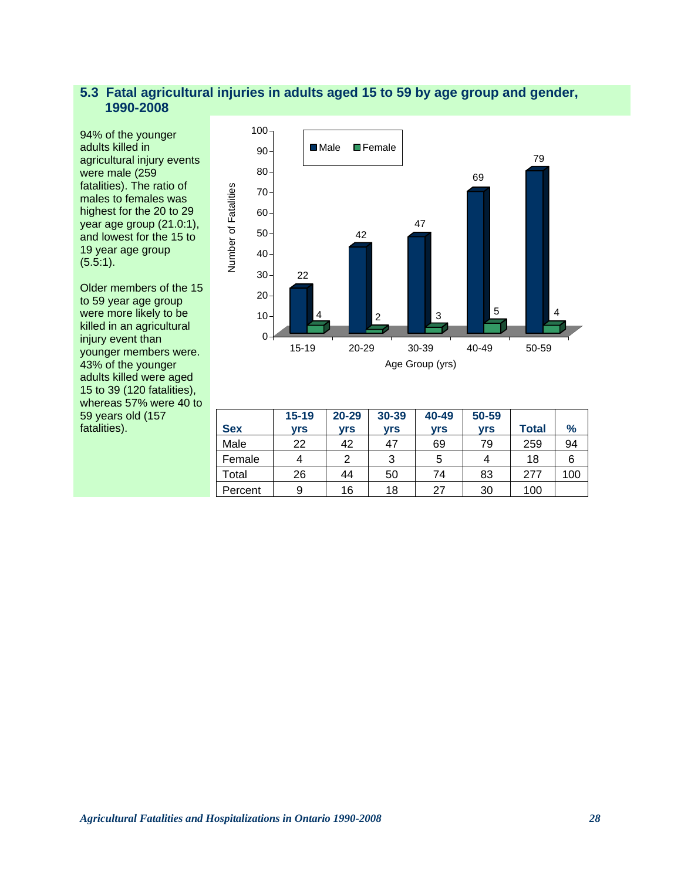## 5.3 Fatal agricultural injuries in adults aged 15 to 59 by age group and gender, 1990-2008

94% of the younger adults killed in agricultural injury events were male (259 fatalities). The ratio of males to females was highest for the 20 to 29 year age group (21.0:1), and lowest for the 15 to 19 year age group (5.5:1).

Older members of the 15 to 59 year age group were more likely to be killed in an agricultural injury event than younger members were. 43% of the younger adults killed were aged 15 to 39 (120 fatalities), whereas 57% were 40 to 59 years old (157 fatalities).

| Sex | 15-19 yrs | 20-29 yrs | 30-39 yrs | 40-49 yrs | 50-59 yrs | Total | % |
|---|---|---|---|---|---|---|---|
| Male | 22 | 42 | 47 | 69 | 79 | 259 | 94 |
| Female | 4 | 2 | 3 | 5 | 4 | 18 | 6 |
| Total | 26 | 44 | 50 | 74 | 83 | 277 | 100 |
| Percent | 9 | 16 | 18 | 27 | 30 | 100 | |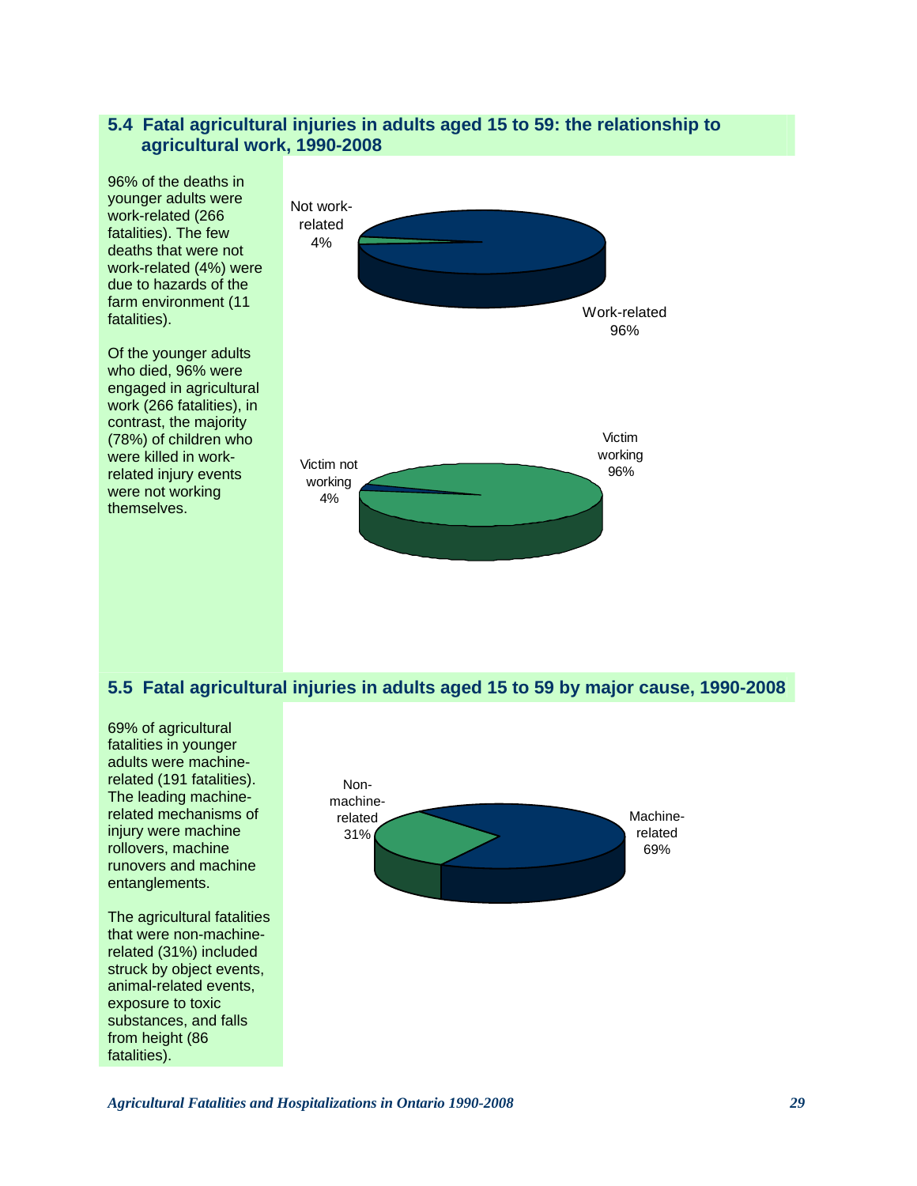## 5.4 Fatal agricultural injuries in adults aged 15 to 59: the relationship to agricultural work, 1990-2008

96% of the deaths in younger adults were work-related (266 fatalities). The few deaths that were not work-related (4%) were due to hazards of the farm environment (11 fatalities).

Of the younger adults who died, 96% were engaged in agricultural work (266 fatalities), in contrast, the majority (78%) of children who were killed in work-related injury events were not working themselves.

Not work-related 4%

Work-related 96%

Victim not working 4%

Victim working 96%

## 5.5 Fatal agricultural injuries in adults aged 15 to 59 by major cause, 1990-2008

69% of agricultural fatalities in younger adults were machine-related (191 fatalities). The leading machine-related mechanisms of injury were machine rollovers, machine runovers and machine entanglements.

The agricultural fatalities that were non-machine-related (31%) included struck by object events, animal-related events, exposure to toxic substances, and falls from height (86 fatalities).

Non-machine-related 31%

Machine-related 69%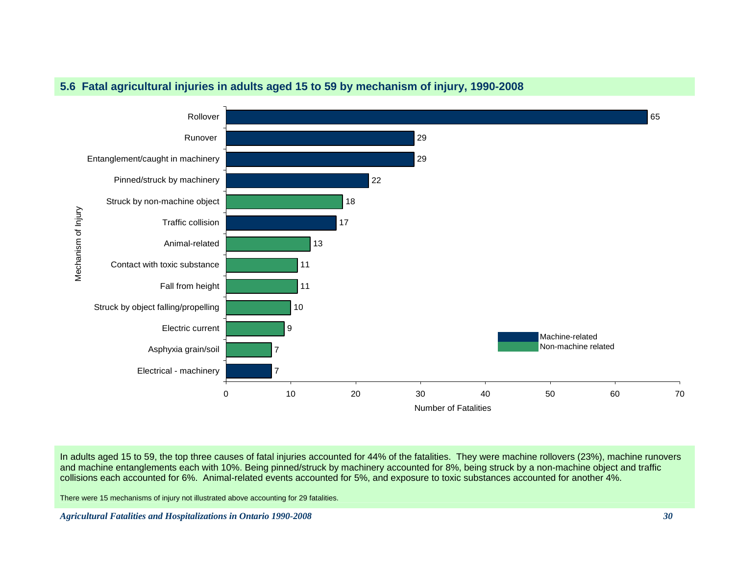## 5.6 Fatal agricultural injuries in adults aged 15 to 59 by mechanism of injury, 1990-2008

| Mechanism of Injury | Number of Fatalities | Category |
|---|---|---|
| Rollover | 65 | Machine-related |
| Runover | 29 | Machine-related |
| Entanglement/caught in machinery | 29 | Machine-related |
| Pinned/struck by machinery | 22 | Machine-related |
| Struck by non-machine object | 18 | Non-machine related |
| Traffic collision | 17 | Machine-related |
| Animal-related | 13 | Non-machine related |
| Contact with toxic substance | 11 | Non-machine related |
| Fall from height | 11 | Non-machine related |
| Struck by object falling/propelling | 10 | Non-machine related |
| Electric current | 9 | Non-machine related |
| Asphyxia grain/soil | 7 | Non-machine related |
| Electrical - machinery | 7 | Machine-related |

In adults aged 15 to 59, the top three causes of fatal injuries accounted for 44% of the fatalities. They were machine rollovers (23%), machine runovers and machine entanglements each with 10%. Being pinned/struck by machinery accounted for 8%, being struck by a non-machine object and traffic collisions each accounted for 6%. Animal-related events accounted for 5%, and exposure to toxic substances accounted for another 4%.

There were 15 mechanisms of injury not illustrated above accounting for 29 fatalities.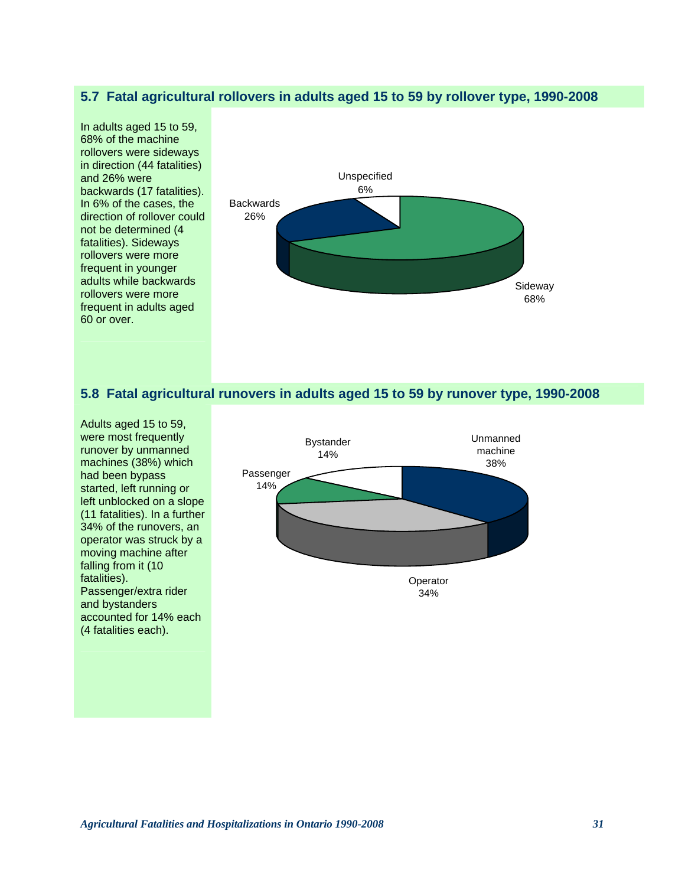## 5.7 Fatal agricultural rollovers in adults aged 15 to 59 by rollover type, 1990-2008

In adults aged 15 to 59, 68% of the machine rollovers were sideways in direction (44 fatalities) and 26% were backwards (17 fatalities). In 6% of the cases, the direction of rollover could not be determined (4 fatalities). Sideways rollovers were more frequent in younger adults while backwards rollovers were more frequent in adults aged 60 or over.

Unspecified 6%

Backwards 26%

Sideway 68%

## 5.8 Fatal agricultural runovers in adults aged 15 to 59 by runover type, 1990-2008

Adults aged 15 to 59, were most frequently runover by unmanned machines (38%) which had been bypass started, left running or left unblocked on a slope (11 fatalities). In a further 34% of the runovers, an operator was struck by a moving machine after falling from it (10 fatalities). Passenger/extra rider and bystanders accounted for 14% each (4 fatalities each).

Bystander 14%

Unmanned machine 38%

Passenger 14%

Operator 34%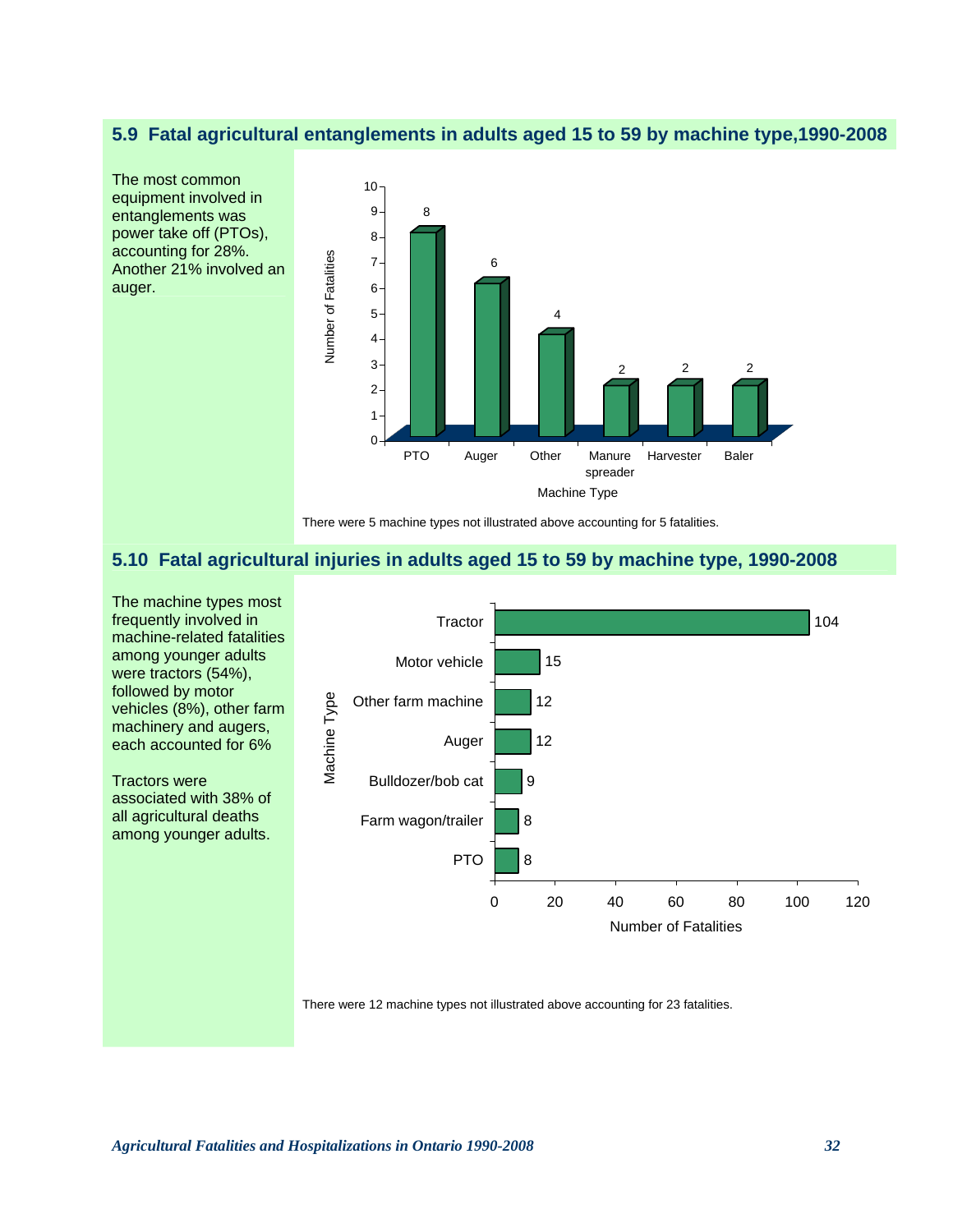## 5.9 Fatal agricultural entanglements in adults aged 15 to 59 by machine type,1990-2008

The most common equipment involved in entanglements was power take off (PTOs), accounting for 28%. Another 21% involved an auger.

| Machine Type | Number of Fatalities |
|---|---|
| PTO | 8 |
| Auger | 6 |
| Other | 4 |
| Manure spreader | 2 |
| Harvester | 2 |
| Baler | 2 |

There were 5 machine types not illustrated above accounting for 5 fatalities.

## 5.10 Fatal agricultural injuries in adults aged 15 to 59 by machine type, 1990-2008

The machine types most frequently involved in machine-related fatalities among younger adults were tractors (54%), followed by motor vehicles (8%), other farm machinery and augers, each accounted for 6%

Tractors were associated with 38% of all agricultural deaths among younger adults.

| Machine Type | Number of Fatalities |
|---|---|
| Tractor | 104 |
| Motor vehicle | 15 |
| Other farm machine | 12 |
| Auger | 12 |
| Bulldozer/bob cat | 9 |
| Farm wagon/trailer | 8 |
| PTO | 8 |

There were 12 machine types not illustrated above accounting for 23 fatalities.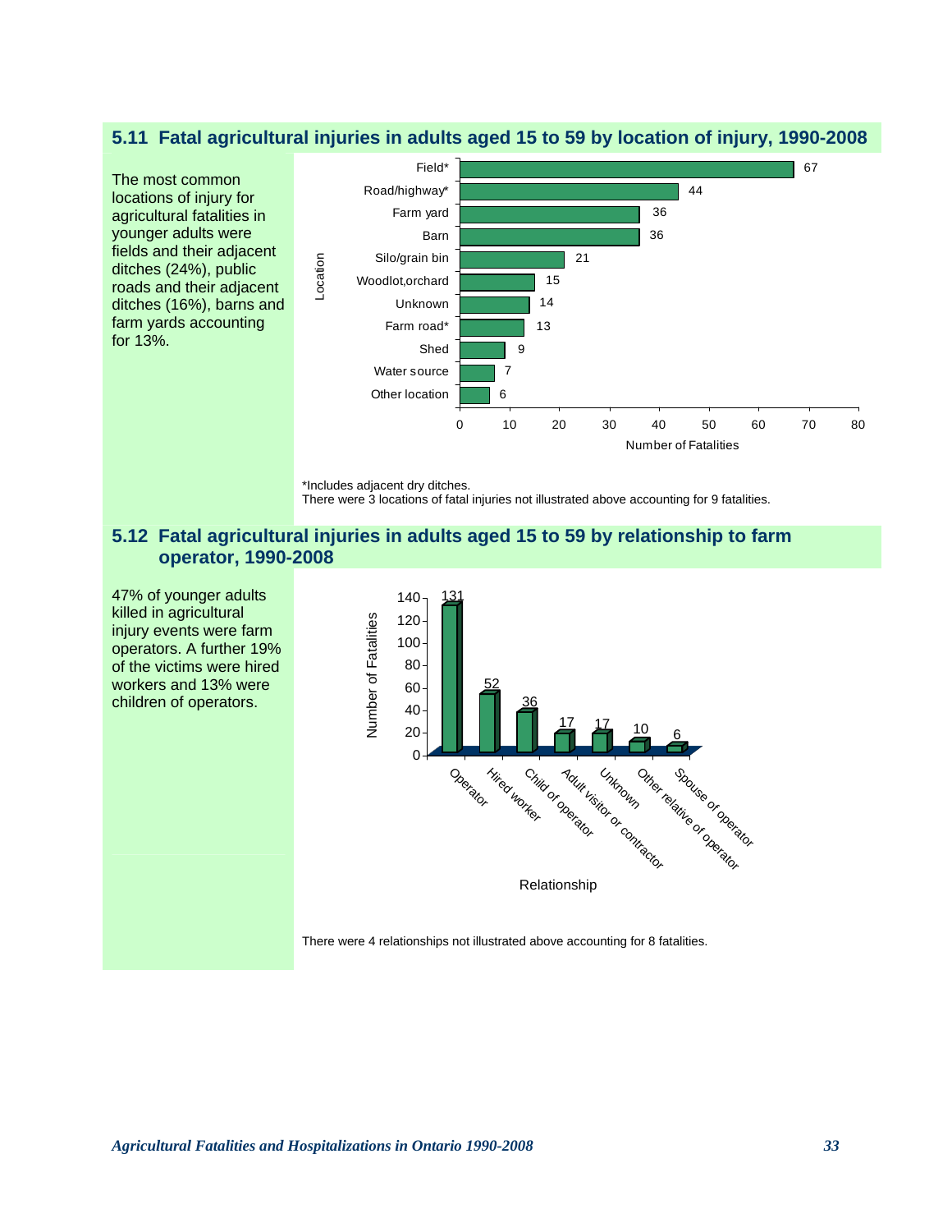## 5.11 Fatal agricultural injuries in adults aged 15 to 59 by location of injury, 1990-2008

The most common locations of injury for agricultural fatalities in younger adults were fields and their adjacent ditches (24%), public roads and their adjacent ditches (16%), barns and farm yards accounting for 13%.

| Location | Number of Fatalities |
|---|---|
| Field* | 67 |
| Road/highway* | 44 |
| Farm yard | 36 |
| Barn | 36 |
| Silo/grain bin | 21 |
| Woodlot,orchard | 15 |
| Unknown | 14 |
| Farm road* | 13 |
| Shed | 9 |
| Water source | 7 |
| Other location | 6 |

*Includes adjacent dry ditches.
There were 3 locations of fatal injuries not illustrated above accounting for 9 fatalities.

## 5.12 Fatal agricultural injuries in adults aged 15 to 59 by relationship to farm operator, 1990-2008

47% of younger adults killed in agricultural injury events were farm operators. A further 19% of the victims were hired workers and 13% were children of operators.

| Relationship | Number of Fatalities |
|---|---|
| Operator | 131 |
| Hired worker | 52 |
| Child of operator | 36 |
| Adult visitor or contractor | 17 |
| Unknown | 17 |
| Other relative of operator | 10 |
| Spouse of operator | 6 |

There were 4 relationships not illustrated above accounting for 8 fatalities.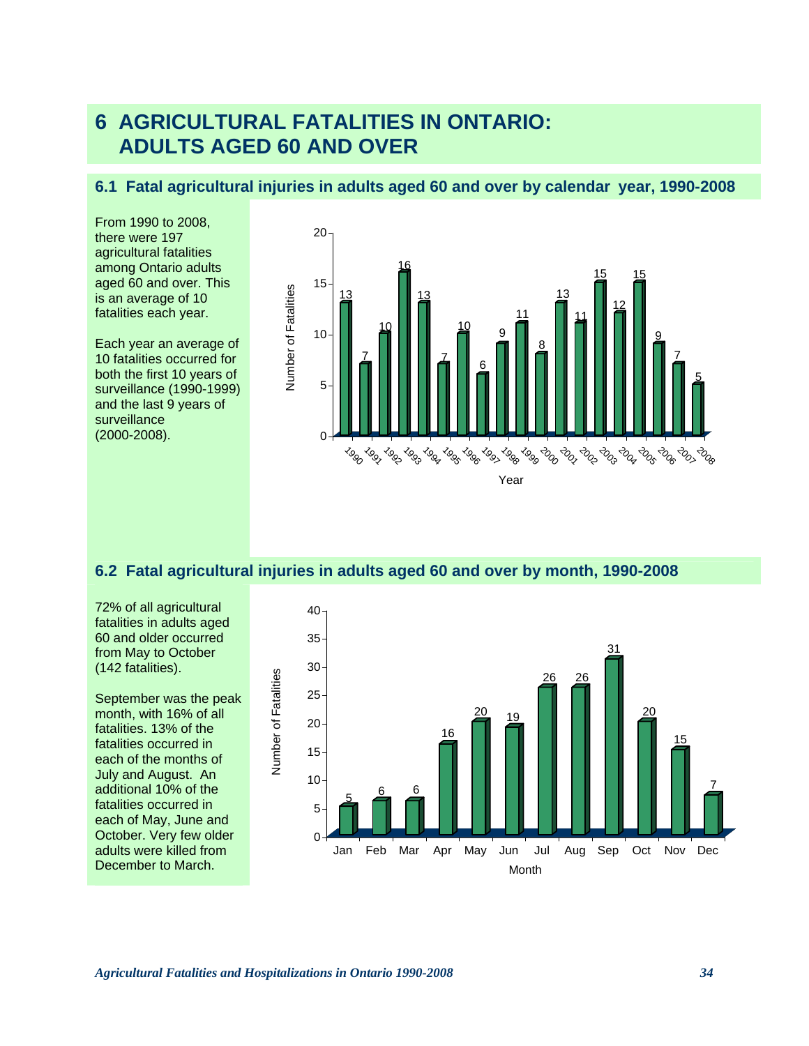# 6 AGRICULTURAL FATALITIES IN ONTARIO: ADULTS AGED 60 AND OVER

## 6.1 Fatal agricultural injuries in adults aged 60 and over by calendar year, 1990-2008

From 1990 to 2008, there were 197 agricultural fatalities among Ontario adults aged 60 and over. This is an average of 10 fatalities each year.

Each year an average of 10 fatalities occurred for both the first 10 years of surveillance (1990-1999) and the last 9 years of surveillance (2000-2008).

| Year | Number of Fatalities |
|---|---|
| 1990 | 13 |
| 1991 | 7 |
| 1992 | 10 |
| 1993 | 16 |
| 1994 | 13 |
| 1995 | 7 |
| 1996 | 10 |
| 1997 | 6 |
| 1998 | 9 |
| 1999 | 11 |
| 2000 | 8 |
| 2001 | 13 |
| 2002 | 11 |
| 2003 | 15 |
| 2004 | 12 |
| 2005 | 15 |
| 2006 | 9 |
| 2007 | 7 |
| 2008 | 5 |

## 6.2 Fatal agricultural injuries in adults aged 60 and over by month, 1990-2008

72% of all agricultural fatalities in adults aged 60 and older occurred from May to October (142 fatalities).

September was the peak month, with 16% of all fatalities. 13% of the fatalities occurred in each of the months of July and August. An additional 10% of the fatalities occurred in each of May, June and October. Very few older adults were killed from December to March.

| Month | Number of Fatalities |
|---|---|
| Jan | 5 |
| Feb | 6 |
| Mar | 6 |
| Apr | 16 |
| May | 20 |
| Jun | 19 |
| Jul | 26 |
| Aug | 26 |
| Sep | 31 |
| Oct | 20 |
| Nov | 15 |
| Dec | 7 |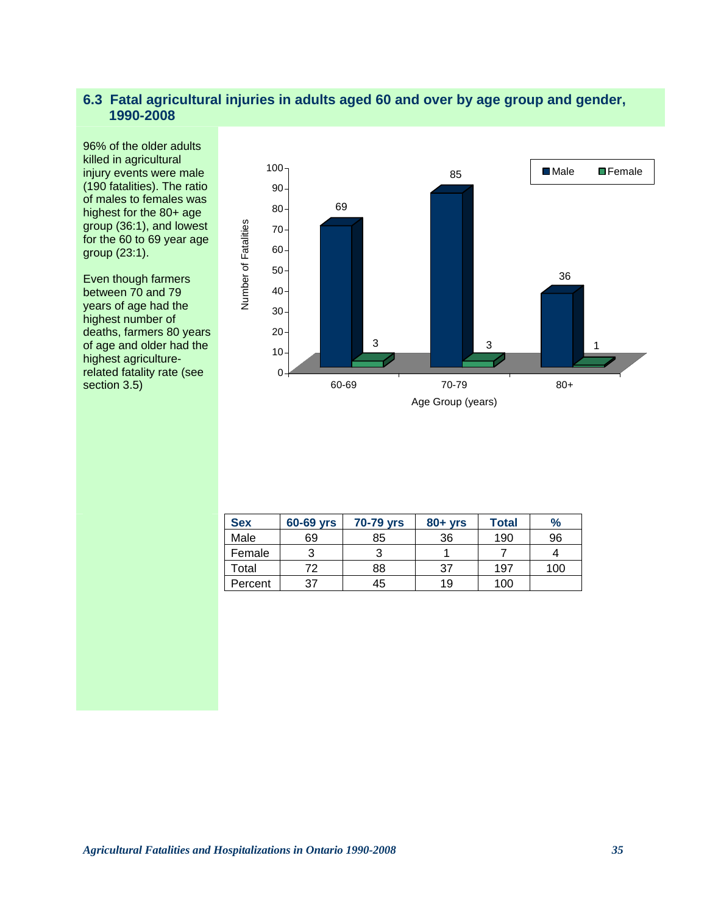## 6.3 Fatal agricultural injuries in adults aged 60 and over by age group and gender, 1990-2008

96% of the older adults killed in agricultural injury events were male (190 fatalities). The ratio of males to females was highest for the 80+ age group (36:1), and lowest for the 60 to 69 year age group (23:1).

Even though farmers between 70 and 79 years of age had the highest number of deaths, farmers 80 years of age and older had the highest agriculture-related fatality rate (see section 3.5)

| Sex | 60-69 yrs | 70-79 yrs | 80+ yrs | Total | % |
|---|---|---|---|---|---|
| Male | 69 | 85 | 36 | 190 | 96 |
| Female | 3 | 3 | 1 | 7 | 4 |
| Total | 72 | 88 | 37 | 197 | 100 |
| Percent | 37 | 45 | 19 | 100 | |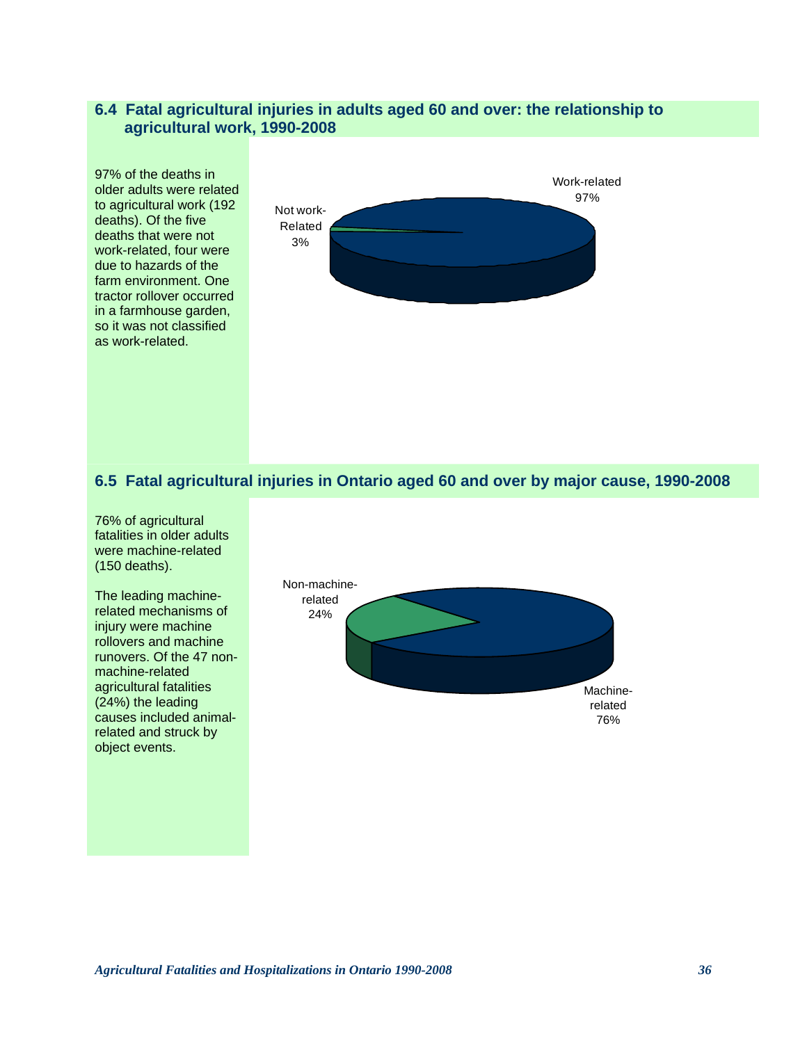## 6.4 Fatal agricultural injuries in adults aged 60 and over: the relationship to agricultural work, 1990-2008

97% of the deaths in older adults were related to agricultural work (192 deaths). Of the five deaths that were not work-related, four were due to hazards of the farm environment. One tractor rollover occurred in a farmhouse garden, so it was not classified as work-related.

Work-related 97%

Not work-Related 3%

## 6.5 Fatal agricultural injuries in Ontario aged 60 and over by major cause, 1990-2008

76% of agricultural fatalities in older adults were machine-related (150 deaths).

The leading machine-related mechanisms of injury were machine rollovers and machine runovers. Of the 47 non-machine-related agricultural fatalities (24%) the leading causes included animal-related and struck by object events.

Non-machine-related 24%

Machine-related 76%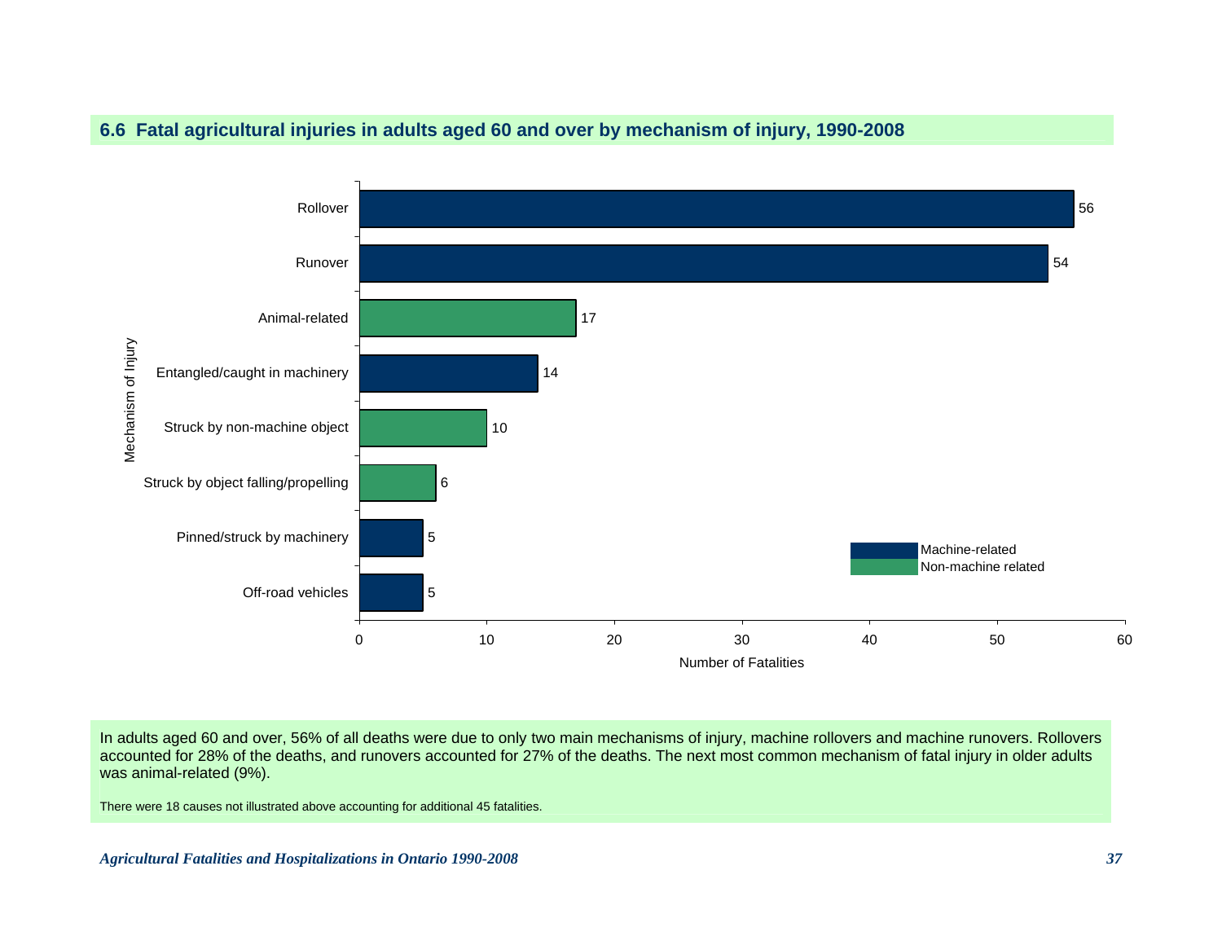### 6.6 Fatal agricultural injuries in adults aged 60 and over by mechanism of injury, 1990-2008

| Mechanism of Injury | Number of Fatalities | Type |
|---|---|---|
| Rollover | 56 | Machine-related |
| Runover | 54 | Machine-related |
| Animal-related | 17 | Non-machine related |
| Entangled/caught in machinery | 14 | Machine-related |
| Struck by non-machine object | 10 | Non-machine related |
| Struck by object falling/propelling | 6 | Non-machine related |
| Pinned/struck by machinery | 5 | Machine-related |
| Off-road vehicles | 5 | Machine-related |

In adults aged 60 and over, 56% of all deaths were due to only two main mechanisms of injury, machine rollovers and machine runovers. Rollovers accounted for 28% of the deaths, and runovers accounted for 27% of the deaths. The next most common mechanism of fatal injury in older adults was animal-related (9%).

There were 18 causes not illustrated above accounting for additional 45 fatalities.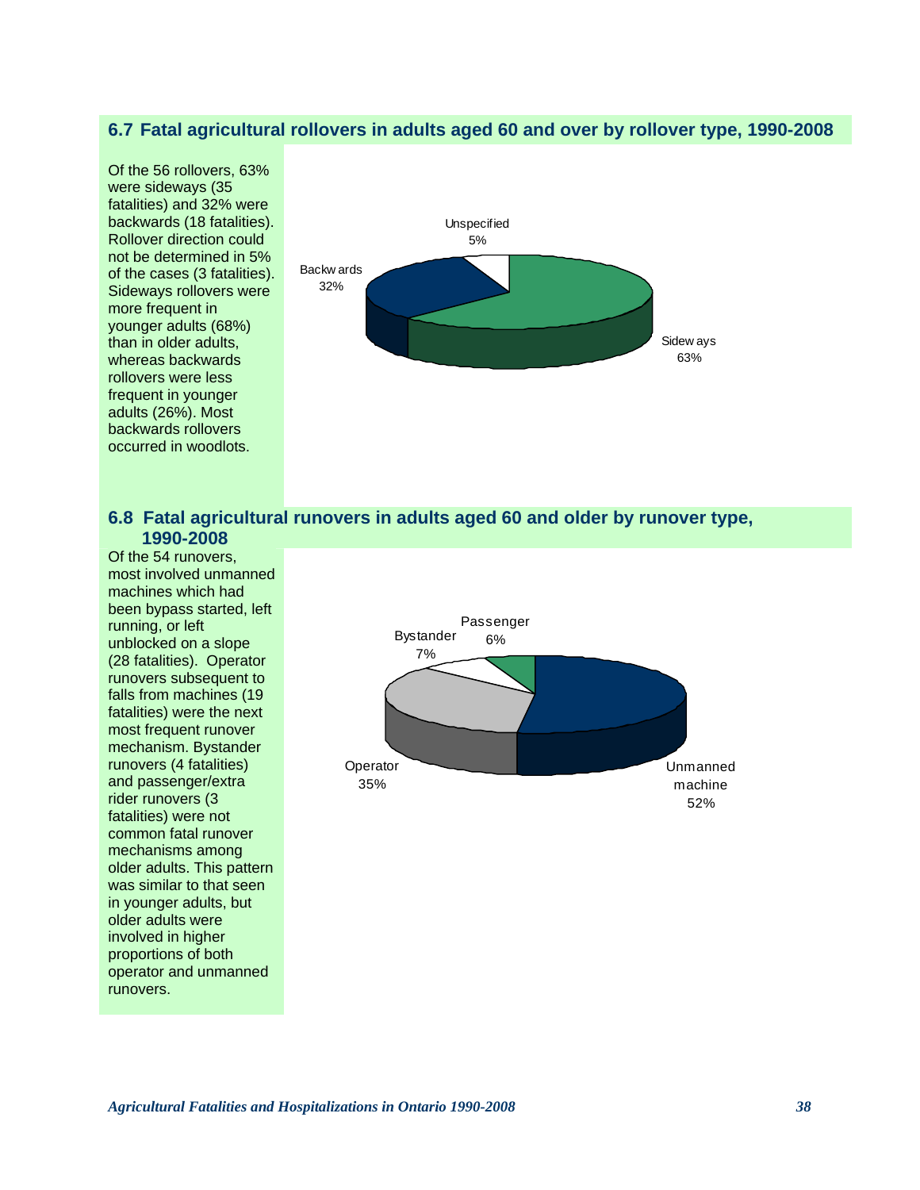## 6.7 Fatal agricultural rollovers in adults aged 60 and over by rollover type, 1990-2008

Of the 56 rollovers, 63% were sideways (35 fatalities) and 32% were backwards (18 fatalities). Rollover direction could not be determined in 5% of the cases (3 fatalities). Sideways rollovers were more frequent in younger adults (68%) than in older adults, whereas backwards rollovers were less frequent in younger adults (26%). Most backwards rollovers occurred in woodlots.

Unspecified 5%

Backwards 32%

Sideways 63%

## 6.8 Fatal agricultural runovers in adults aged 60 and older by runover type, 1990-2008

Of the 54 runovers, most involved unmanned machines which had been bypass started, left running, or left unblocked on a slope (28 fatalities). Operator runovers subsequent to falls from machines (19 fatalities) were the next most frequent runover mechanism. Bystander runovers (4 fatalities) and passenger/extra rider runovers (3 fatalities) were not common fatal runover mechanisms among older adults. This pattern was similar to that seen in younger adults, but older adults were involved in higher proportions of both operator and unmanned runovers.

Passenger 6%

Bystander 7%

Operator 35%

Unmanned machine 52%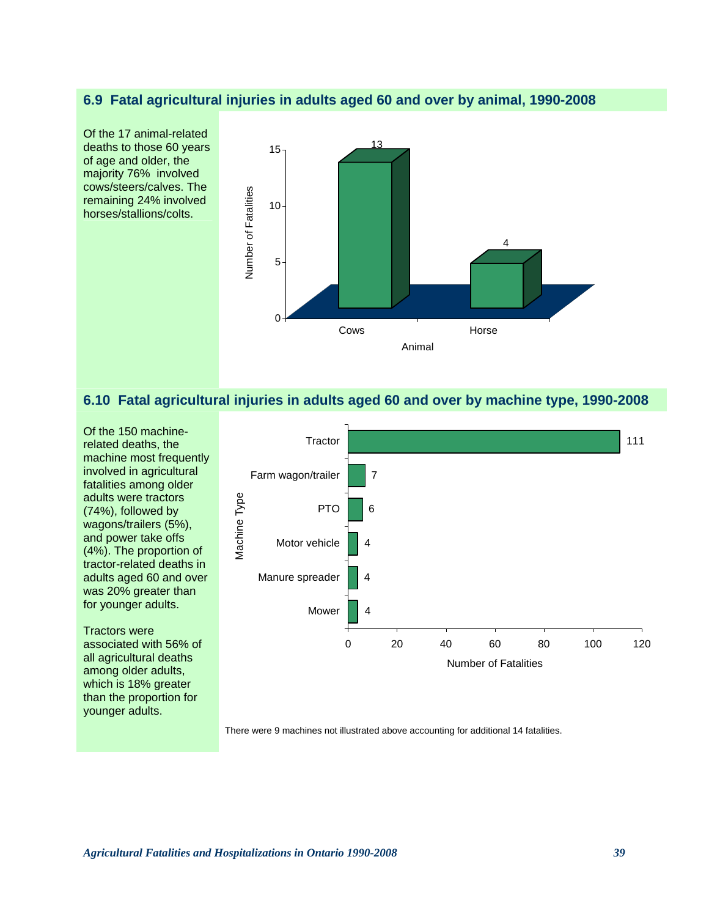## 6.9 Fatal agricultural injuries in adults aged 60 and over by animal, 1990-2008

Of the 17 animal-related deaths to those 60 years of age and older, the majority 76% involved cows/steers/calves. The remaining 24% involved horses/stallions/colts.

| Animal | Number of Fatalities |
|---|---|
| Cows | 13 |
| Horse | 4 |

## 6.10 Fatal agricultural injuries in adults aged 60 and over by machine type, 1990-2008

Of the 150 machine-related deaths, the machine most frequently involved in agricultural fatalities among older adults were tractors (74%), followed by wagons/trailers (5%), and power take offs (4%). The proportion of tractor-related deaths in adults aged 60 and over was 20% greater than for younger adults.

Tractors were associated with 56% of all agricultural deaths among older adults, which is 18% greater than the proportion for younger adults.

| Machine Type | Number of Fatalities |
|---|---|
| Tractor | 111 |
| Farm wagon/trailer | 7 |
| PTO | 6 |
| Motor vehicle | 4 |
| Manure spreader | 4 |
| Mower | 4 |

There were 9 machines not illustrated above accounting for additional 14 fatalities.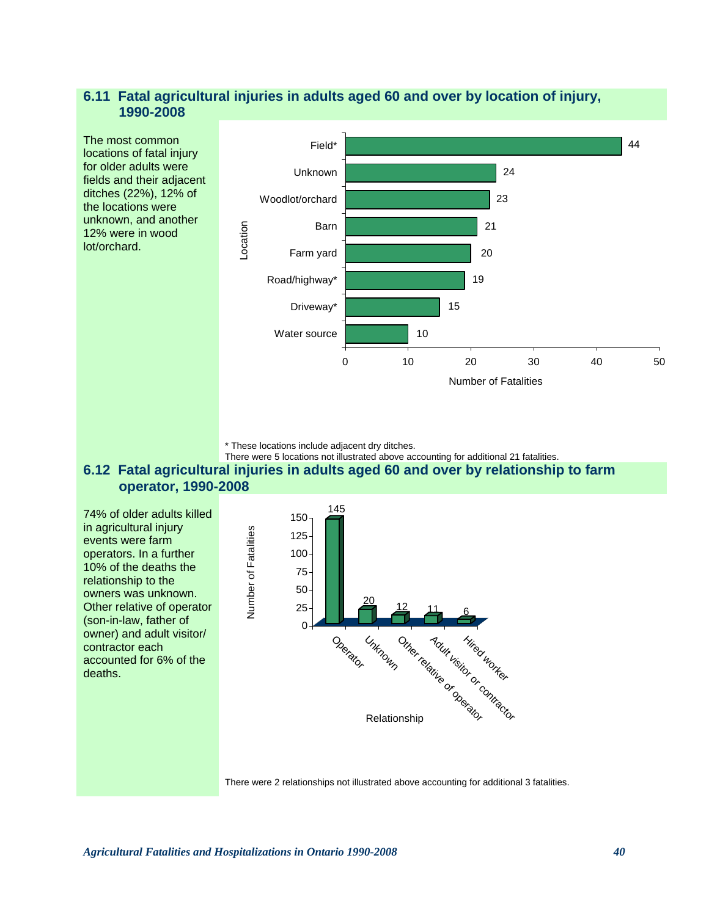## 6.11 Fatal agricultural injuries in adults aged 60 and over by location of injury, 1990-2008

The most common locations of fatal injury for older adults were fields and their adjacent ditches (22%), 12% of the locations were unknown, and another 12% were in wood lot/orchard.

| Location | Number of Fatalities |
|---|---|
| Field* | 44 |
| Unknown | 24 |
| Woodlot/orchard | 23 |
| Barn | 21 |
| Farm yard | 20 |
| Road/highway* | 19 |
| Driveway* | 15 |
| Water source | 10 |

\* These locations include adjacent dry ditches.
There were 5 locations not illustrated above accounting for additional 21 fatalities.

## 6.12 Fatal agricultural injuries in adults aged 60 and over by relationship to farm operator, 1990-2008

74% of older adults killed in agricultural injury events were farm operators. In a further 10% of the deaths the relationship to the owners was unknown. Other relative of operator (son-in-law, father of owner) and adult visitor/contractor each accounted for 6% of the deaths.

| Relationship | Number of Fatalities |
|---|---|
| Operator | 145 |
| Unknown | 20 |
| Other relative of operator | 12 |
| Adult visitor or contractor | 11 |
| Hired worker | 6 |

There were 2 relationships not illustrated above accounting for additional 3 fatalities.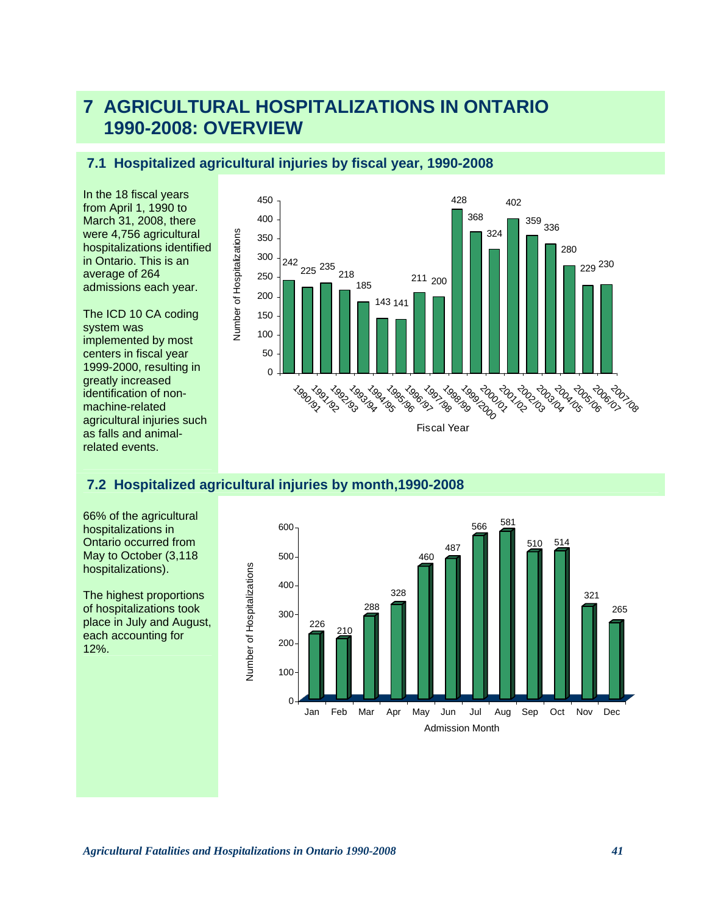# 7 AGRICULTURAL HOSPITALIZATIONS IN ONTARIO 1990-2008: OVERVIEW

## 7.1 Hospitalized agricultural injuries by fiscal year, 1990-2008

In the 18 fiscal years from April 1, 1990 to March 31, 2008, there were 4,756 agricultural hospitalizations identified in Ontario. This is an average of 264 admissions each year.

The ICD 10 CA coding system was implemented by most centers in fiscal year 1999-2000, resulting in greatly increased identification of non-machine-related agricultural injuries such as falls and animal-related events.

| Fiscal Year | Number of Hospitalizations |
|---|---|
| 1990/91 | 242 |
| 1991/92 | 225 |
| 1992/93 | 235 |
| 1993/94 | 218 |
| 1994/95 | 185 |
| 1995/96 | 143 |
| 1996/97 | 141 |
| 1997/98 | 211 |
| 1998/99 | 200 |
| 1999/2000 | 428 |
| 2000/01 | 368 |
| 2001/02 | 324 |
| 2002/03 | 402 |
| 2003/04 | 359 |
| 2004/05 | 336 |
| 2005/06 | 280 |
| 2006/07 | 229 |
| 2007/08 | 230 |

## 7.2 Hospitalized agricultural injuries by month,1990-2008

66% of the agricultural hospitalizations in Ontario occurred from May to October (3,118 hospitalizations).

The highest proportions of hospitalizations took place in July and August, each accounting for 12%.

| Admission Month | Number of Hospitalizations |
|---|---|
| Jan | 226 |
| Feb | 210 |
| Mar | 288 |
| Apr | 328 |
| May | 460 |
| Jun | 487 |
| Jul | 566 |
| Aug | 581 |
| Sep | 510 |
| Oct | 514 |
| Nov | 321 |
| Dec | 265 |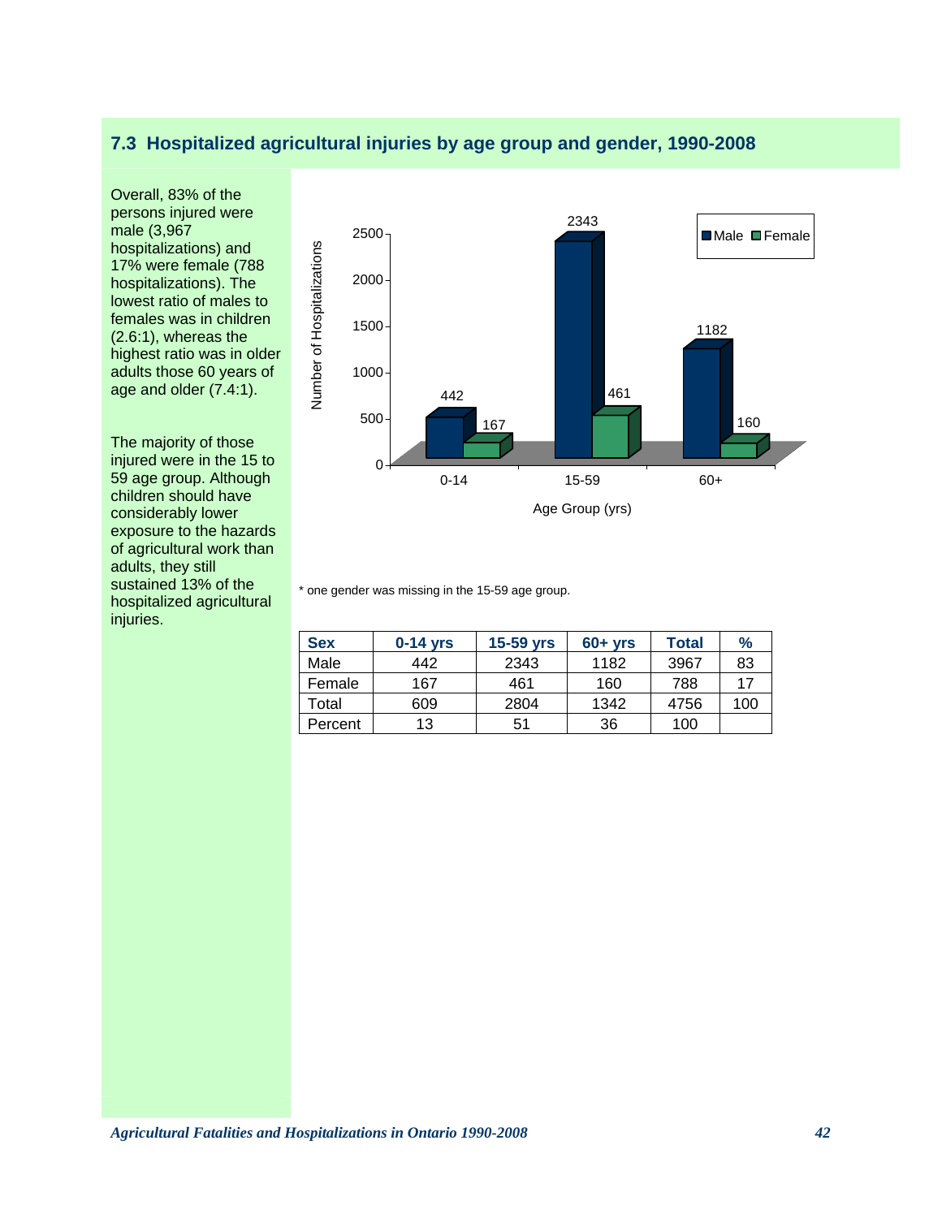## 7.3 Hospitalized agricultural injuries by age group and gender, 1990-2008

Overall, 83% of the persons injured were male (3,967 hospitalizations) and 17% were female (788 hospitalizations). The lowest ratio of males to females was in children (2.6:1), whereas the highest ratio was in older adults those 60 years of age and older (7.4:1).

The majority of those injured were in the 15 to 59 age group. Although children should have considerably lower exposure to the hazards of agricultural work than adults, they still sustained 13% of the hospitalized agricultural injuries.

\* one gender was missing in the 15-59 age group.

| Sex | 0-14 yrs | 15-59 yrs | 60+ yrs | Total | % |
|---|---|---|---|---|---|
| Male | 442 | 2343 | 1182 | 3967 | 83 |
| Female | 167 | 461 | 160 | 788 | 17 |
| Total | 609 | 2804 | 1342 | 4756 | 100 |
| Percent | 13 | 51 | 36 | 100 | |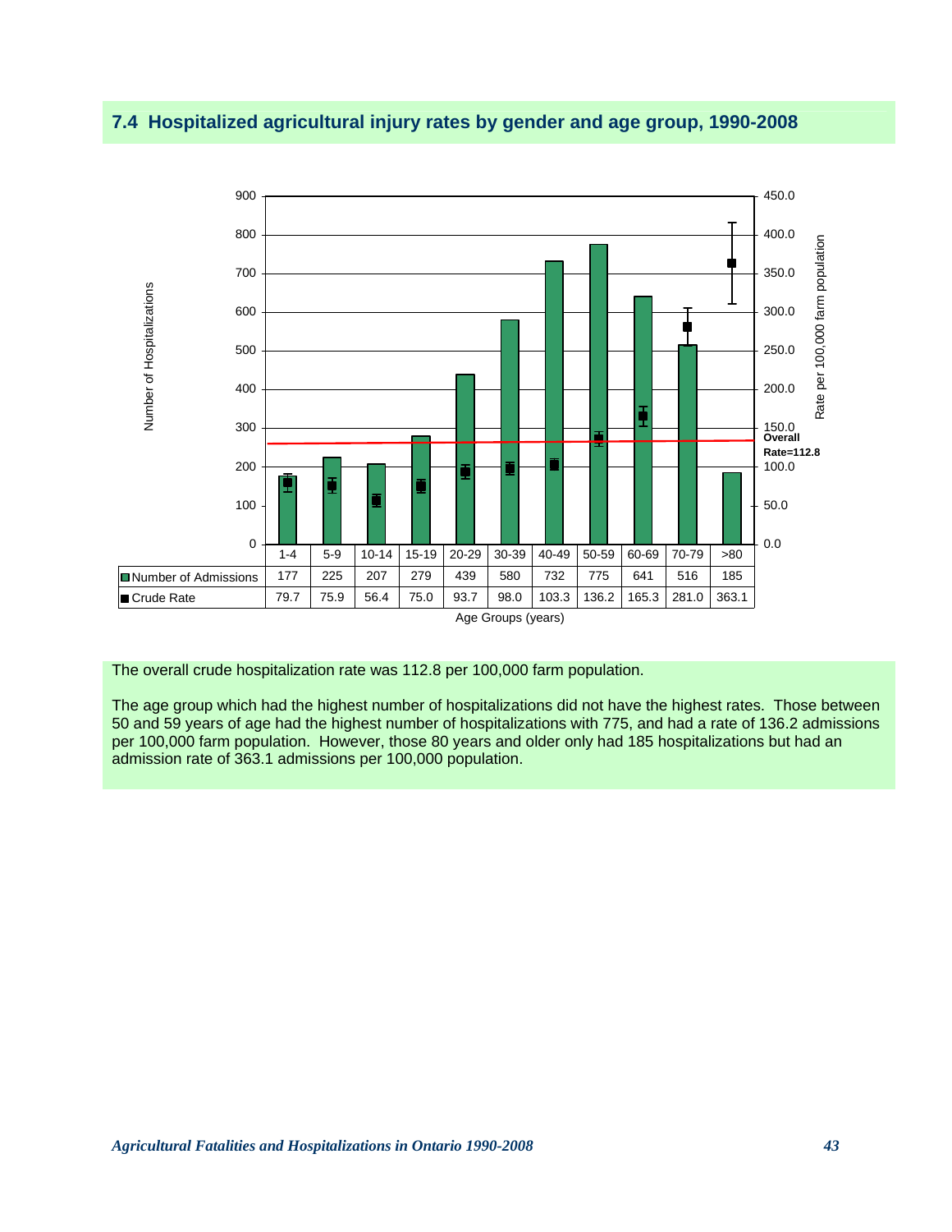## 7.4 Hospitalized agricultural injury rates by gender and age group, 1990-2008

| | 1-4 | 5-9 | 10-14 | 15-19 | 20-29 | 30-39 | 40-49 | 50-59 | 60-69 | 70-79 | >80 |
|---|---|---|---|---|---|---|---|---|---|---|---|
| Number of Admissions | 177 | 225 | 207 | 279 | 439 | 580 | 732 | 775 | 641 | 516 | 185 |
| Crude Rate | 79.7 | 75.9 | 56.4 | 75.0 | 93.7 | 98.0 | 103.3 | 136.2 | 165.3 | 281.0 | 363.1 |

Age Groups (years)

Overall Rate=112.8

The overall crude hospitalization rate was 112.8 per 100,000 farm population.

The age group which had the highest number of hospitalizations did not have the highest rates. Those between 50 and 59 years of age had the highest number of hospitalizations with 775, and had a rate of 136.2 admissions per 100,000 farm population. However, those 80 years and older only had 185 hospitalizations but had an admission rate of 363.1 admissions per 100,000 population.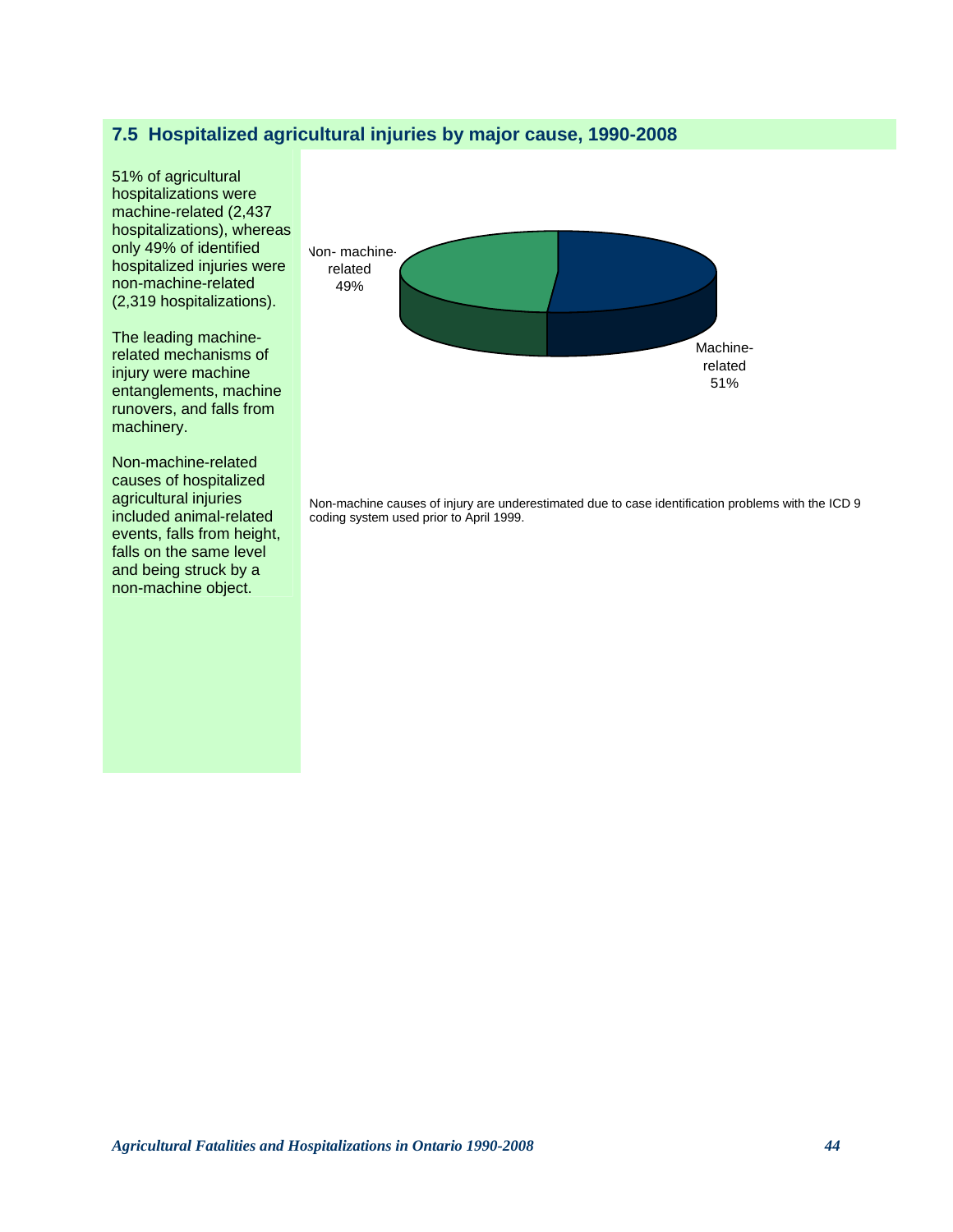## 7.5 Hospitalized agricultural injuries by major cause, 1990-2008

51% of agricultural hospitalizations were machine-related (2,437 hospitalizations), whereas only 49% of identified hospitalized injuries were non-machine-related (2,319 hospitalizations).

The leading machine-related mechanisms of injury were machine entanglements, machine runovers, and falls from machinery.

Non-machine-related causes of hospitalized agricultural injuries included animal-related events, falls from height, falls on the same level and being struck by a non-machine object.

Non- machine-related 49%

Machine-related 51%

Non-machine causes of injury are underestimated due to case identification problems with the ICD 9 coding system used prior to April 1999.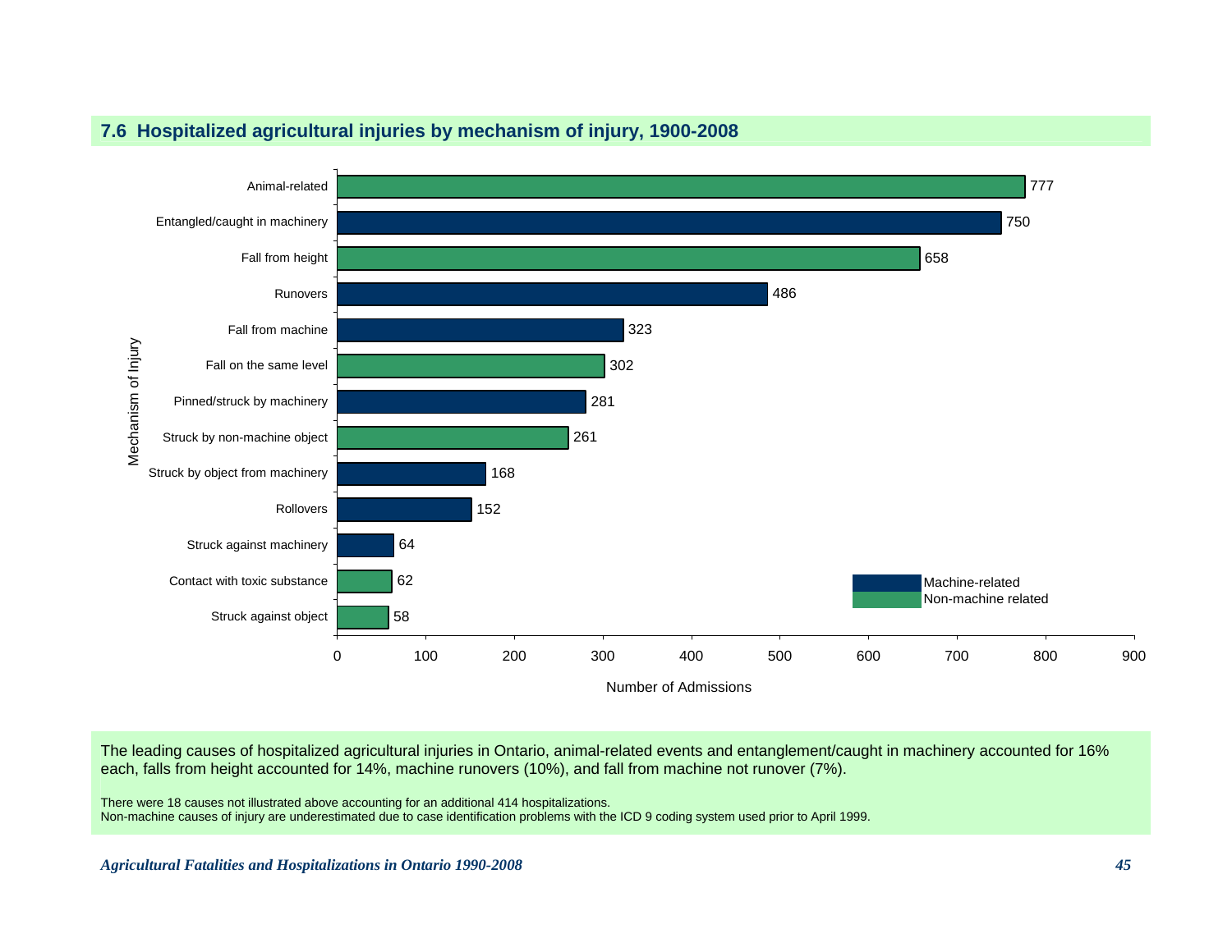## 7.6 Hospitalized agricultural injuries by mechanism of injury, 1900-2008

| Mechanism of Injury | Number of Admissions | Type |
|---|---|---|
| Animal-related | 777 | Non-machine related |
| Entangled/caught in machinery | 750 | Machine-related |
| Fall from height | 658 | Non-machine related |
| Runovers | 486 | Machine-related |
| Fall from machine | 323 | Machine-related |
| Fall on the same level | 302 | Non-machine related |
| Pinned/struck by machinery | 281 | Machine-related |
| Struck by non-machine object | 261 | Non-machine related |
| Struck by object from machinery | 168 | Machine-related |
| Rollovers | 152 | Machine-related |
| Struck against machinery | 64 | Machine-related |
| Contact with toxic substance | 62 | Non-machine related |
| Struck against object | 58 | Non-machine related |

The leading causes of hospitalized agricultural injuries in Ontario, animal-related events and entanglement/caught in machinery accounted for 16% each, falls from height accounted for 14%, machine runovers (10%), and fall from machine not runover (7%).

There were 18 causes not illustrated above accounting for an additional 414 hospitalizations.
Non-machine causes of injury are underestimated due to case identification problems with the ICD 9 coding system used prior to April 1999.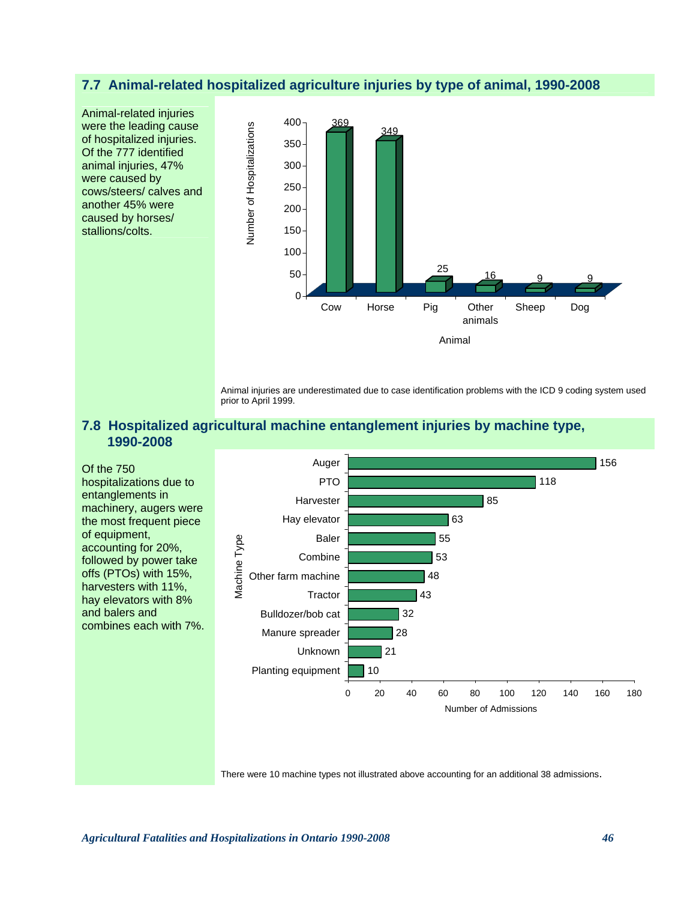## 7.7 Animal-related hospitalized agriculture injuries by type of animal, 1990-2008

Animal-related injuries were the leading cause of hospitalized injuries. Of the 777 identified animal injuries, 47% were caused by cows/steers/ calves and another 45% were caused by horses/ stallions/colts.

| Animal | Number of Hospitalizations |
| --- | --- |
| Cow | 369 |
| Horse | 349 |
| Pig | 25 |
| Other animals | 16 |
| Sheep | 9 |
| Dog | 9 |

Animal injuries are underestimated due to case identification problems with the ICD 9 coding system used prior to April 1999.

## 7.8 Hospitalized agricultural machine entanglement injuries by machine type, 1990-2008

Of the 750 hospitalizations due to entanglements in machinery, augers were the most frequent piece of equipment, accounting for 20%, followed by power take offs (PTOs) with 15%, harvesters with 11%, hay elevators with 8% and balers and combines each with 7%.

| Machine Type | Number of Admissions |
| --- | --- |
| Auger | 156 |
| PTO | 118 |
| Harvester | 85 |
| Hay elevator | 63 |
| Baler | 55 |
| Combine | 53 |
| Other farm machine | 48 |
| Tractor | 43 |
| Bulldozer/bob cat | 32 |
| Manure spreader | 28 |
| Unknown | 21 |
| Planting equipment | 10 |

There were 10 machine types not illustrated above accounting for an additional 38 admissions.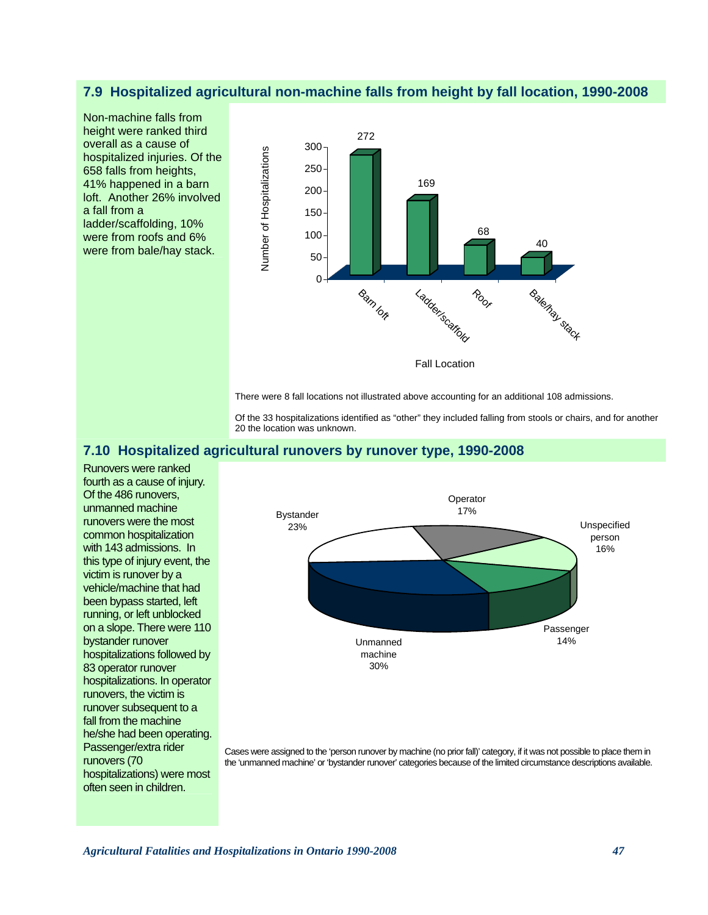## 7.9 Hospitalized agricultural non-machine falls from height by fall location, 1990-2008

Non-machine falls from height were ranked third overall as a cause of hospitalized injuries. Of the 658 falls from heights, 41% happened in a barn loft. Another 26% involved a fall from a ladder/scaffolding, 10% were from roofs and 6% were from bale/hay stack.

| Fall Location | Number of Hospitalizations |
|---|---|
| Barn loft | 272 |
| Ladder/scaffold | 169 |
| Roof | 68 |
| Bale/hay stack | 40 |

There were 8 fall locations not illustrated above accounting for an additional 108 admissions.

Of the 33 hospitalizations identified as "other" they included falling from stools or chairs, and for another 20 the location was unknown.

## 7.10 Hospitalized agricultural runovers by runover type, 1990-2008

Runovers were ranked fourth as a cause of injury. Of the 486 runovers, unmanned machine runovers were the most common hospitalization with 143 admissions. In this type of injury event, the victim is runover by a vehicle/machine that had been bypass started, left running, or left unblocked on a slope. There were 110 bystander runover hospitalizations followed by 83 operator runover hospitalizations. In operator runovers, the victim is runover subsequent to a fall from the machine he/she had been operating. Passenger/extra rider runovers (70 hospitalizations) were most often seen in children.

| Runover type | Percent |
|---|---|
| Unmanned machine | 30% |
| Bystander | 23% |
| Operator | 17% |
| Unspecified person | 16% |
| Passenger | 14% |

Cases were assigned to the 'person runover by machine (no prior fall)' category, if it was not possible to place them in the 'unmanned machine' or 'bystander runover' categories because of the limited circumstance descriptions available.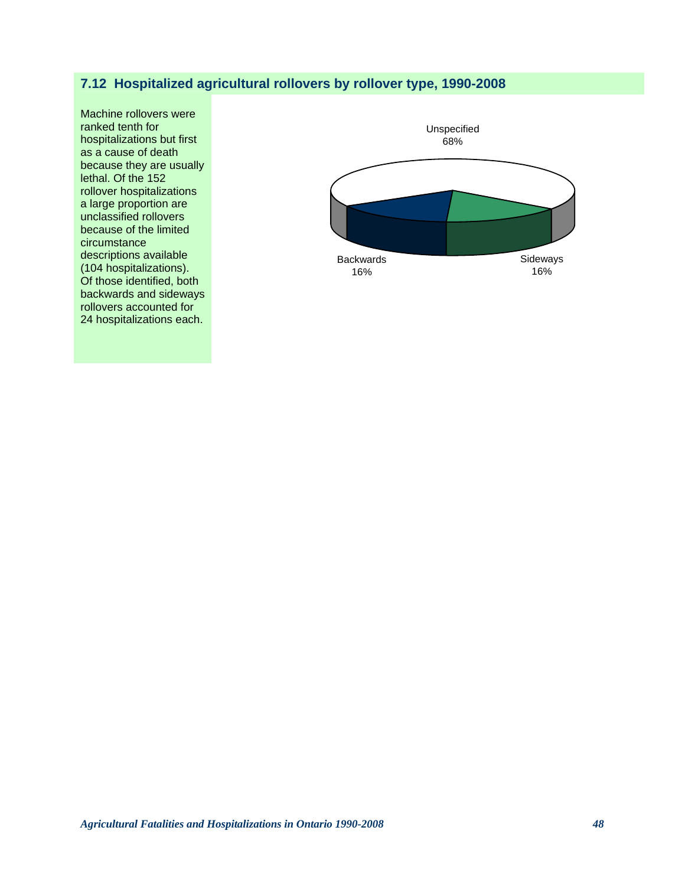## 7.12 Hospitalized agricultural rollovers by rollover type, 1990-2008

Machine rollovers were ranked tenth for hospitalizations but first as a cause of death because they are usually lethal. Of the 152 rollover hospitalizations a large proportion are unclassified rollovers because of the limited circumstance descriptions available (104 hospitalizations). Of those identified, both backwards and sideways rollovers accounted for 24 hospitalizations each.

Unspecified
68%

Backwards
16%

Sideways
16%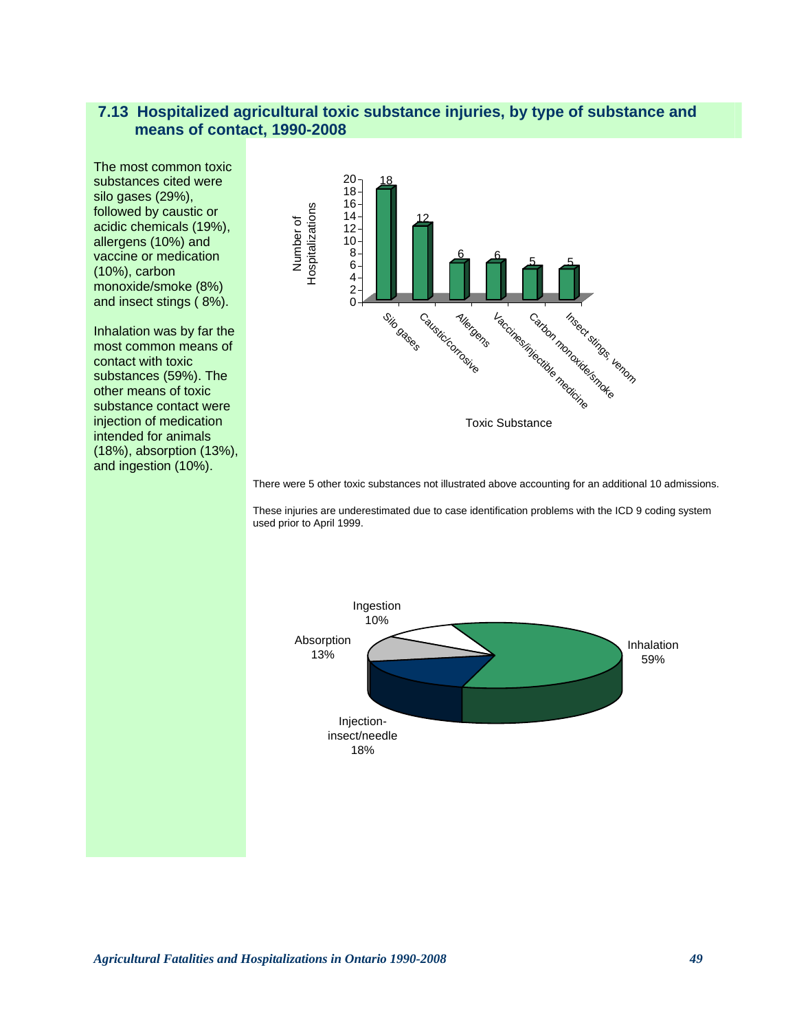## 7.13 Hospitalized agricultural toxic substance injuries, by type of substance and means of contact, 1990-2008

The most common toxic substances cited were silo gases (29%), followed by caustic or acidic chemicals (19%), allergens (10%) and vaccine or medication (10%), carbon monoxide/smoke (8%) and insect stings ( 8%).

Inhalation was by far the most common means of contact with toxic substances (59%). The other means of toxic substance contact were injection of medication intended for animals (18%), absorption (13%), and ingestion (10%).

| Toxic Substance | Number of Hospitalizations |
|---|---|
| Silo gases | 18 |
| Caustic/corrosive | 12 |
| Allergens | 6 |
| Vaccines/injectible medicine | 6 |
| Carbon monoxide/smoke | 5 |
| Insect stings, venom | 5 |

There were 5 other toxic substances not illustrated above accounting for an additional 10 admissions.

These injuries are underestimated due to case identification problems with the ICD 9 coding system used prior to April 1999.

| Means of contact | Percent |
|---|---|
| Inhalation | 59% |
| Injection-insect/needle | 18% |
| Absorption | 13% |
| Ingestion | 10% |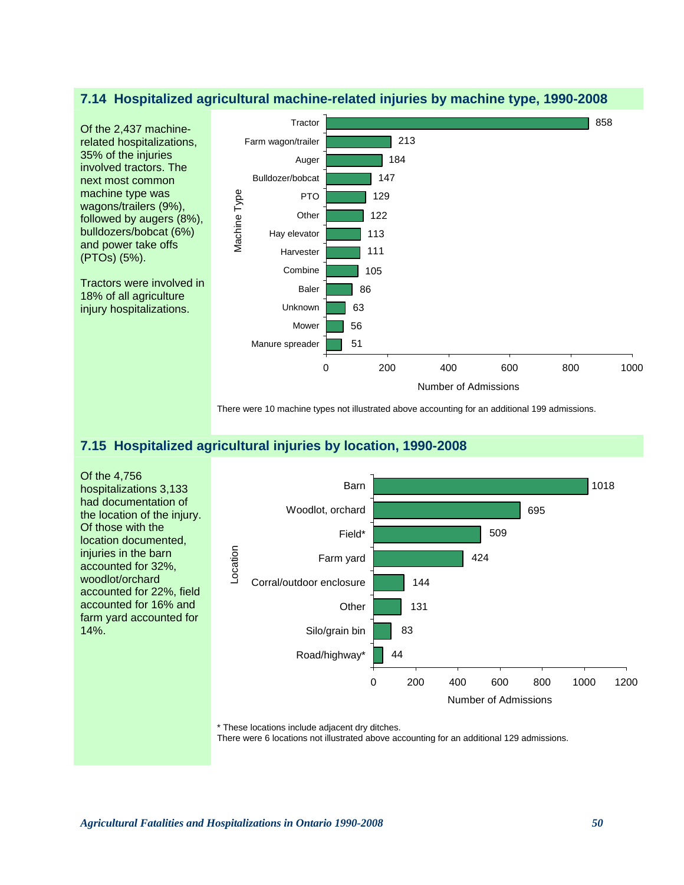## 7.14 Hospitalized agricultural machine-related injuries by machine type, 1990-2008

Of the 2,437 machine-related hospitalizations, 35% of the injuries involved tractors. The next most common machine type was wagons/trailers (9%), followed by augers (8%), bulldozers/bobcat (6%) and power take offs (PTOs) (5%).

Tractors were involved in 18% of all agriculture injury hospitalizations.

| Machine Type | Number of Admissions |
|---|---|
| Tractor | 858 |
| Farm wagon/trailer | 213 |
| Auger | 184 |
| Bulldozer/bobcat | 147 |
| PTO | 129 |
| Other | 122 |
| Hay elevator | 113 |
| Harvester | 111 |
| Combine | 105 |
| Baler | 86 |
| Unknown | 63 |
| Mower | 56 |
| Manure spreader | 51 |

There were 10 machine types not illustrated above accounting for an additional 199 admissions.

## 7.15 Hospitalized agricultural injuries by location, 1990-2008

Of the 4,756 hospitalizations 3,133 had documentation of the location of the injury. Of those with the location documented, injuries in the barn accounted for 32%, woodlot/orchard accounted for 22%, field accounted for 16% and farm yard accounted for 14%.

| Location | Number of Admissions |
|---|---|
| Barn | 1018 |
| Woodlot, orchard | 695 |
| Field* | 509 |
| Farm yard | 424 |
| Corral/outdoor enclosure | 144 |
| Other | 131 |
| Silo/grain bin | 83 |
| Road/highway* | 44 |

\* These locations include adjacent dry ditches.
There were 6 locations not illustrated above accounting for an additional 129 admissions.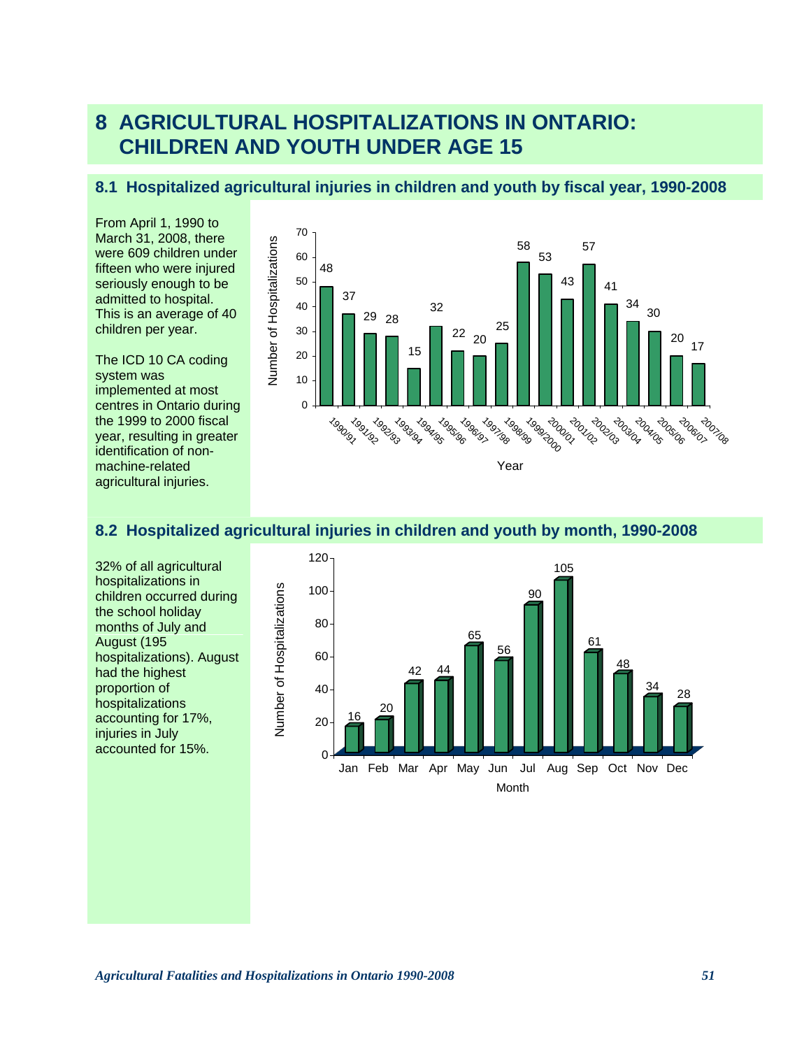# 8 AGRICULTURAL HOSPITALIZATIONS IN ONTARIO: CHILDREN AND YOUTH UNDER AGE 15

## 8.1 Hospitalized agricultural injuries in children and youth by fiscal year, 1990-2008

From April 1, 1990 to March 31, 2008, there were 609 children under fifteen who were injured seriously enough to be admitted to hospital. This is an average of 40 children per year.

The ICD 10 CA coding system was implemented at most centres in Ontario during the 1999 to 2000 fiscal year, resulting in greater identification of non-machine-related agricultural injuries.

| Year | Number of Hospitalizations |
|---|---|
| 1990/91 | 48 |
| 1991/92 | 37 |
| 1992/93 | 29 |
| 1993/94 | 28 |
| 1994/95 | 15 |
| 1995/96 | 32 |
| 1996/97 | 22 |
| 1997/98 | 20 |
| 1998/99 | 25 |
| 1999/2000 | 58 |
| 2000/01 | 53 |
| 2001/02 | 43 |
| 2002/03 | 57 |
| 2003/04 | 41 |
| 2004/05 | 34 |
| 2005/06 | 30 |
| 2006/07 | 20 |
| 2007/08 | 17 |

## 8.2 Hospitalized agricultural injuries in children and youth by month, 1990-2008

32% of all agricultural hospitalizations in children occurred during the school holiday months of July and August (195 hospitalizations). August had the highest proportion of hospitalizations accounting for 17%, injuries in July accounted for 15%.

| Month | Number of Hospitalizations |
|---|---|
| Jan | 16 |
| Feb | 20 |
| Mar | 42 |
| Apr | 44 |
| May | 65 |
| Jun | 56 |
| Jul | 90 |
| Aug | 105 |
| Sep | 61 |
| Oct | 48 |
| Nov | 34 |
| Dec | 28 |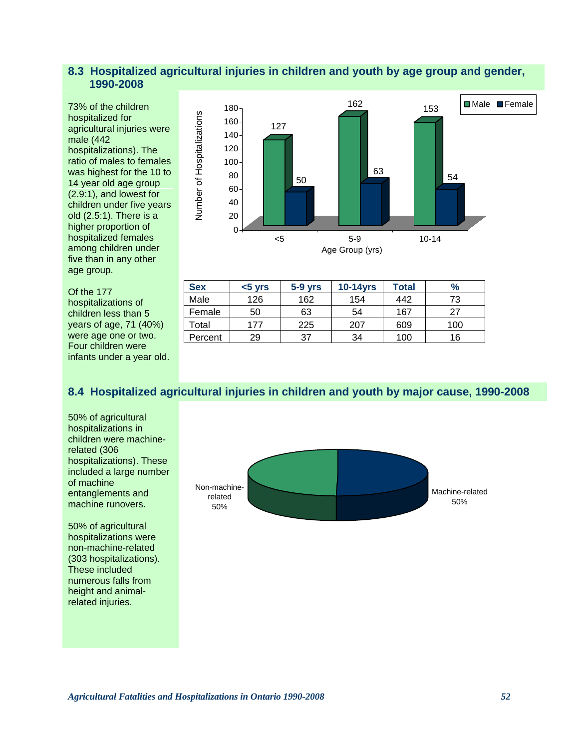## 8.3 Hospitalized agricultural injuries in children and youth by age group and gender, 1990-2008

73% of the children hospitalized for agricultural injuries were male (442 hospitalizations). The ratio of males to females was highest for the 10 to 14 year old age group (2.9:1), and lowest for children under five years old (2.5:1). There is a higher proportion of hospitalized females among children under five than in any other age group.

Of the 177 hospitalizations of children less than 5 years of age, 71 (40%) were age one or two. Four children were infants under a year old.

| Sex | <5 yrs | 5-9 yrs | 10-14yrs | Total | % |
|---|---|---|---|---|---|
| Male | 126 | 162 | 154 | 442 | 73 |
| Female | 50 | 63 | 54 | 167 | 27 |
| Total | 177 | 225 | 207 | 609 | 100 |
| Percent | 29 | 37 | 34 | 100 | 16 |

## 8.4 Hospitalized agricultural injuries in children and youth by major cause, 1990-2008

50% of agricultural hospitalizations in children were machine-related (306 hospitalizations). These included a large number of machine entanglements and machine runovers.

50% of agricultural hospitalizations were non-machine-related (303 hospitalizations). These included numerous falls from height and animal-related injuries.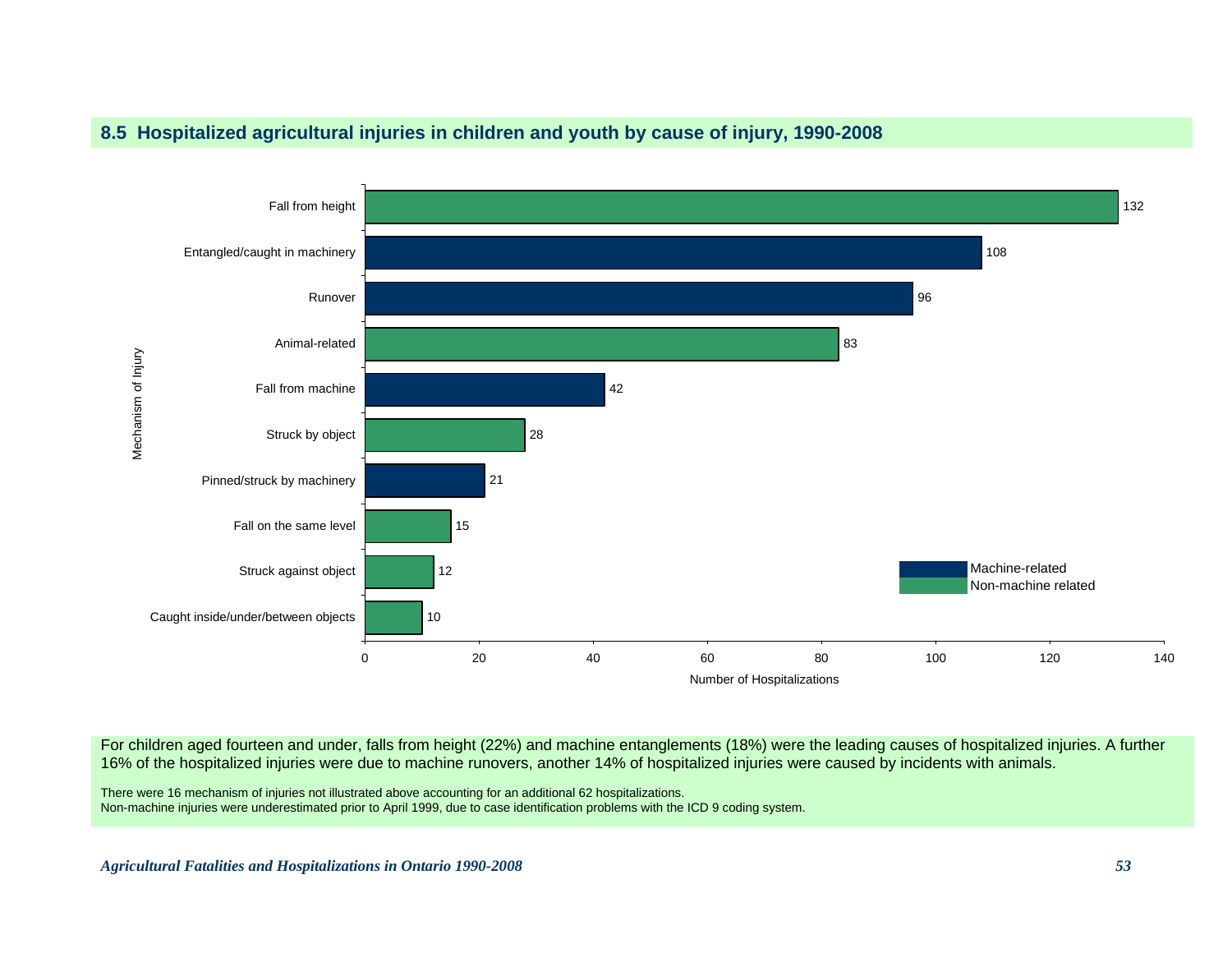## 8.5 Hospitalized agricultural injuries in children and youth by cause of injury, 1990-2008

| Mechanism of Injury | Number of Hospitalizations | Type |
|---|---|---|
| Fall from height | 132 | Non-machine related |
| Entangled/caught in machinery | 108 | Machine-related |
| Runover | 96 | Machine-related |
| Animal-related | 83 | Non-machine related |
| Fall from machine | 42 | Machine-related |
| Struck by object | 28 | Non-machine related |
| Pinned/struck by machinery | 21 | Machine-related |
| Fall on the same level | 15 | Non-machine related |
| Struck against object | 12 | Non-machine related |
| Caught inside/under/between objects | 10 | Non-machine related |

For children aged fourteen and under, falls from height (22%) and machine entanglements (18%) were the leading causes of hospitalized injuries. A further 16% of the hospitalized injuries were due to machine runovers, another 14% of hospitalized injuries were caused by incidents with animals.

There were 16 mechanism of injuries not illustrated above accounting for an additional 62 hospitalizations.
Non-machine injuries were underestimated prior to April 1999, due to case identification problems with the ICD 9 coding system.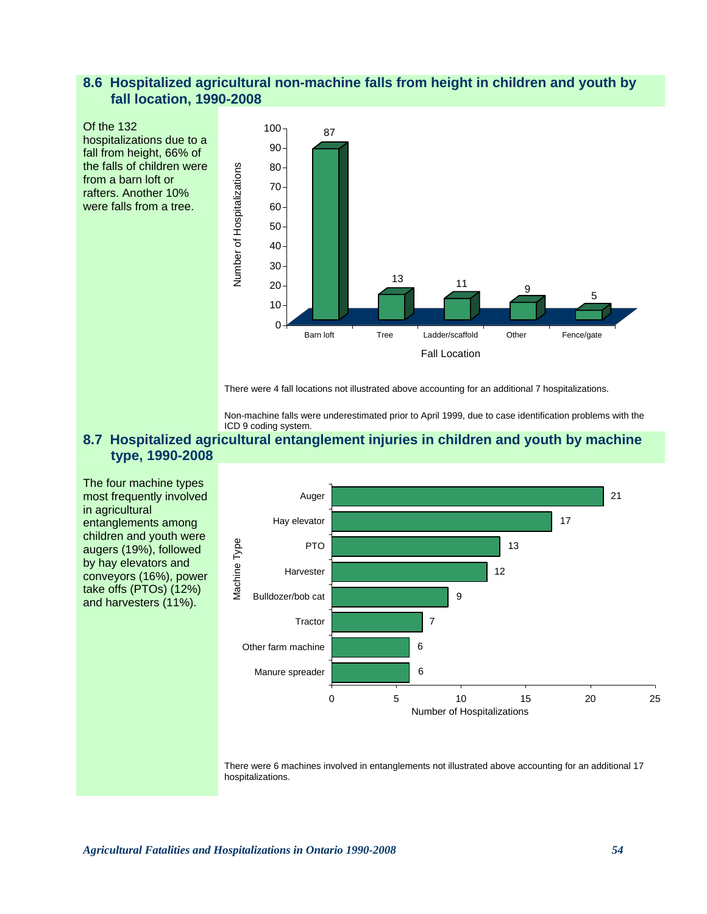## 8.6 Hospitalized agricultural non-machine falls from height in children and youth by fall location, 1990-2008

Of the 132 hospitalizations due to a fall from height, 66% of the falls of children were from a barn loft or rafters. Another 10% were falls from a tree.

| Fall Location | Number of Hospitalizations |
|---|---|
| Barn loft | 87 |
| Tree | 13 |
| Ladder/scaffold | 11 |
| Other | 9 |
| Fence/gate | 5 |

There were 4 fall locations not illustrated above accounting for an additional 7 hospitalizations.

Non-machine falls were underestimated prior to April 1999, due to case identification problems with the ICD 9 coding system.

## 8.7 Hospitalized agricultural entanglement injuries in children and youth by machine type, 1990-2008

The four machine types most frequently involved in agricultural entanglements among children and youth were augers (19%), followed by hay elevators and conveyors (16%), power take offs (PTOs) (12%) and harvesters (11%).

| Machine Type | Number of Hospitalizations |
|---|---|
| Auger | 21 |
| Hay elevator | 17 |
| PTO | 13 |
| Harvester | 12 |
| Bulldozer/bob cat | 9 |
| Tractor | 7 |
| Other farm machine | 6 |
| Manure spreader | 6 |

There were 6 machines involved in entanglements not illustrated above accounting for an additional 17 hospitalizations.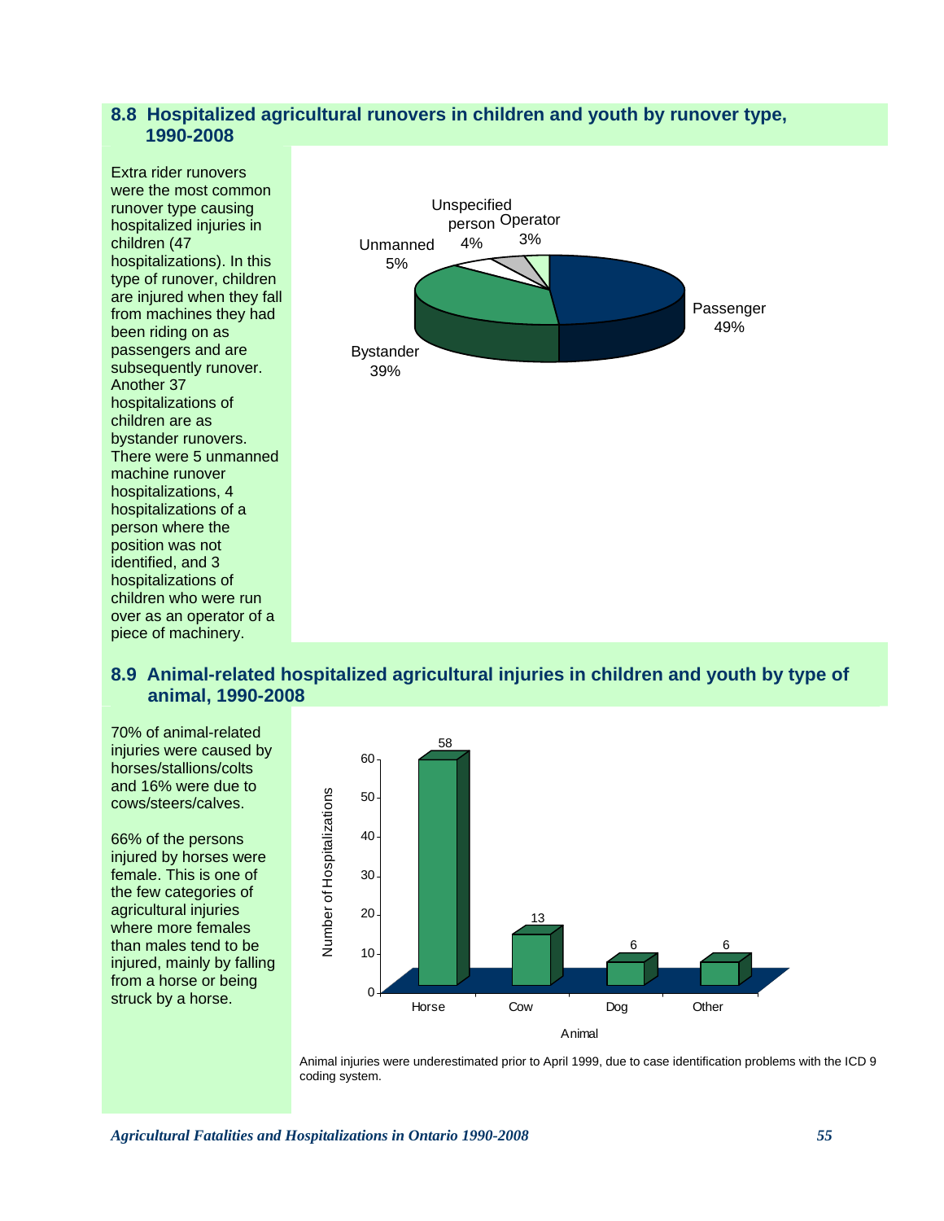## 8.8 Hospitalized agricultural runovers in children and youth by runover type, 1990-2008

Extra rider runovers were the most common runover type causing hospitalized injuries in children (47 hospitalizations). In this type of runover, children are injured when they fall from machines they had been riding on as passengers and are subsequently runover. Another 37 hospitalizations of children are as bystander runovers. There were 5 unmanned machine runover hospitalizations, 4 hospitalizations of a person where the position was not identified, and 3 hospitalizations of children who were run over as an operator of a piece of machinery.

| Runover type | Percent |
|---|---|
| Passenger | 49% |
| Bystander | 39% |
| Unmanned | 5% |
| Unspecified person | 4% |
| Operator | 3% |

## 8.9 Animal-related hospitalized agricultural injuries in children and youth by type of animal, 1990-2008

70% of animal-related injuries were caused by horses/stallions/colts and 16% were due to cows/steers/calves.

66% of the persons injured by horses were female. This is one of the few categories of agricultural injuries where more females than males tend to be injured, mainly by falling from a horse or being struck by a horse.

| Animal | Number of Hospitalizations |
|---|---|
| Horse | 58 |
| Cow | 13 |
| Dog | 6 |
| Other | 6 |

Animal injuries were underestimated prior to April 1999, due to case identification problems with the ICD 9 coding system.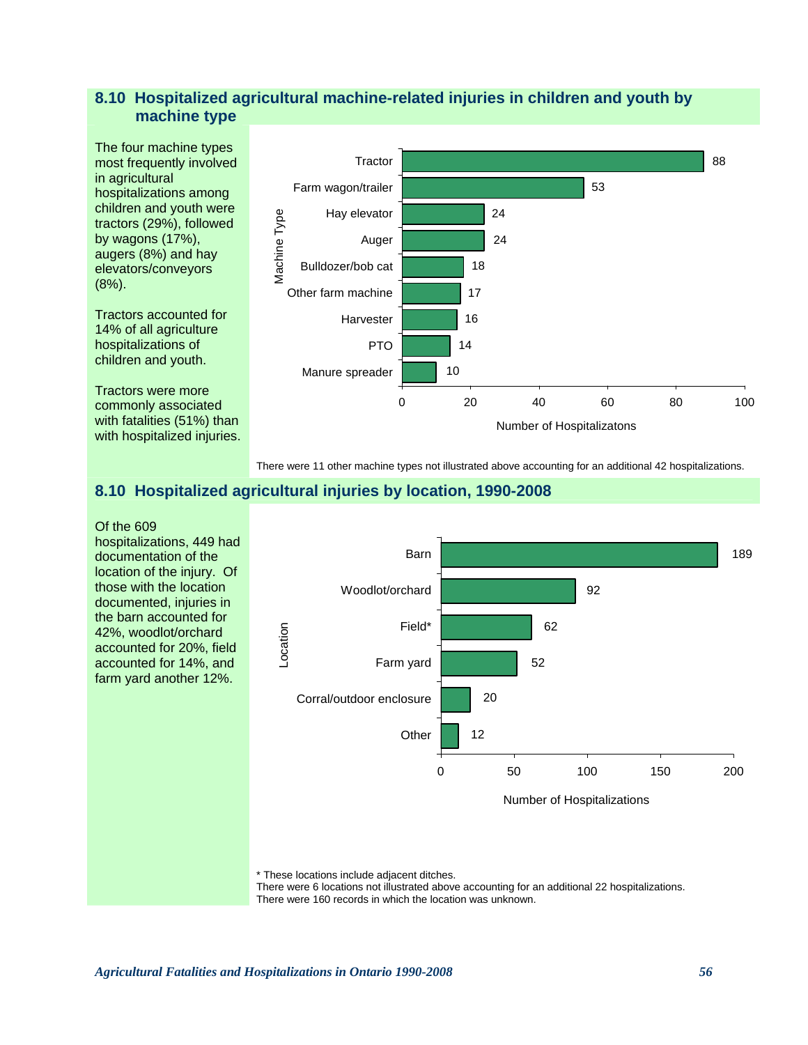## 8.10 Hospitalized agricultural machine-related injuries in children and youth by machine type

The four machine types most frequently involved in agricultural hospitalizations among children and youth were tractors (29%), followed by wagons (17%), augers (8%) and hay elevators/conveyors (8%).

Tractors accounted for 14% of all agriculture hospitalizations of children and youth.

Tractors were more commonly associated with fatalities (51%) than with hospitalized injuries.

| Machine Type | Number of Hospitalizatons |
|---|---|
| Tractor | 88 |
| Farm wagon/trailer | 53 |
| Hay elevator | 24 |
| Auger | 24 |
| Bulldozer/bob cat | 18 |
| Other farm machine | 17 |
| Harvester | 16 |
| PTO | 14 |
| Manure spreader | 10 |

There were 11 other machine types not illustrated above accounting for an additional 42 hospitalizations.

## 8.10 Hospitalized agricultural injuries by location, 1990-2008

Of the 609 hospitalizations, 449 had documentation of the location of the injury. Of those with the location documented, injuries in the barn accounted for 42%, woodlot/orchard accounted for 20%, field accounted for 14%, and farm yard another 12%.

| Location | Number of Hospitalizations |
|---|---|
| Barn | 189 |
| Woodlot/orchard | 92 |
| Field* | 62 |
| Farm yard | 52 |
| Corral/outdoor enclosure | 20 |
| Other | 12 |

* These locations include adjacent ditches.
There were 6 locations not illustrated above accounting for an additional 22 hospitalizations.
There were 160 records in which the location was unknown.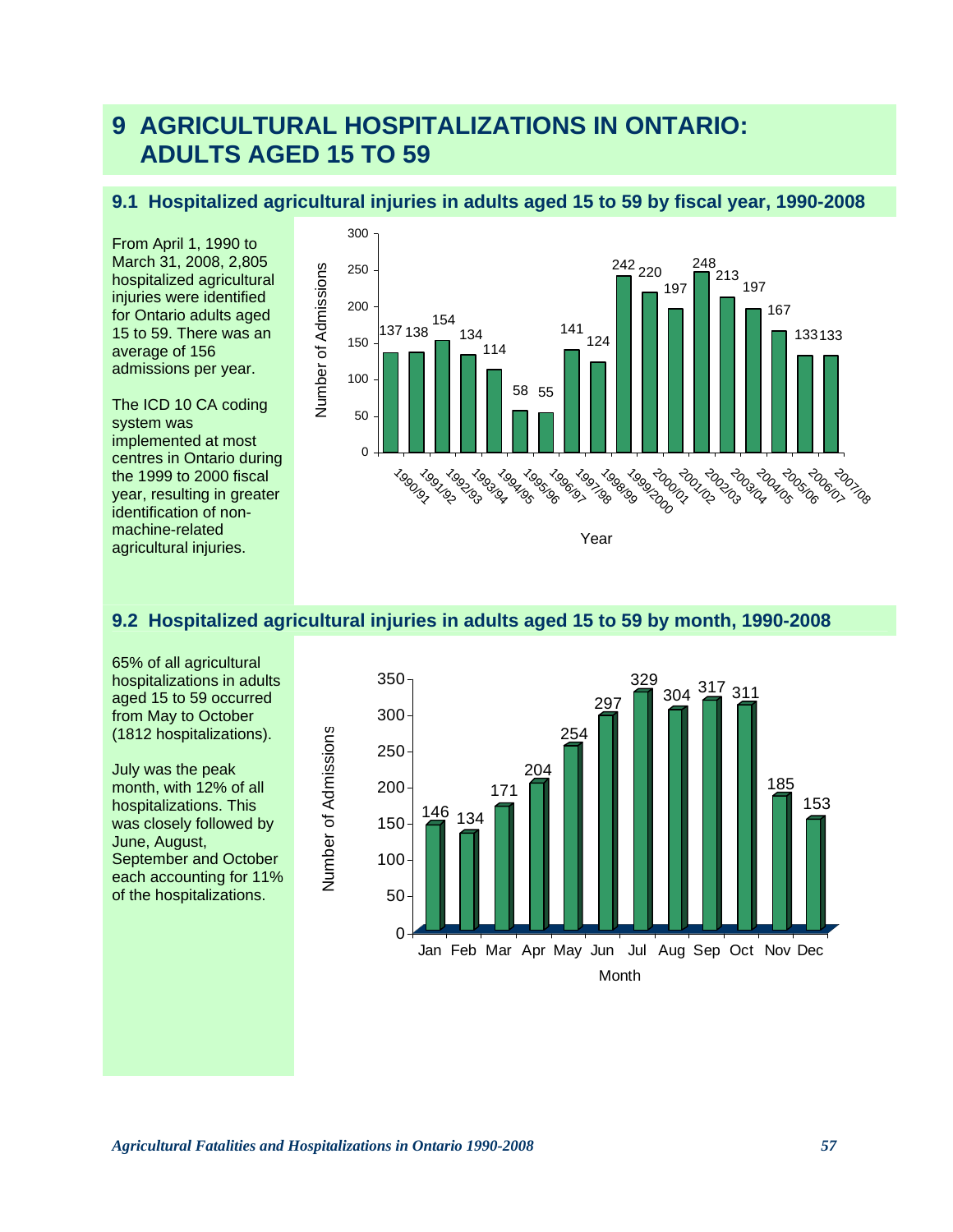# 9 AGRICULTURAL HOSPITALIZATIONS IN ONTARIO: ADULTS AGED 15 TO 59

## 9.1 Hospitalized agricultural injuries in adults aged 15 to 59 by fiscal year, 1990-2008

From April 1, 1990 to March 31, 2008, 2,805 hospitalized agricultural injuries were identified for Ontario adults aged 15 to 59. There was an average of 156 admissions per year.

The ICD 10 CA coding system was implemented at most centres in Ontario during the 1999 to 2000 fiscal year, resulting in greater identification of non-machine-related agricultural injuries.

| Year | Number of Admissions |
|---|---|
| 1990/91 | 137 |
| 1991/92 | 138 |
| 1992/93 | 154 |
| 1993/94 | 134 |
| 1994/95 | 114 |
| 1995/96 | 58 |
| 1996/97 | 55 |
| 1997/98 | 141 |
| 1998/99 | 124 |
| 1999/2000 | 242 |
| 2000/01 | 220 |
| 2001/02 | 197 |
| 2002/03 | 248 |
| 2003/04 | 213 |
| 2004/05 | 197 |
| 2005/06 | 167 |
| 2006/07 | 133 |
| 2007/08 | 133 |

## 9.2 Hospitalized agricultural injuries in adults aged 15 to 59 by month, 1990-2008

65% of all agricultural hospitalizations in adults aged 15 to 59 occurred from May to October (1812 hospitalizations).

July was the peak month, with 12% of all hospitalizations. This was closely followed by June, August, September and October each accounting for 11% of the hospitalizations.

| Month | Number of Admissions |
|---|---|
| Jan | 146 |
| Feb | 134 |
| Mar | 171 |
| Apr | 204 |
| May | 254 |
| Jun | 297 |
| Jul | 329 |
| Aug | 304 |
| Sep | 317 |
| Oct | 311 |
| Nov | 185 |
| Dec | 153 |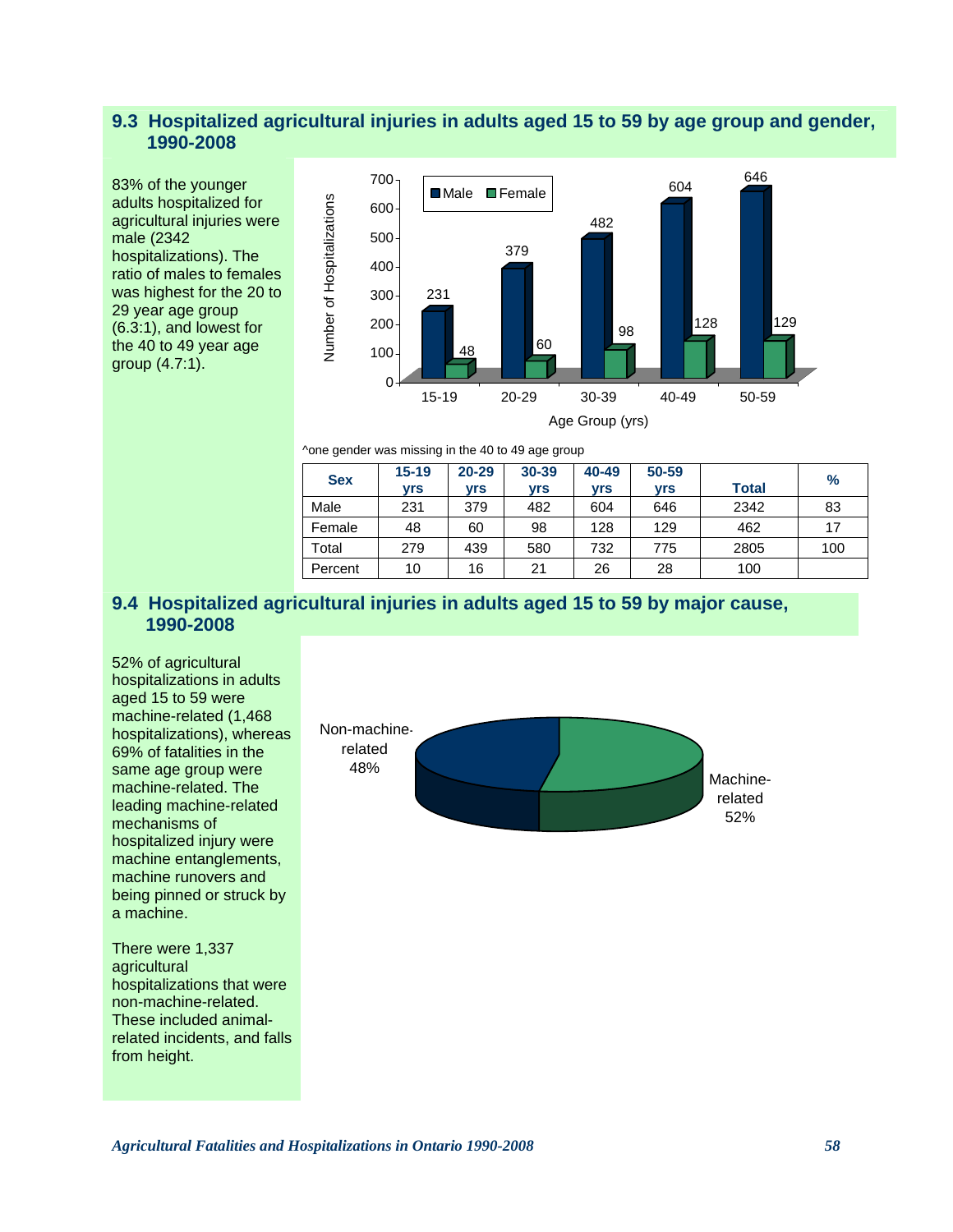## 9.3 Hospitalized agricultural injuries in adults aged 15 to 59 by age group and gender, 1990-2008

83% of the younger adults hospitalized for agricultural injuries were male (2342 hospitalizations). The ratio of males to females was highest for the 20 to 29 year age group (6.3:1), and lowest for the 40 to 49 year age group (4.7:1).

^one gender was missing in the 40 to 49 age group

| Sex | 15-19 yrs | 20-29 yrs | 30-39 yrs | 40-49 yrs | 50-59 yrs | Total | % |
|---|---|---|---|---|---|---|---|
| Male | 231 | 379 | 482 | 604 | 646 | 2342 | 83 |
| Female | 48 | 60 | 98 | 128 | 129 | 462 | 17 |
| Total | 279 | 439 | 580 | 732 | 775 | 2805 | 100 |
| Percent | 10 | 16 | 21 | 26 | 28 | 100 | |

## 9.4 Hospitalized agricultural injuries in adults aged 15 to 59 by major cause, 1990-2008

52% of agricultural hospitalizations in adults aged 15 to 59 were machine-related (1,468 hospitalizations), whereas 69% of fatalities in the same age group were machine-related. The leading machine-related mechanisms of hospitalized injury were machine entanglements, machine runovers and being pinned or struck by a machine.

There were 1,337 agricultural hospitalizations that were non-machine-related. These included animal-related incidents, and falls from height.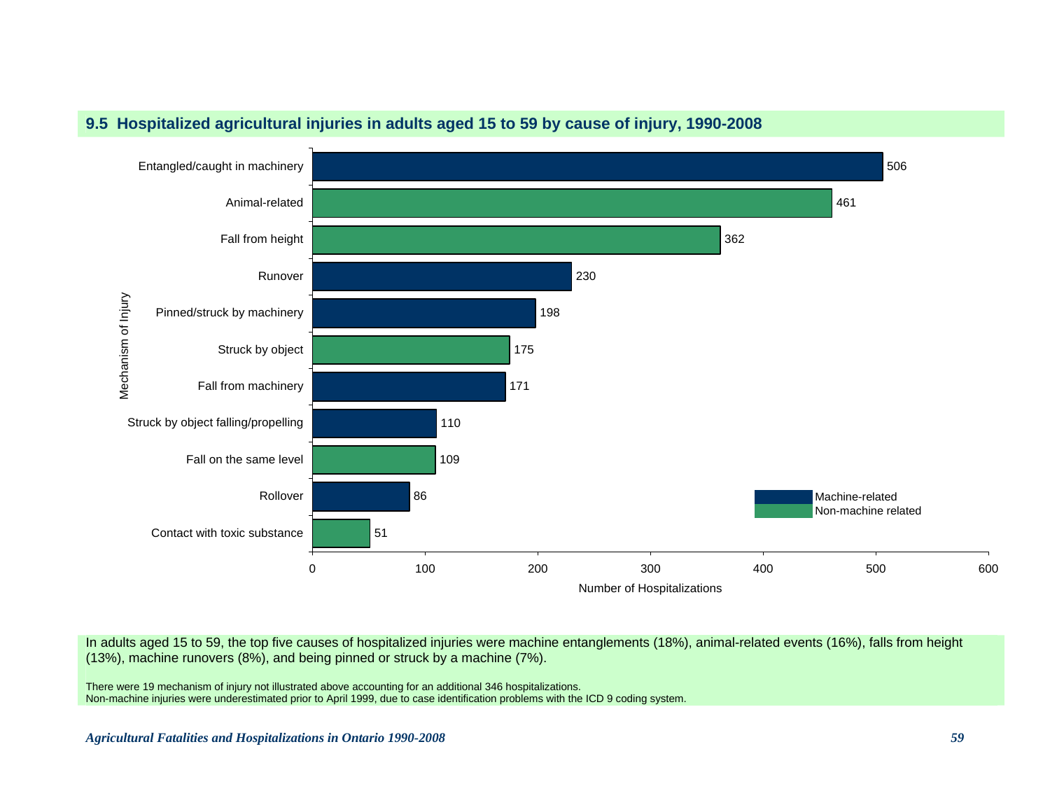## 9.5 Hospitalized agricultural injuries in adults aged 15 to 59 by cause of injury, 1990-2008

| Mechanism of Injury | Number of Hospitalizations | Type |
|---|---|---|
| Entangled/caught in machinery | 506 | Machine-related |
| Animal-related | 461 | Non-machine related |
| Fall from height | 362 | Non-machine related |
| Runover | 230 | Machine-related |
| Pinned/struck by machinery | 198 | Machine-related |
| Struck by object | 175 | Non-machine related |
| Fall from machinery | 171 | Machine-related |
| Struck by object falling/propelling | 110 | Machine-related |
| Fall on the same level | 109 | Non-machine related |
| Rollover | 86 | Machine-related |
| Contact with toxic substance | 51 | Non-machine related |

In adults aged 15 to 59, the top five causes of hospitalized injuries were machine entanglements (18%), animal-related events (16%), falls from height (13%), machine runovers (8%), and being pinned or struck by a machine (7%).

There were 19 mechanism of injury not illustrated above accounting for an additional 346 hospitalizations.
Non-machine injuries were underestimated prior to April 1999, due to case identification problems with the ICD 9 coding system.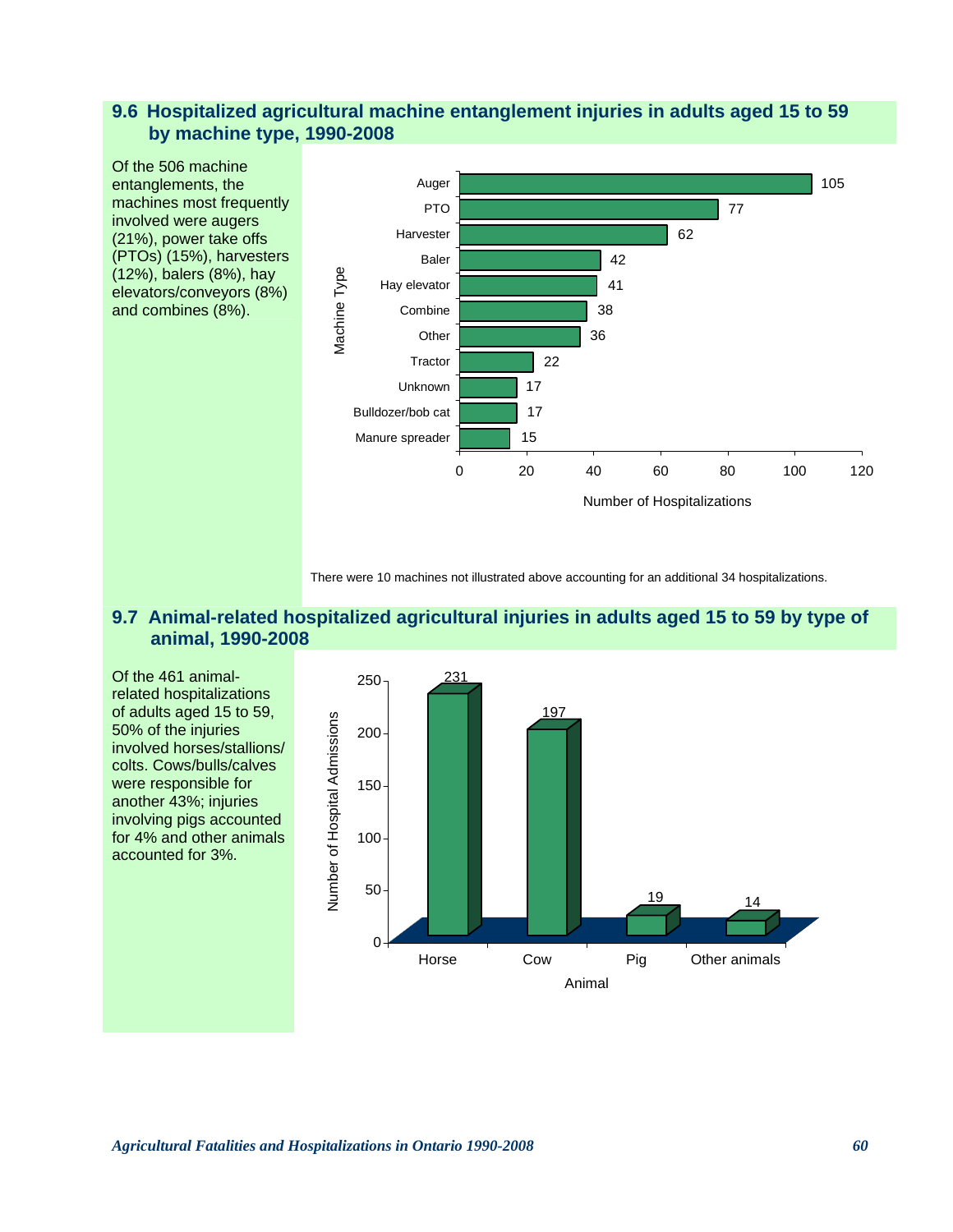## 9.6 Hospitalized agricultural machine entanglement injuries in adults aged 15 to 59 by machine type, 1990-2008

Of the 506 machine entanglements, the machines most frequently involved were augers (21%), power take offs (PTOs) (15%), harvesters (12%), balers (8%), hay elevators/conveyors (8%) and combines (8%).

| Machine Type | Number of Hospitalizations |
|---|---|
| Auger | 105 |
| PTO | 77 |
| Harvester | 62 |
| Baler | 42 |
| Hay elevator | 41 |
| Combine | 38 |
| Other | 36 |
| Tractor | 22 |
| Unknown | 17 |
| Bulldozer/bob cat | 17 |
| Manure spreader | 15 |

There were 10 machines not illustrated above accounting for an additional 34 hospitalizations.

## 9.7 Animal-related hospitalized agricultural injuries in adults aged 15 to 59 by type of animal, 1990-2008

Of the 461 animal-related hospitalizations of adults aged 15 to 59, 50% of the injuries involved horses/stallions/colts. Cows/bulls/calves were responsible for another 43%; injuries involving pigs accounted for 4% and other animals accounted for 3%.

| Animal | Number of Hospital Admissions |
|---|---|
| Horse | 231 |
| Cow | 197 |
| Pig | 19 |
| Other animals | 14 |

*Agricultural Fatalities and Hospitalizations in Ontario 1990-2008*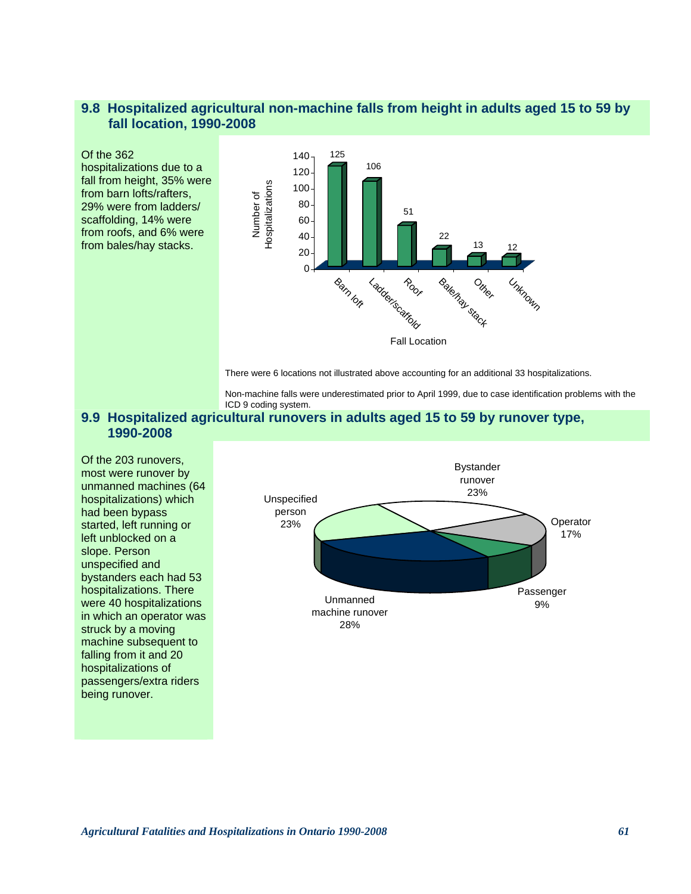## 9.8 Hospitalized agricultural non-machine falls from height in adults aged 15 to 59 by fall location, 1990-2008

Of the 362 hospitalizations due to a fall from height, 35% were from barn lofts/rafters, 29% were from ladders/ scaffolding, 14% were from roofs, and 6% were from bales/hay stacks.

| Fall Location | Number of Hospitalizations |
|---|---|
| Barn loft | 125 |
| Ladder/scaffold | 106 |
| Roof | 51 |
| Bale/hay stack | 22 |
| Other | 13 |
| Unknown | 12 |

There were 6 locations not illustrated above accounting for an additional 33 hospitalizations.

Non-machine falls were underestimated prior to April 1999, due to case identification problems with the ICD 9 coding system.

## 9.9 Hospitalized agricultural runovers in adults aged 15 to 59 by runover type, 1990-2008

Of the 203 runovers, most were runover by unmanned machines (64 hospitalizations) which had been bypass started, left running or left unblocked on a slope. Person unspecified and bystanders each had 53 hospitalizations. There were 40 hospitalizations in which an operator was struck by a moving machine subsequent to falling from it and 20 hospitalizations of passengers/extra riders being runover.

| Runover type | Percent |
|---|---|
| Bystander runover | 23% |
| Operator | 17% |
| Passenger | 9% |
| Unmanned machine runover | 28% |
| Unspecified person | 23% |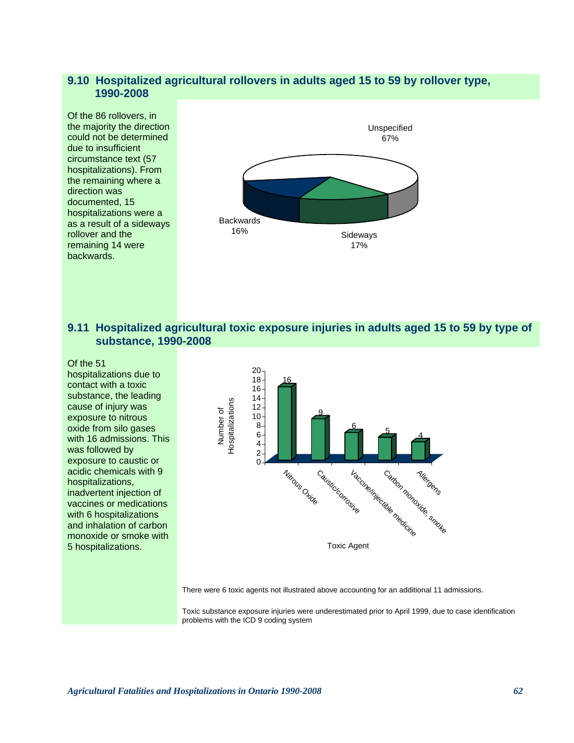## 9.10 Hospitalized agricultural rollovers in adults aged 15 to 59 by rollover type, 1990-2008

Of the 86 rollovers, in the majority the direction could not be determined due to insufficient circumstance text (57 hospitalizations). From the remaining where a direction was documented, 15 hospitalizations were a as a result of a sideways rollover and the remaining 14 were backwards.

Unspecified 67%

Backwards 16%

Sideways 17%

## 9.11 Hospitalized agricultural toxic exposure injuries in adults aged 15 to 59 by type of substance, 1990-2008

Of the 51 hospitalizations due to contact with a toxic substance, the leading cause of injury was exposure to nitrous oxide from silo gases with 16 admissions. This was followed by exposure to caustic or acidic chemicals with 9 hospitalizations, inadvertent injection of vaccines or medications with 6 hospitalizations and inhalation of carbon monoxide or smoke with 5 hospitalizations.

| Toxic Agent | Number of Hospitalizations |
|---|---|
| Nitrous Oxide | 16 |
| Caustic/corrosive | 9 |
| Vaccine/injectible medicine | 6 |
| Carbon monoxide, smoke | 5 |
| Allergens | 4 |

There were 6 toxic agents not illustrated above accounting for an additional 11 admissions.

Toxic substance exposure injuries were underestimated prior to April 1999, due to case identification problems with the ICD 9 coding system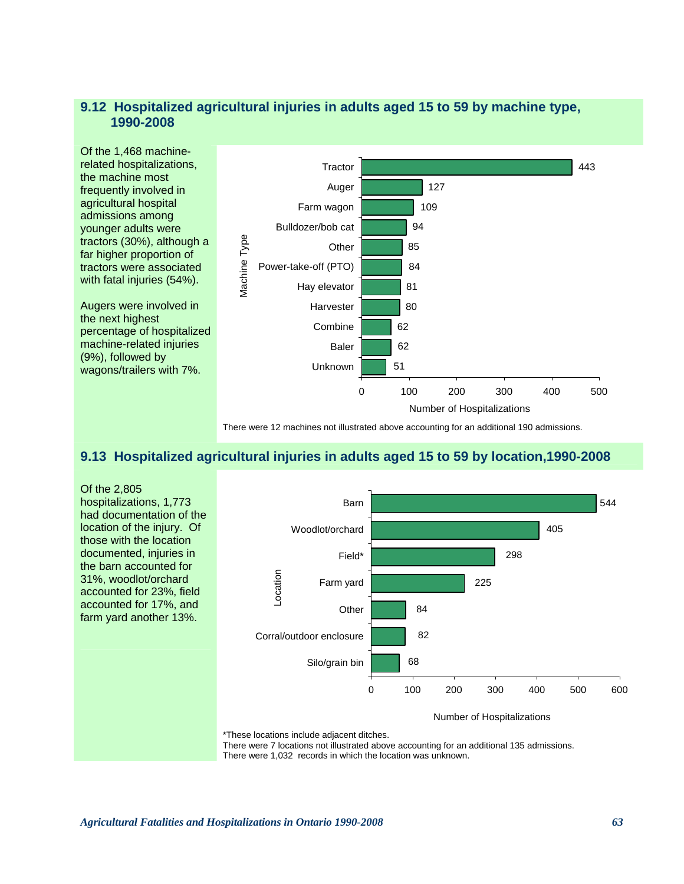## 9.12 Hospitalized agricultural injuries in adults aged 15 to 59 by machine type, 1990-2008

Of the 1,468 machine-related hospitalizations, the machine most frequently involved in agricultural hospital admissions among younger adults were tractors (30%), although a far higher proportion of tractors were associated with fatal injuries (54%).

Augers were involved in the next highest percentage of hospitalized machine-related injuries (9%), followed by wagons/trailers with 7%.

| Machine Type | Number of Hospitalizations |
|---|---|
| Tractor | 443 |
| Auger | 127 |
| Farm wagon | 109 |
| Bulldozer/bob cat | 94 |
| Other | 85 |
| Power-take-off (PTO) | 84 |
| Hay elevator | 81 |
| Harvester | 80 |
| Combine | 62 |
| Baler | 62 |
| Unknown | 51 |

There were 12 machines not illustrated above accounting for an additional 190 admissions.

## 9.13 Hospitalized agricultural injuries in adults aged 15 to 59 by location,1990-2008

Of the 2,805 hospitalizations, 1,773 had documentation of the location of the injury. Of those with the location documented, injuries in the barn accounted for 31%, woodlot/orchard accounted for 23%, field accounted for 17%, and farm yard another 13%.

| Location | Number of Hospitalizations |
|---|---|
| Barn | 544 |
| Woodlot/orchard | 405 |
| Field* | 298 |
| Farm yard | 225 |
| Other | 84 |
| Corral/outdoor enclosure | 82 |
| Silo/grain bin | 68 |

*These locations include adjacent ditches.
There were 7 locations not illustrated above accounting for an additional 135 admissions.
There were 1,032 records in which the location was unknown.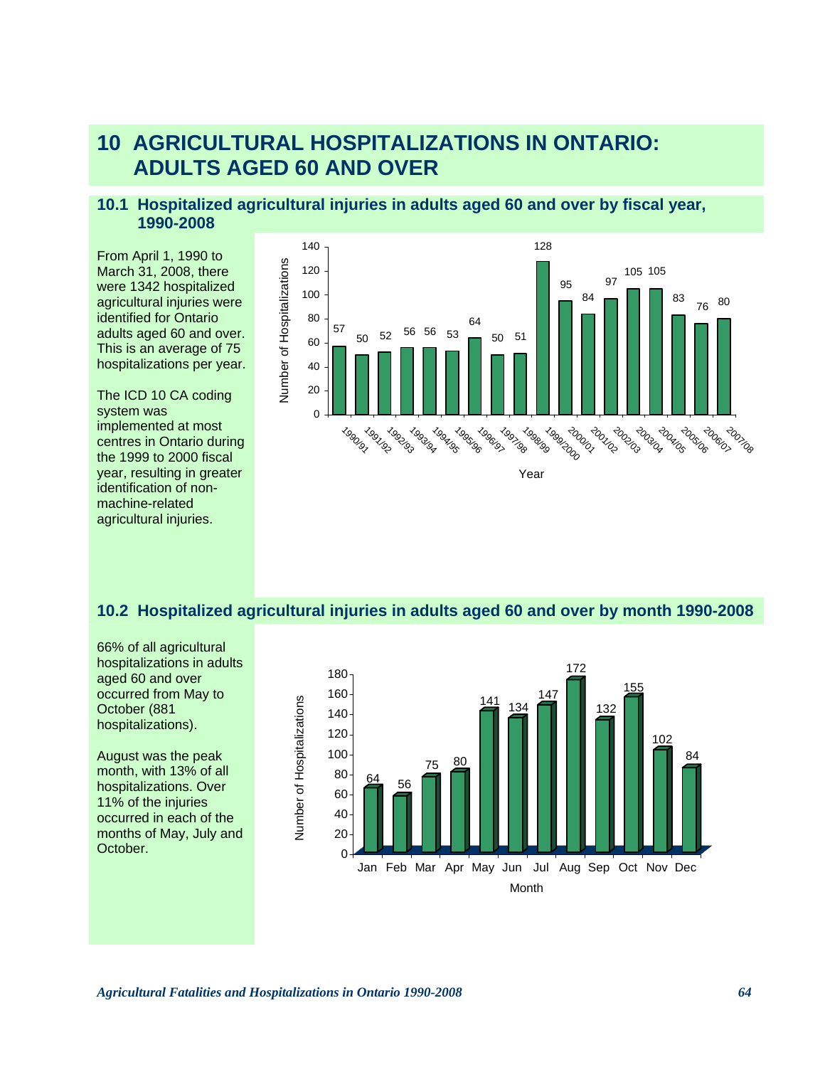# 10 AGRICULTURAL HOSPITALIZATIONS IN ONTARIO: ADULTS AGED 60 AND OVER

## 10.1 Hospitalized agricultural injuries in adults aged 60 and over by fiscal year, 1990-2008

From April 1, 1990 to March 31, 2008, there were 1342 hospitalized agricultural injuries were identified for Ontario adults aged 60 and over. This is an average of 75 hospitalizations per year.

The ICD 10 CA coding system was implemented at most centres in Ontario during the 1999 to 2000 fiscal year, resulting in greater identification of non-machine-related agricultural injuries.

| Year | Number of Hospitalizations |
|---|---|
| 1990/91 | 57 |
| 1991/92 | 50 |
| 1992/93 | 52 |
| 1993/94 | 56 |
| 1994/95 | 56 |
| 1995/96 | 53 |
| 1996/97 | 64 |
| 1997/98 | 50 |
| 1998/99 | 51 |
| 1999/2000 | 128 |
| 2000/01 | 95 |
| 2001/02 | 84 |
| 2002/03 | 97 |
| 2003/04 | 105 |
| 2004/05 | 105 |
| 2005/06 | 83 |
| 2006/07 | 76 |
| 2007/08 | 80 |

## 10.2 Hospitalized agricultural injuries in adults aged 60 and over by month 1990-2008

66% of all agricultural hospitalizations in adults aged 60 and over occurred from May to October (881 hospitalizations).

August was the peak month, with 13% of all hospitalizations. Over 11% of the injuries occurred in each of the months of May, July and October.

| Month | Number of Hospitalizations |
|---|---|
| Jan | 64 |
| Feb | 56 |
| Mar | 75 |
| Apr | 80 |
| May | 141 |
| Jun | 134 |
| Jul | 147 |
| Aug | 172 |
| Sep | 132 |
| Oct | 155 |
| Nov | 102 |
| Dec | 84 |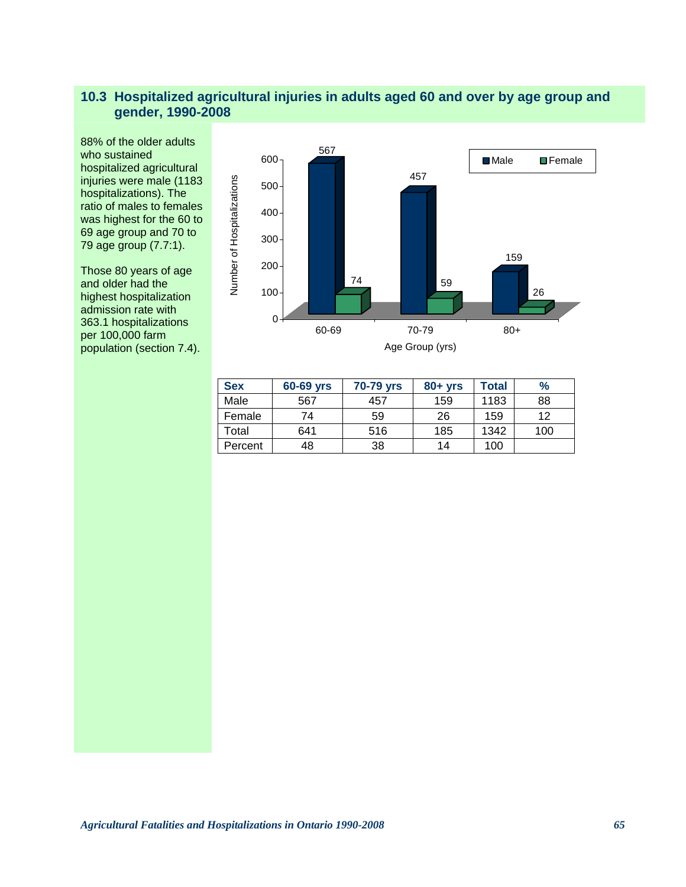## 10.3 Hospitalized agricultural injuries in adults aged 60 and over by age group and gender, 1990-2008

88% of the older adults who sustained hospitalized agricultural injuries were male (1183 hospitalizations). The ratio of males to females was highest for the 60 to 69 age group and 70 to 79 age group (7.7:1).

Those 80 years of age and older had the highest hospitalization admission rate with 363.1 hospitalizations per 100,000 farm population (section 7.4).

| Sex | 60-69 yrs | 70-79 yrs | 80+ yrs | Total | % |
|---|---|---|---|---|---|
| Male | 567 | 457 | 159 | 1183 | 88 |
| Female | 74 | 59 | 26 | 159 | 12 |
| Total | 641 | 516 | 185 | 1342 | 100 |
| Percent | 48 | 38 | 14 | 100 | |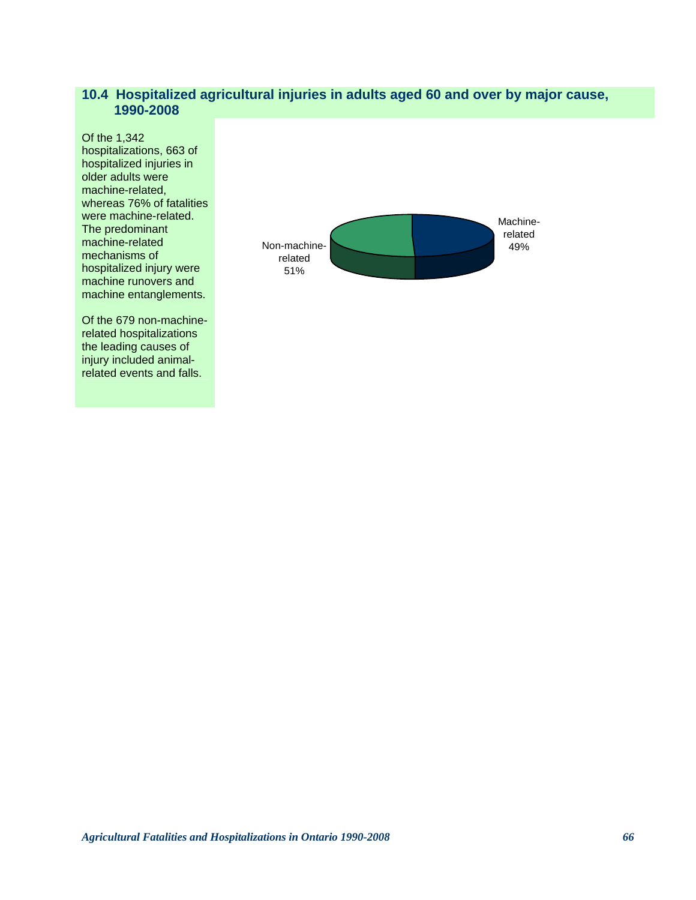## 10.4 Hospitalized agricultural injuries in adults aged 60 and over by major cause, 1990-2008

Of the 1,342 hospitalizations, 663 of hospitalized injuries in older adults were machine-related, whereas 76% of fatalities were machine-related. The predominant machine-related mechanisms of hospitalized injury were machine runovers and machine entanglements.

Of the 679 non-machine-related hospitalizations the leading causes of injury included animal-related events and falls.

Machine-related 49%

Non-machine-related 51%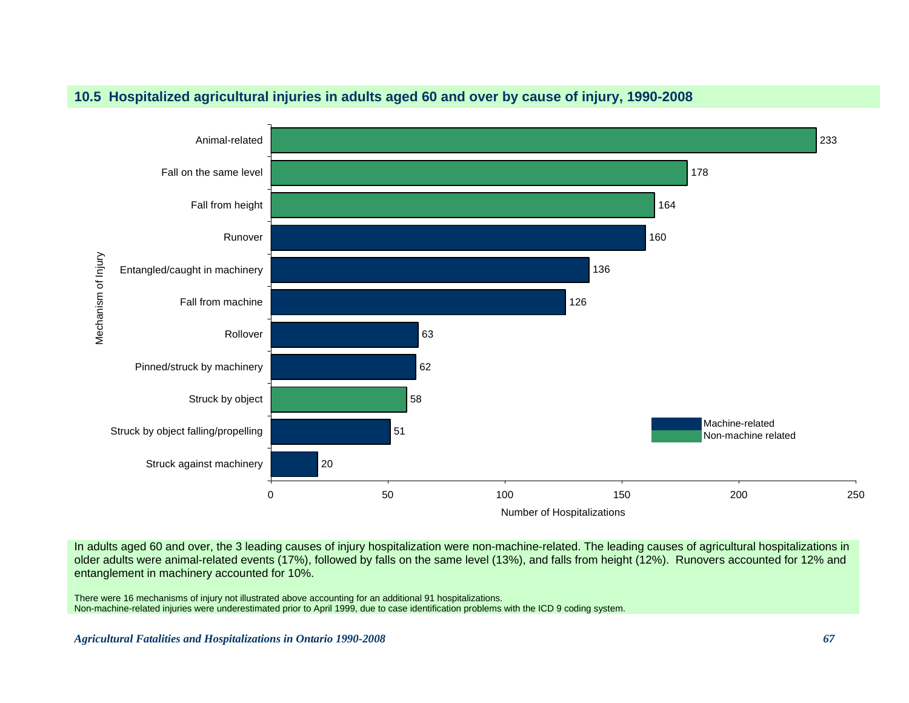## 10.5 Hospitalized agricultural injuries in adults aged 60 and over by cause of injury, 1990-2008

| Mechanism of Injury | Number of Hospitalizations | Type |
| --- | --- | --- |
| Animal-related | 233 | Non-machine related |
| Fall on the same level | 178 | Non-machine related |
| Fall from height | 164 | Non-machine related |
| Runover | 160 | Machine-related |
| Entangled/caught in machinery | 136 | Machine-related |
| Fall from machine | 126 | Machine-related |
| Rollover | 63 | Machine-related |
| Pinned/struck by machinery | 62 | Machine-related |
| Struck by object | 58 | Non-machine related |
| Struck by object falling/propelling | 51 | Machine-related |
| Struck against machinery | 20 | Machine-related |

In adults aged 60 and over, the 3 leading causes of injury hospitalization were non-machine-related. The leading causes of agricultural hospitalizations in older adults were animal-related events (17%), followed by falls on the same level (13%), and falls from height (12%). Runovers accounted for 12% and entanglement in machinery accounted for 10%.

There were 16 mechanisms of injury not illustrated above accounting for an additional 91 hospitalizations.
Non-machine-related injuries were underestimated prior to April 1999, due to case identification problems with the ICD 9 coding system.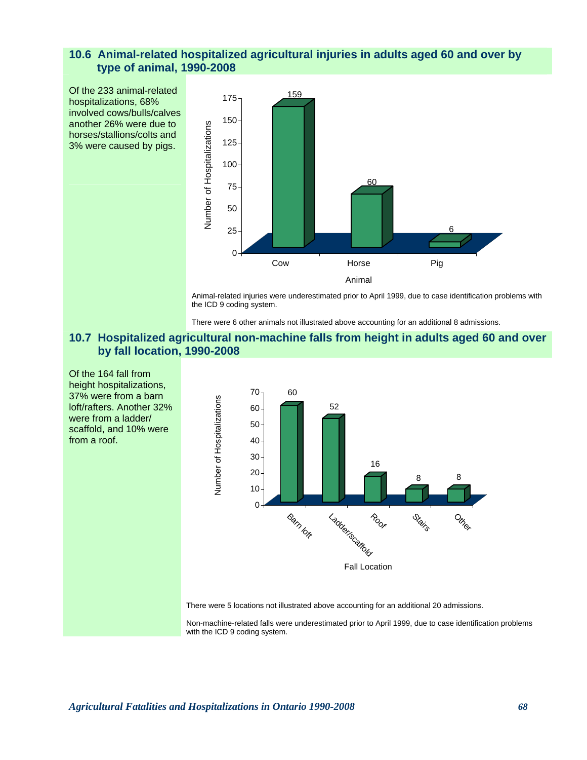## 10.6 Animal-related hospitalized agricultural injuries in adults aged 60 and over by type of animal, 1990-2008

Of the 233 animal-related hospitalizations, 68% involved cows/bulls/calves another 26% were due to horses/stallions/colts and 3% were caused by pigs.

| Animal | Number of Hospitalizations |
|---|---|
| Cow | 159 |
| Horse | 60 |
| Pig | 6 |

Animal-related injuries were underestimated prior to April 1999, due to case identification problems with the ICD 9 coding system.

There were 6 other animals not illustrated above accounting for an additional 8 admissions.

## 10.7 Hospitalized agricultural non-machine falls from height in adults aged 60 and over by fall location, 1990-2008

Of the 164 fall from height hospitalizations, 37% were from a barn loft/rafters. Another 32% were from a ladder/scaffold, and 10% were from a roof.

| Fall Location | Number of Hospitalizations |
|---|---|
| Barn loft | 60 |
| Ladder/scaffold | 52 |
| Roof | 16 |
| Stairs | 8 |
| Other | 8 |

There were 5 locations not illustrated above accounting for an additional 20 admissions.

Non-machine-related falls were underestimated prior to April 1999, due to case identification problems with the ICD 9 coding system.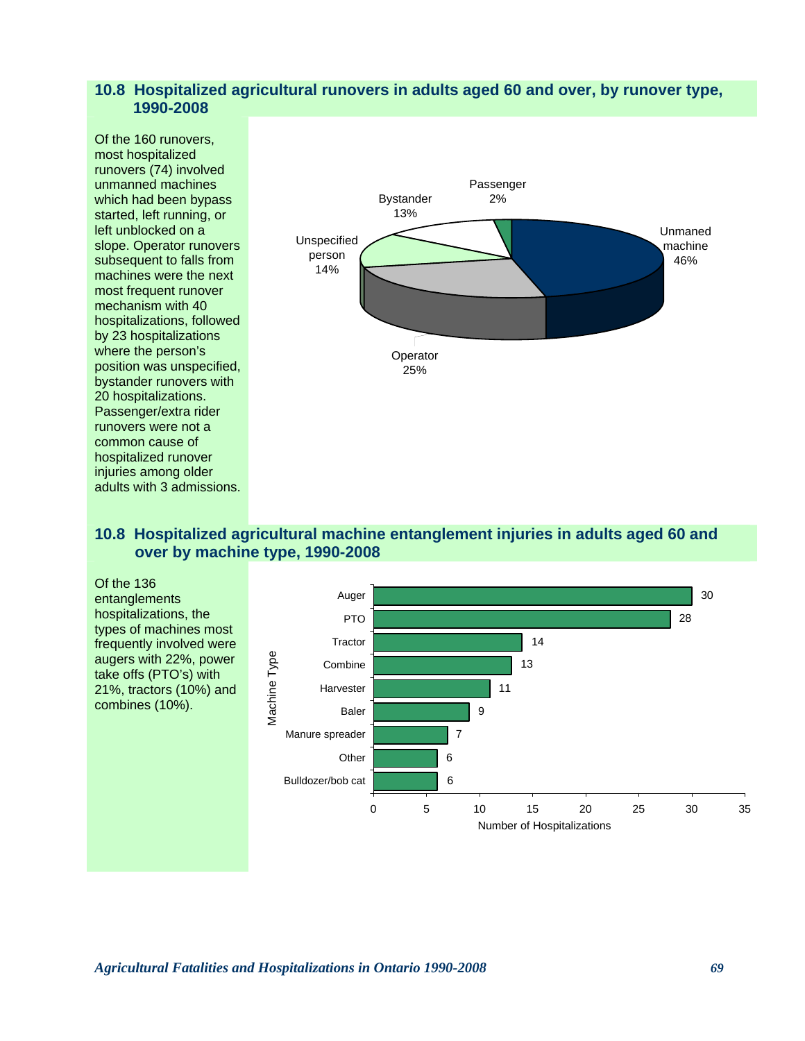## 10.8 Hospitalized agricultural runovers in adults aged 60 and over, by runover type, 1990-2008

Of the 160 runovers, most hospitalized runovers (74) involved unmanned machines which had been bypass started, left running, or left unblocked on a slope. Operator runovers subsequent to falls from machines were the next most frequent runover mechanism with 40 hospitalizations, followed by 23 hospitalizations where the person's position was unspecified, bystander runovers with 20 hospitalizations. Passenger/extra rider runovers were not a common cause of hospitalized runover injuries among older adults with 3 admissions.

| Runover type | Percent |
|---|---|
| Unmaned machine | 46% |
| Operator | 25% |
| Unspecified person | 14% |
| Bystander | 13% |
| Passenger | 2% |

## 10.8 Hospitalized agricultural machine entanglement injuries in adults aged 60 and over by machine type, 1990-2008

Of the 136 entanglements hospitalizations, the types of machines most frequently involved were augers with 22%, power take offs (PTO's) with 21%, tractors (10%) and combines (10%).

| Machine Type | Number of Hospitalizations |
|---|---|
| Auger | 30 |
| PTO | 28 |
| Tractor | 14 |
| Combine | 13 |
| Harvester | 11 |
| Baler | 9 |
| Manure spreader | 7 |
| Other | 6 |
| Bulldozer/bob cat | 6 |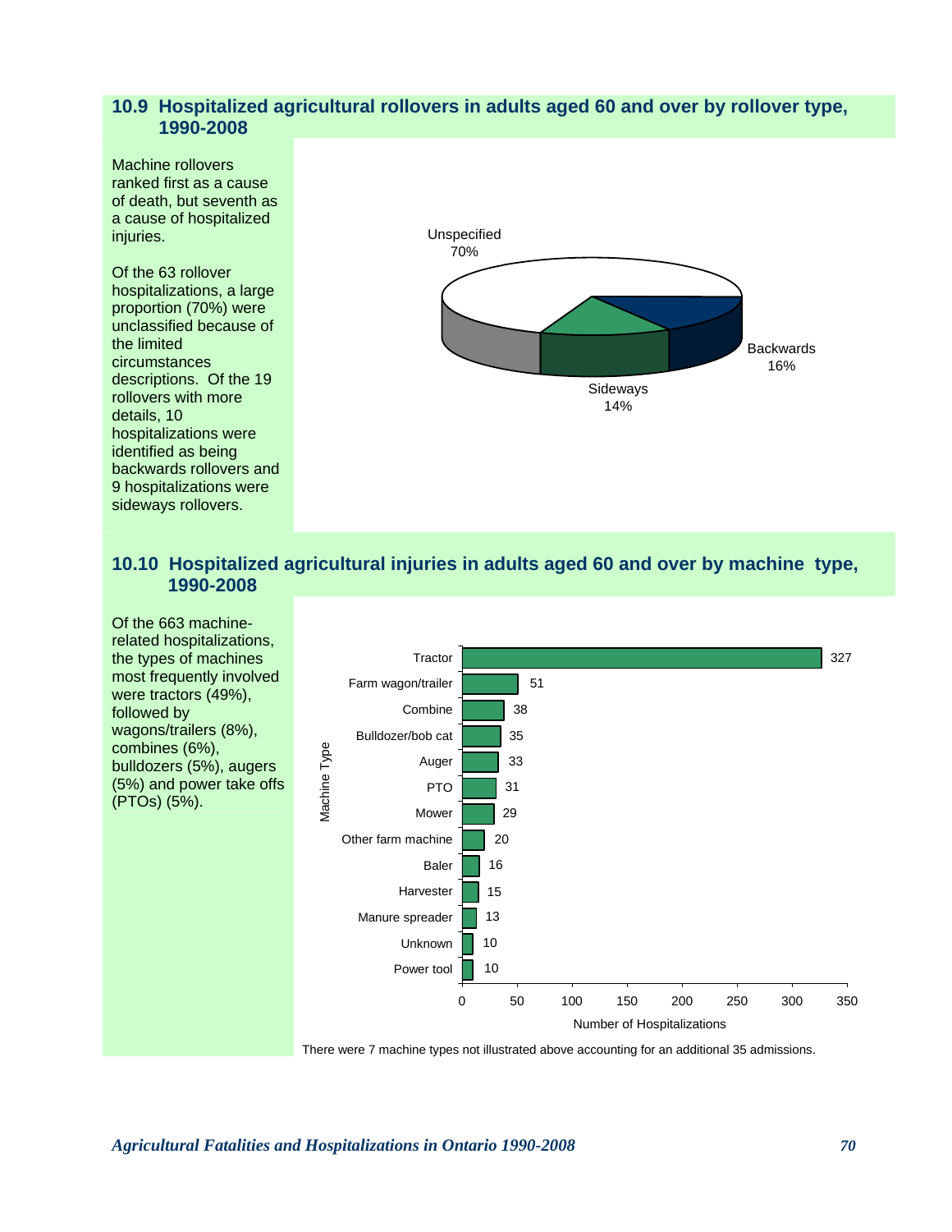## 10.9 Hospitalized agricultural rollovers in adults aged 60 and over by rollover type, 1990-2008

Machine rollovers ranked first as a cause of death, but seventh as a cause of hospitalized injuries.

Of the 63 rollover hospitalizations, a large proportion (70%) were unclassified because of the limited circumstances descriptions. Of the 19 rollovers with more details, 10 hospitalizations were identified as being backwards rollovers and 9 hospitalizations were sideways rollovers.

| Rollover type | Percent |
|---|---|
| Unspecified | 70% |
| Backwards | 16% |
| Sideways | 14% |

## 10.10 Hospitalized agricultural injuries in adults aged 60 and over by machine type, 1990-2008

Of the 663 machine-related hospitalizations, the types of machines most frequently involved were tractors (49%), followed by wagons/trailers (8%), combines (6%), bulldozers (5%), augers (5%) and power take offs (PTOs) (5%).

| Machine Type | Number of Hospitalizations |
|---|---|
| Tractor | 327 |
| Farm wagon/trailer | 51 |
| Combine | 38 |
| Bulldozer/bob cat | 35 |
| Auger | 33 |
| PTO | 31 |
| Mower | 29 |
| Other farm machine | 20 |
| Baler | 16 |
| Harvester | 15 |
| Manure spreader | 13 |
| Unknown | 10 |
| Power tool | 10 |

There were 7 machine types not illustrated above accounting for an additional 35 admissions.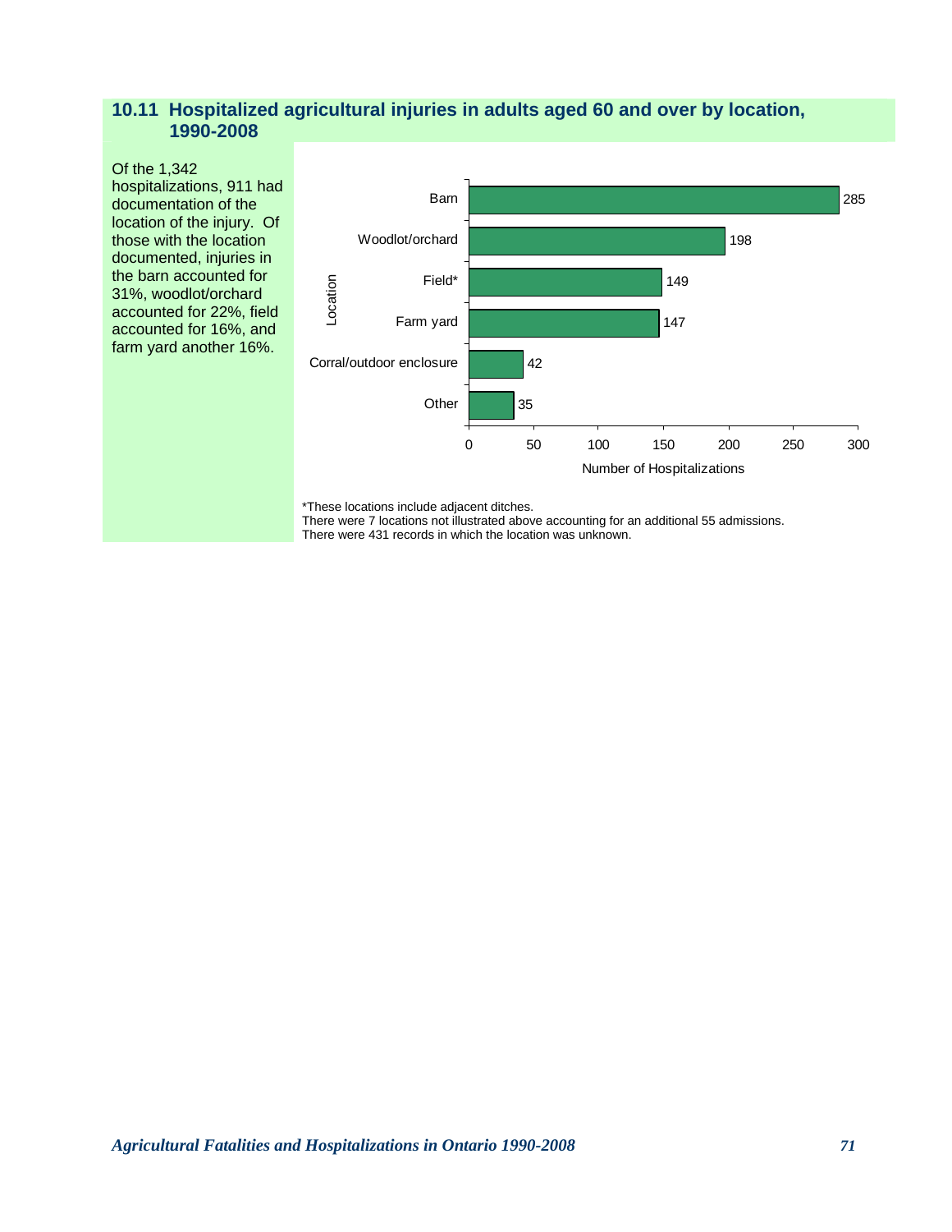## 10.11 Hospitalized agricultural injuries in adults aged 60 and over by location, 1990-2008

Of the 1,342 hospitalizations, 911 had documentation of the location of the injury. Of those with the location documented, injuries in the barn accounted for 31%, woodlot/orchard accounted for 22%, field accounted for 16%, and farm yard another 16%.

| Location | Number of Hospitalizations |
|---|---|
| Barn | 285 |
| Woodlot/orchard | 198 |
| Field* | 149 |
| Farm yard | 147 |
| Corral/outdoor enclosure | 42 |
| Other | 35 |

*These locations include adjacent ditches.
There were 7 locations not illustrated above accounting for an additional 55 admissions.
There were 431 records in which the location was unknown.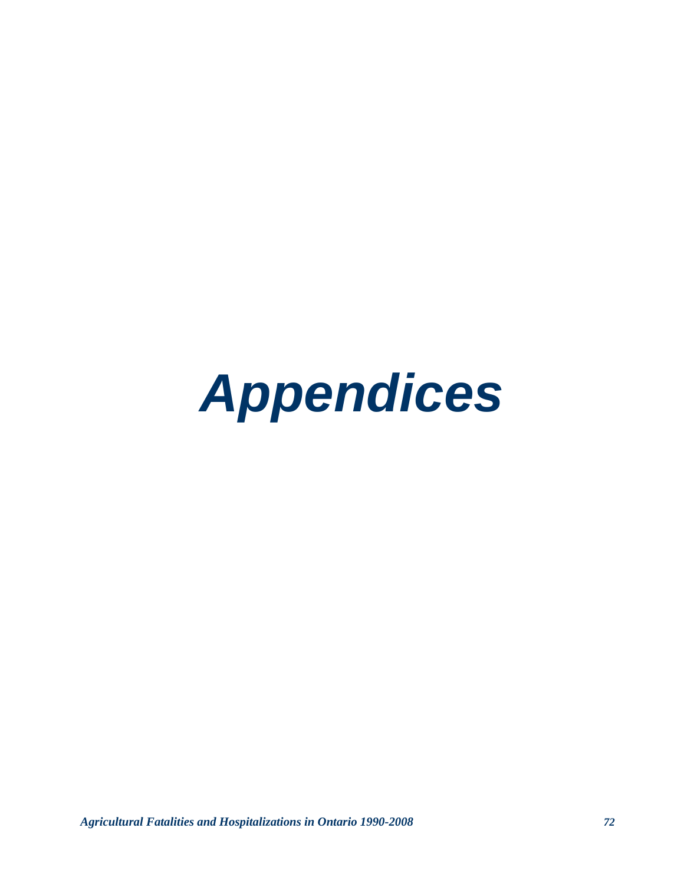# *Appendices*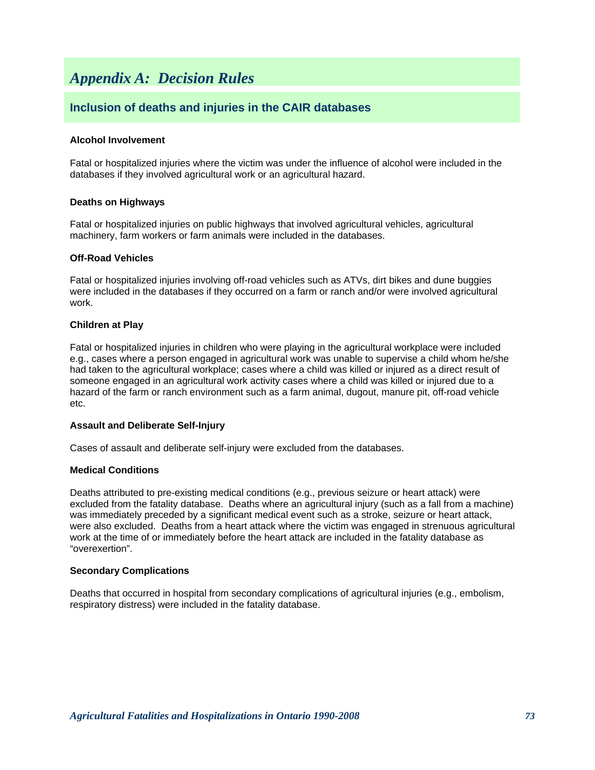# *Appendix A: Decision Rules*

## Inclusion of deaths and injuries in the CAIR databases

**Alcohol Involvement**

Fatal or hospitalized injuries where the victim was under the influence of alcohol were included in the databases if they involved agricultural work or an agricultural hazard.

**Deaths on Highways**

Fatal or hospitalized injuries on public highways that involved agricultural vehicles, agricultural machinery, farm workers or farm animals were included in the databases.

**Off-Road Vehicles**

Fatal or hospitalized injuries involving off-road vehicles such as ATVs, dirt bikes and dune buggies were included in the databases if they occurred on a farm or ranch and/or were involved agricultural work.

**Children at Play**

Fatal or hospitalized injuries in children who were playing in the agricultural workplace were included e.g., cases where a person engaged in agricultural work was unable to supervise a child whom he/she had taken to the agricultural workplace; cases where a child was killed or injured as a direct result of someone engaged in an agricultural work activity cases where a child was killed or injured due to a hazard of the farm or ranch environment such as a farm animal, dugout, manure pit, off-road vehicle etc.

**Assault and Deliberate Self-Injury**

Cases of assault and deliberate self-injury were excluded from the databases.

**Medical Conditions**

Deaths attributed to pre-existing medical conditions (e.g., previous seizure or heart attack) were excluded from the fatality database. Deaths where an agricultural injury (such as a fall from a machine) was immediately preceded by a significant medical event such as a stroke, seizure or heart attack, were also excluded. Deaths from a heart attack where the victim was engaged in strenuous agricultural work at the time of or immediately before the heart attack are included in the fatality database as "overexertion".

**Secondary Complications**

Deaths that occurred in hospital from secondary complications of agricultural injuries (e.g., embolism, respiratory distress) were included in the fatality database.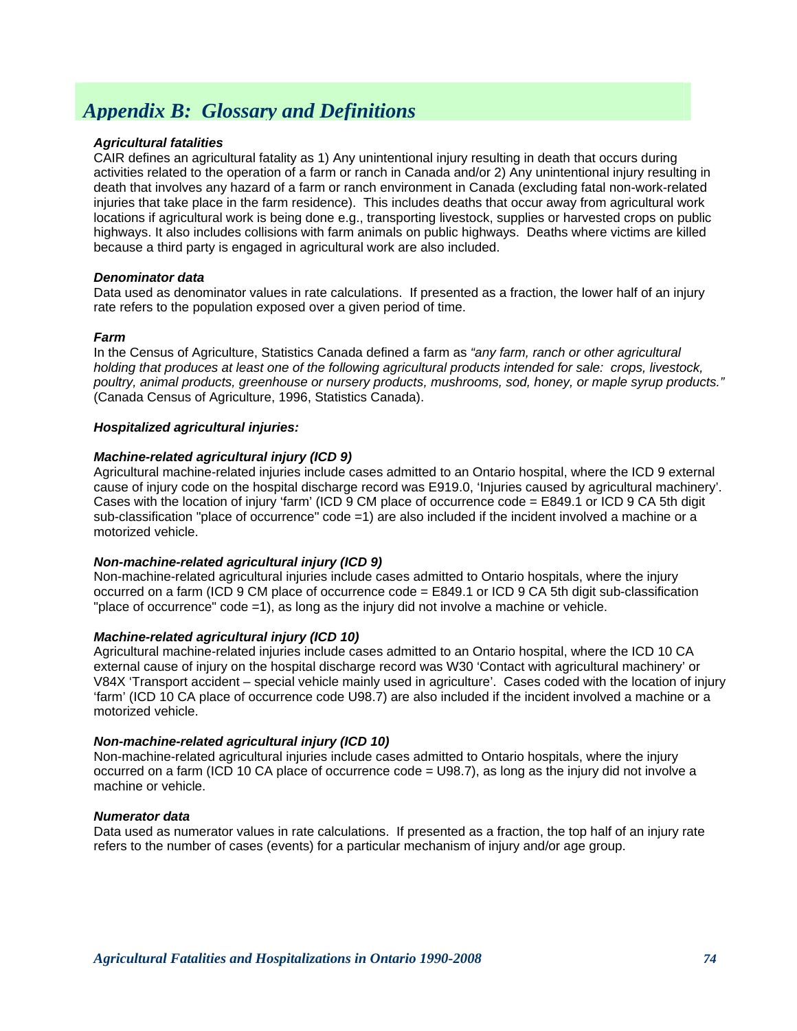# *Appendix B: Glossary and Definitions*

***Agricultural fatalities***
CAIR defines an agricultural fatality as 1) Any unintentional injury resulting in death that occurs during activities related to the operation of a farm or ranch in Canada and/or 2) Any unintentional injury resulting in death that involves any hazard of a farm or ranch environment in Canada (excluding fatal non-work-related injuries that take place in the farm residence). This includes deaths that occur away from agricultural work locations if agricultural work is being done e.g., transporting livestock, supplies or harvested crops on public highways. It also includes collisions with farm animals on public highways. Deaths where victims are killed because a third party is engaged in agricultural work are also included.

***Denominator data***
Data used as denominator values in rate calculations. If presented as a fraction, the lower half of an injury rate refers to the population exposed over a given period of time.

***Farm***
In the Census of Agriculture, Statistics Canada defined a farm as *"any farm, ranch or other agricultural holding that produces at least one of the following agricultural products intended for sale: crops, livestock, poultry, animal products, greenhouse or nursery products, mushrooms, sod, honey, or maple syrup products."* (Canada Census of Agriculture, 1996, Statistics Canada).

***Hospitalized agricultural injuries:***

***Machine-related agricultural injury (ICD 9)***
Agricultural machine-related injuries include cases admitted to an Ontario hospital, where the ICD 9 external cause of injury code on the hospital discharge record was E919.0, 'Injuries caused by agricultural machinery'. Cases with the location of injury 'farm' (ICD 9 CM place of occurrence code = E849.1 or ICD 9 CA 5th digit sub-classification "place of occurrence" code =1) are also included if the incident involved a machine or a motorized vehicle.

***Non-machine-related agricultural injury (ICD 9)***
Non-machine-related agricultural injuries include cases admitted to Ontario hospitals, where the injury occurred on a farm (ICD 9 CM place of occurrence code = E849.1 or ICD 9 CA 5th digit sub-classification "place of occurrence" code =1), as long as the injury did not involve a machine or vehicle.

***Machine-related agricultural injury (ICD 10)***
Agricultural machine-related injuries include cases admitted to an Ontario hospital, where the ICD 10 CA external cause of injury on the hospital discharge record was W30 'Contact with agricultural machinery' or V84X 'Transport accident – special vehicle mainly used in agriculture'. Cases coded with the location of injury 'farm' (ICD 10 CA place of occurrence code U98.7) are also included if the incident involved a machine or a motorized vehicle.

***Non-machine-related agricultural injury (ICD 10)***
Non-machine-related agricultural injuries include cases admitted to Ontario hospitals, where the injury occurred on a farm (ICD 10 CA place of occurrence code = U98.7), as long as the injury did not involve a machine or vehicle.

***Numerator data***
Data used as numerator values in rate calculations. If presented as a fraction, the top half of an injury rate refers to the number of cases (events) for a particular mechanism of injury and/or age group.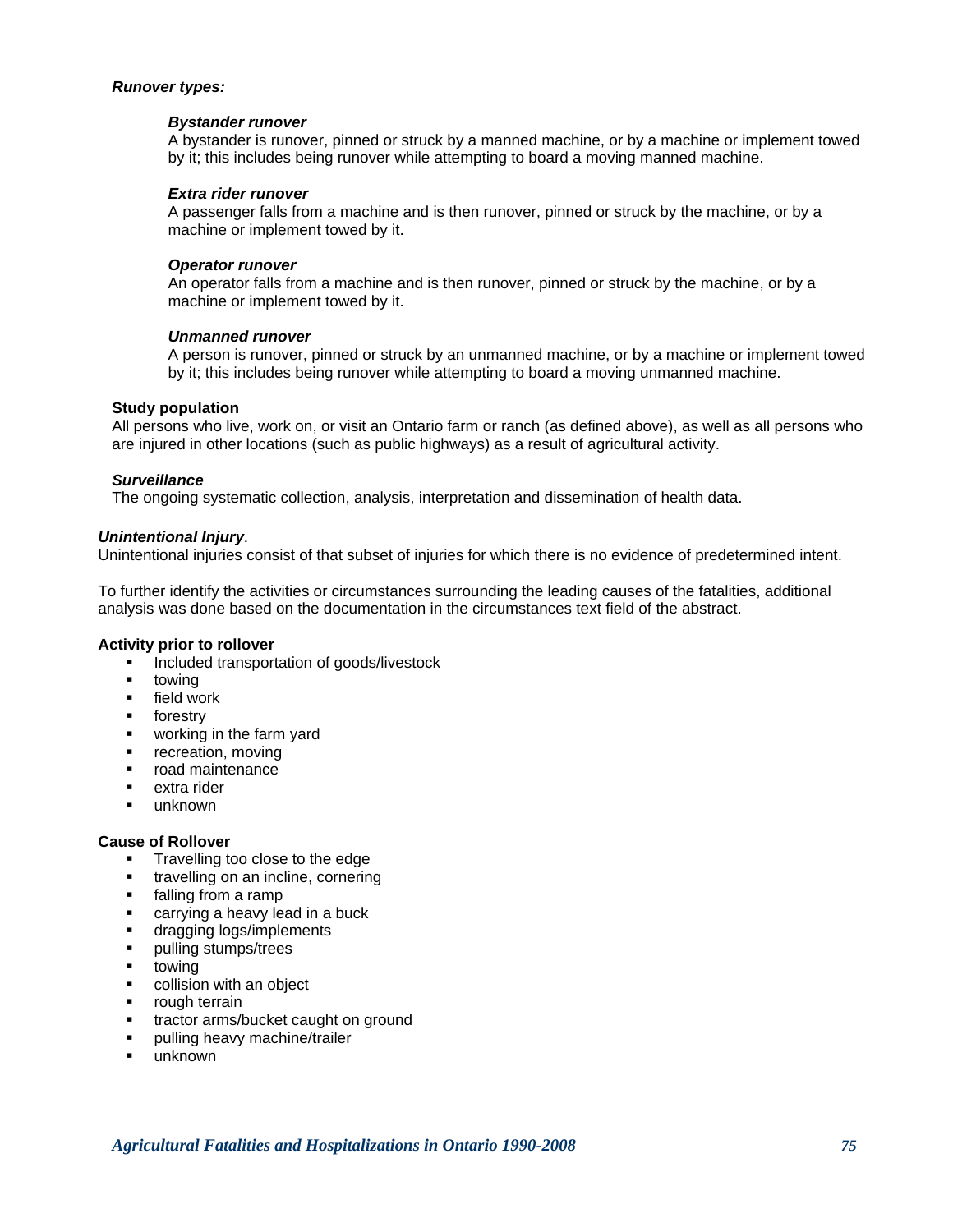***Runover types:***

***Bystander runover***

A bystander is runover, pinned or struck by a manned machine, or by a machine or implement towed by it; this includes being runover while attempting to board a moving manned machine.

***Extra rider runover***

A passenger falls from a machine and is then runover, pinned or struck by the machine, or by a machine or implement towed by it.

***Operator runover***

An operator falls from a machine and is then runover, pinned or struck by the machine, or by a machine or implement towed by it.

***Unmanned runover***

A person is runover, pinned or struck by an unmanned machine, or by a machine or implement towed by it; this includes being runover while attempting to board a moving unmanned machine.

**Study population**

All persons who live, work on, or visit an Ontario farm or ranch (as defined above), as well as all persons who are injured in other locations (such as public highways) as a result of agricultural activity.

***Surveillance***

The ongoing systematic collection, analysis, interpretation and dissemination of health data.

***Unintentional Injury***.

Unintentional injuries consist of that subset of injuries for which there is no evidence of predetermined intent.

To further identify the activities or circumstances surrounding the leading causes of the fatalities, additional analysis was done based on the documentation in the circumstances text field of the abstract.

**Activity prior to rollover**

- Included transportation of goods/livestock
- towing
- field work
- forestry
- working in the farm yard
- recreation, moving
- road maintenance
- extra rider
- unknown

**Cause of Rollover**

- Travelling too close to the edge
- travelling on an incline, cornering
- falling from a ramp
- carrying a heavy lead in a buck
- dragging logs/implements
- pulling stumps/trees
- towing
- collision with an object
- rough terrain
- tractor arms/bucket caught on ground
- pulling heavy machine/trailer
- unknown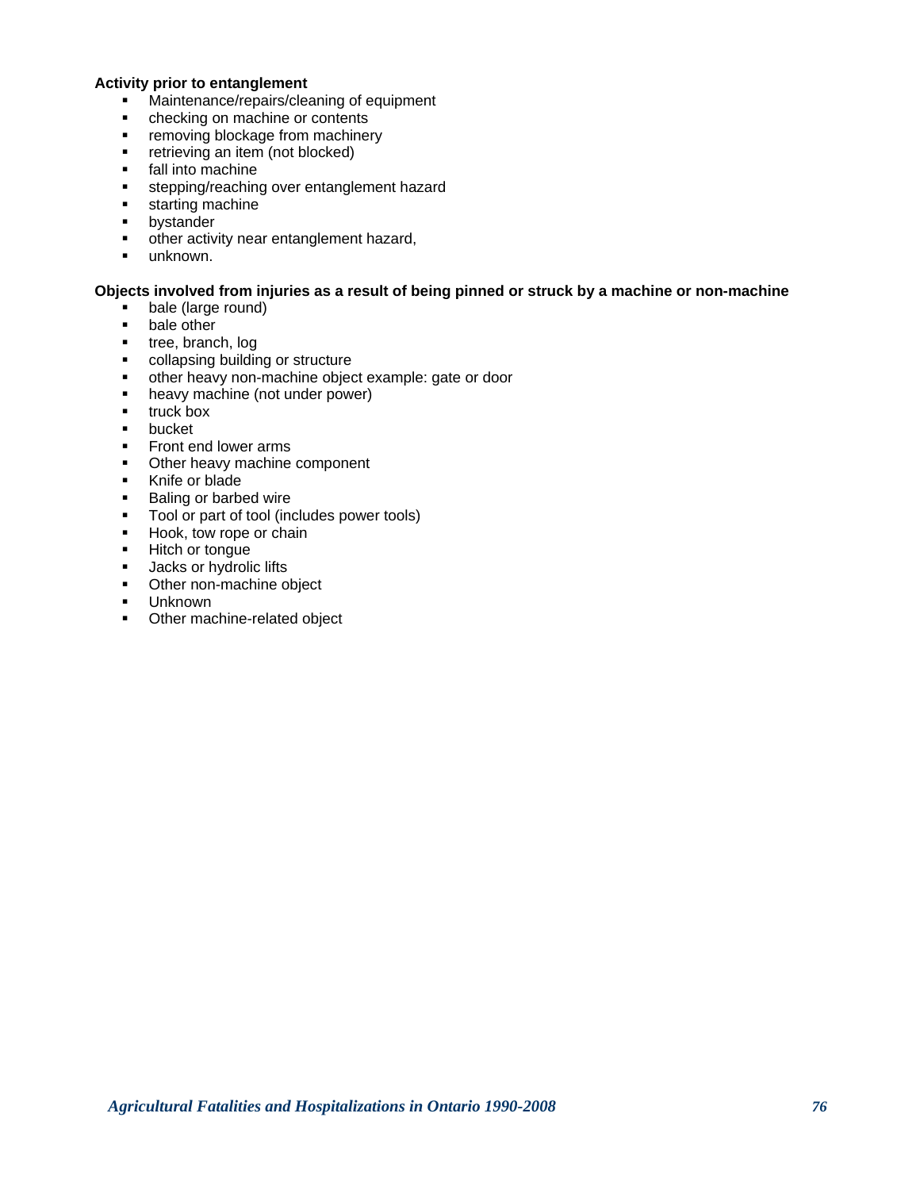**Activity prior to entanglement**

- Maintenance/repairs/cleaning of equipment
- checking on machine or contents
- removing blockage from machinery
- retrieving an item (not blocked)
- fall into machine
- stepping/reaching over entanglement hazard
- starting machine
- bystander
- other activity near entanglement hazard,
- unknown.

**Objects involved from injuries as a result of being pinned or struck by a machine or non-machine**

- bale (large round)
- bale other
- tree, branch, log
- collapsing building or structure
- other heavy non-machine object example: gate or door
- heavy machine (not under power)
- truck box
- bucket
- Front end lower arms
- Other heavy machine component
- Knife or blade
- Baling or barbed wire
- Tool or part of tool (includes power tools)
- Hook, tow rope or chain
- Hitch or tongue
- Jacks or hydrolic lifts
- Other non-machine object
- Unknown
- Other machine-related object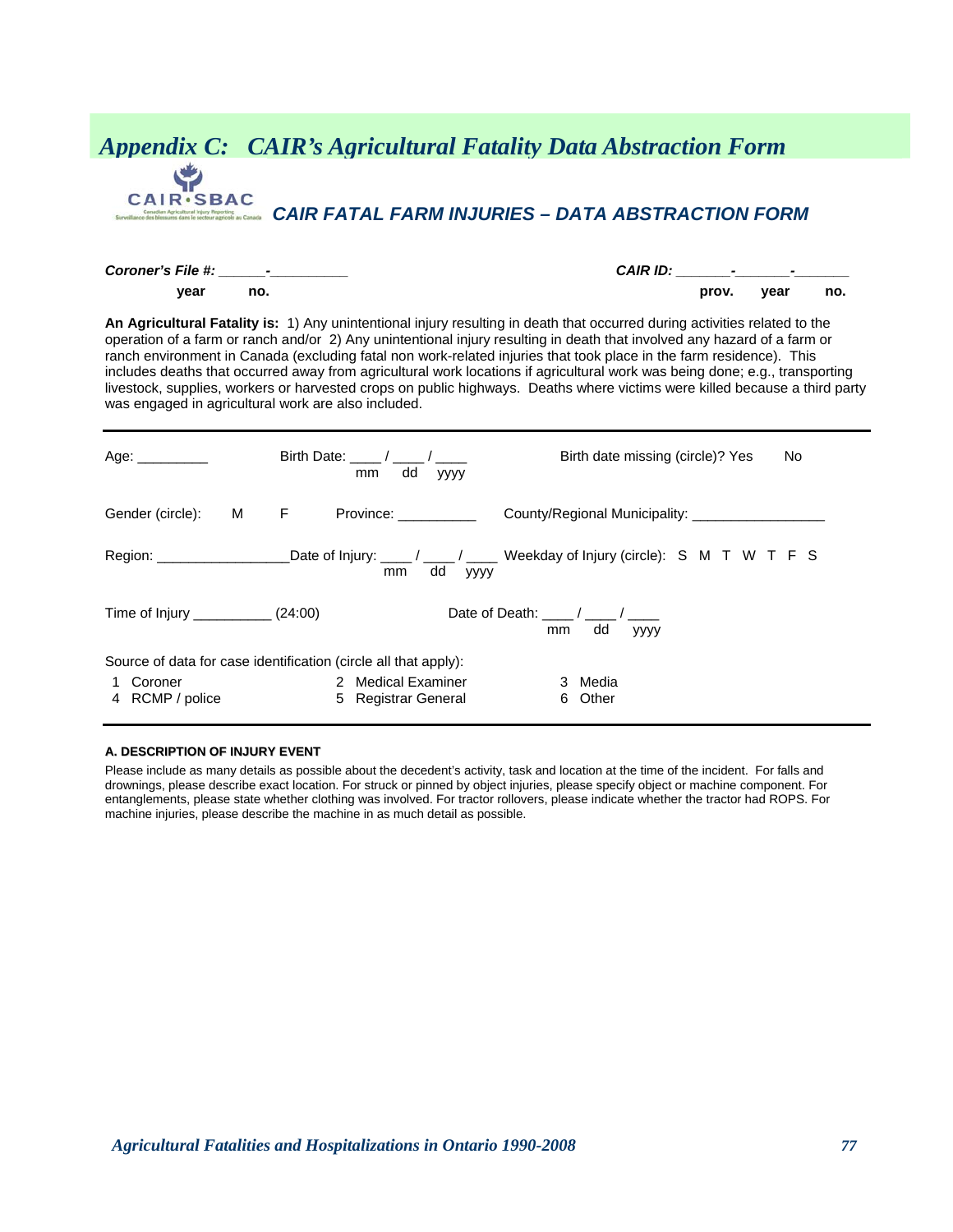# Appendix C: CAIR's Agricultural Fatality Data Abstraction Form

CAIR·SBAC

Canadian Agricultural Injury Reporting
Surveillance des blessures dans le secteur agricole au Canada

## CAIR FATAL FARM INJURIES – DATA ABSTRACTION FORM

***Coroner's File #:*** ______-__________
**year** **no.**

***CAIR ID:*** _______-_______-_______
**prov.** **year** **no.**

**An Agricultural Fatality is:** 1) Any unintentional injury resulting in death that occurred during activities related to the operation of a farm or ranch and/or 2) Any unintentional injury resulting in death that involved any hazard of a farm or ranch environment in Canada (excluding fatal non work-related injuries that took place in the farm residence). This includes deaths that occurred away from agricultural work locations if agricultural work was being done; e.g., transporting livestock, supplies, workers or harvested crops on public highways. Deaths where victims were killed because a third party was engaged in agricultural work are also included.

---

Age: _________ Birth Date: ____ / ____ / ____ (mm dd yyyy) Birth date missing (circle)? Yes No

Gender (circle): M F Province: __________ County/Regional Municipality: _________________

Region: _________________ Date of Injury: ____ / ____ / ____ (mm dd yyyy) Weekday of Injury (circle): S M T W T F S

Time of Injury __________ (24:00) Date of Death: ____ / ____ / ____ (mm dd yyyy)

Source of data for case identification (circle all that apply):

1 Coroner
2 Medical Examiner
3 Media
4 RCMP / police
5 Registrar General
6 Other

---

**A. DESCRIPTION OF INJURY EVENT**

Please include as many details as possible about the decedent's activity, task and location at the time of the incident. For falls and drownings, please describe exact location. For struck or pinned by object injuries, please specify object or machine component. For entanglements, please state whether clothing was involved. For tractor rollovers, please indicate whether the tractor had ROPS. For machine injuries, please describe the machine in as much detail as possible.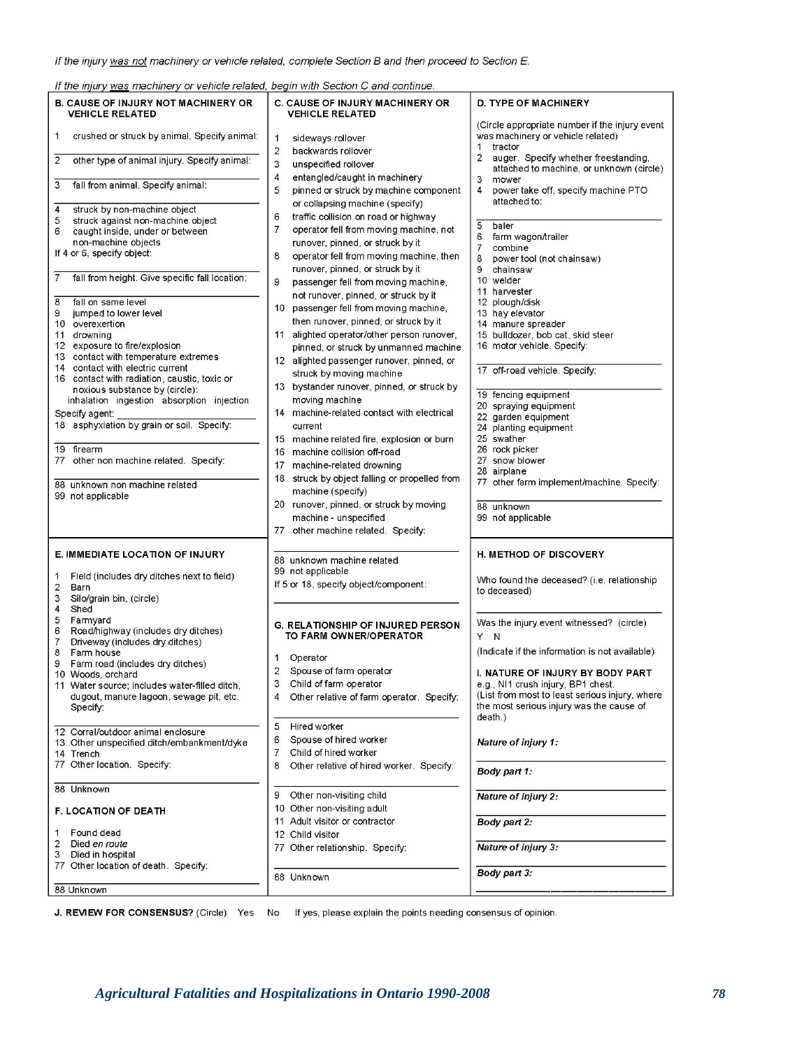*If the injury was not machinery or vehicle related, complete Section B and then proceed to Section E.*

*If the injury was machinery or vehicle related, begin with Section C and continue.*

### B. CAUSE OF INJURY NOT MACHINERY OR VEHICLE RELATED

1 crushed or struck by animal. Specify animal: ______

2 other type of animal injury. Specify animal: ______

3 fall from animal. Specify animal: ______

4 struck by non-machine object
5 struck against non-machine object
6 caught inside, under or between non-machine objects
If 4 or 6, specify object: ______

7 fall from height. Give specific fall location: ______

8 fall on same level
9 jumped to lower level
10 overexertion
11 drowning
12 exposure to fire/explosion
13 contact with temperature extremes
14 contact with electric current
16 contact with radiation, caustic, toxic or noxious substance by (circle):
inhalation ingestion absorption injection
Specify agent: ______
18 asphyxiation by grain or soil. Specify: ______

19 firearm
77 other non machine related. Specify: ______

88 unknown non machine related
99 not applicable

### C. CAUSE OF INJURY MACHINERY OR VEHICLE RELATED

1 sideways rollover
2 backwards rollover
3 unspecified rollover
4 entangled/caught in machinery
5 pinned or struck by machine component or collapsing machine (specify)
6 traffic collision on road or highway
7 operator fell from moving machine, not runover, pinned, or struck by it
8 operator fell from moving machine, then runover, pinned, or struck by it
9 passenger fell from moving machine, not runover, pinned, or struck by it
10 passenger fell from moving machine, then runover, pinned, or struck by it
11 alighted operator/other person runover, pinned, or struck by unmanned machine
12 alighted passenger runover, pinned, or struck by moving machine
13 bystander runover, pinned, or struck by moving machine
14 machine-related contact with electrical current
15 machine related fire, explosion or burn
16 machine collision off-road
17 machine-related drowning
18 struck by object falling or propelled from machine (specify)
20 runover, pinned, or struck by moving machine - unspecified
77 other machine related. Specify: ______

88 unknown machine related
99 not applicable
If 5 or 18, specify object/component: ______

### D. TYPE OF MACHINERY

(Circle appropriate number if the injury event was machinery or vehicle related)

1 tractor
2 auger. Specify whether freestanding, attached to machine, or unknown (circle)
3 mower
4 power take off, specify machine PTO attached to: ______

5 baler
6 farm wagon/trailer
7 combine
8 power tool (not chainsaw)
9 chainsaw
10 welder
11 harvester
12 plough/disk
13 hay elevator
14 manure spreader
15 bulldozer, bob cat, skid steer
16 motor vehicle. Specify: ______

17 off-road vehicle. Specify: ______

19 fencing equipment
20 spraying equipment
22 garden equipment
24 planting equipment
25 swather
26 rock picker
27 snow blower
28 airplane
77 other farm implement/machine. Specify: ______

88 unknown
99 not applicable

### E. IMMEDIATE LOCATION OF INJURY

1 Field (includes dry ditches next to field)
2 Barn
3 Silo/grain bin, (circle)
4 Shed
5 Farmyard
6 Road/highway (includes dry ditches)
7 Driveway (includes dry ditches)
8 Farm house
9 Farm road (includes dry ditches)
10 Woods, orchard
11 Water source; includes water-filled ditch, dugout, manure lagoon, sewage pit, etc. Specify: ______

12 Corral/outdoor animal enclosure
13 Other unspecified ditch/embankment/dyke
14 Trench
77 Other location. Specify: ______

88 Unknown

### F. LOCATION OF DEATH

1 Found dead
2 Died *en route*
3 Died in hospital
77 Other location of death. Specify: ______

88 Unknown

### G. RELATIONSHIP OF INJURED PERSON TO FARM OWNER/OPERATOR

1 Operator
2 Spouse of farm operator
3 Child of farm operator
4 Other relative of farm operator. Specify: ______

5 Hired worker
6 Spouse of hired worker
7 Child of hired worker
8 Other relative of hired worker. Specify: ______

9 Other non-visiting child
10 Other non-visiting adult
11 Adult visitor or contractor
12 Child visitor
77 Other relationship. Specify: ______

88 Unknown

### H. METHOD OF DISCOVERY

Who found the deceased? (i.e. relationship to deceased) ______

Was the injury event witnessed? (circle)
Y N

(Indicate if the information is not available)

### I. NATURE OF INJURY BY BODY PART

e.g., NI1 crush injury, BP1 chest.
(List from most to least serious injury, where the most serious injury was the cause of death.)

***Nature of injury 1:*** ______

***Body part 1:*** ______

***Nature of injury 2:*** ______

***Body part 2:*** ______

***Nature of injury 3:*** ______

***Body part 3:*** ______

**J. REVIEW FOR CONSENSUS?** (Circle) Yes No If yes, please explain the points needing consensus of opinion.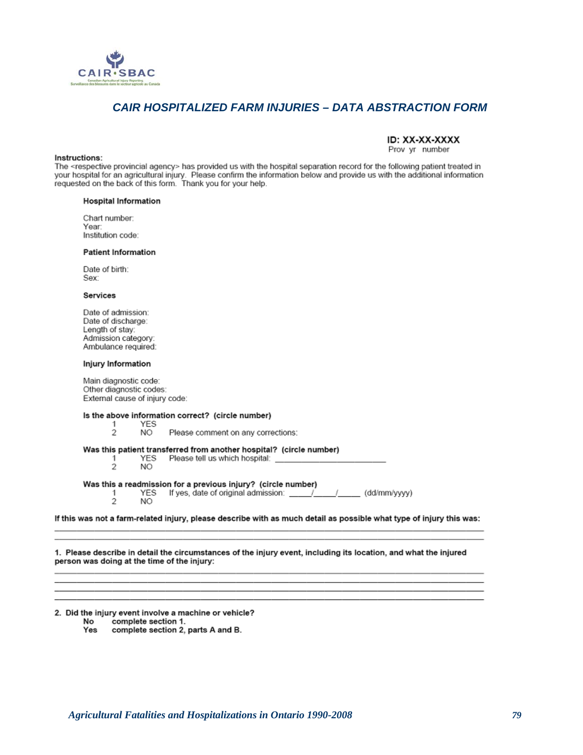CAIR·SBAC

Canadian Agricultural Injury Reporting
Surveillance des blessures dans le secteur agricole au Canada

## *CAIR HOSPITALIZED FARM INJURIES – DATA ABSTRACTION FORM*

**ID: XX-XX-XXXX**
Prov yr number

**Instructions:**
The <respective provincial agency> has provided us with the hospital separation record for the following patient treated in your hospital for an agricultural injury. Please confirm the information below and provide us with the additional information requested on the back of this form. Thank you for your help.

**Hospital Information**

Chart number:
Year:
Institution code:

**Patient Information**

Date of birth:
Sex:

**Services**

Date of admission:
Date of discharge:
Length of stay:
Admission category:
Ambulance required:

**Injury Information**

Main diagnostic code:
Other diagnostic codes:
External cause of injury code:

**Is the above information correct? (circle number)**

1 YES
2 NO Please comment on any corrections:

**Was this patient transferred from another hospital? (circle number)**

1 YES Please tell us which hospital: ______________________
2 NO

**Was this a readmission for a previous injury? (circle number)**

1 YES If yes, date of original admission: _____/_____/_____ (dd/mm/yyyy)
2 NO

**If this was not a farm-related injury, please describe with as much detail as possible what type of injury this was:**

______________________________________________________________________
______________________________________________________________________

**1. Please describe in detail the circumstances of the injury event, including its location, and what the injured person was doing at the time of the injury:**

______________________________________________________________________
______________________________________________________________________
______________________________________________________________________
______________________________________________________________________

**2. Did the injury event involve a machine or vehicle?**

**No** complete section 1.
**Yes** complete section 2, parts A and B.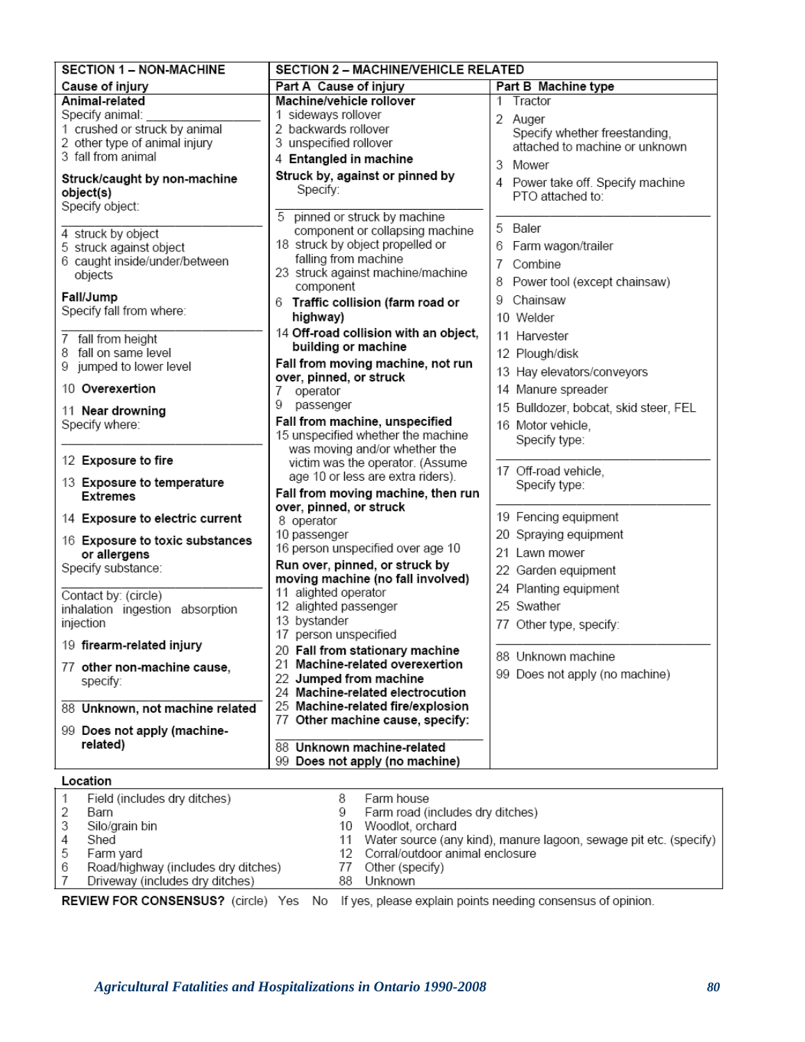| SECTION 1 – NON-MACHINE | SECTION 2 – MACHINE/VEHICLE RELATED | |
|---|---|---|
| **Cause of injury** | **Part A Cause of injury** | **Part B Machine type** |
| **Animal-related**<br>Specify animal: ____________<br>1 crushed or struck by animal<br>2 other type of animal injury<br>3 fall from animal<br><br>**Struck/caught by non-machine object(s)**<br>Specify object:<br>____________<br>4 struck by object<br>5 struck against object<br>6 caught inside/under/between objects<br><br>**Fall/Jump**<br>Specify fall from where:<br>____________<br>7 fall from height<br>8 fall on same level<br>9 jumped to lower level<br><br>10 **Overexertion**<br><br>11 **Near drowning**<br>Specify where:<br>____________<br><br>12 **Exposure to fire**<br><br>13 **Exposure to temperature Extremes**<br><br>14 **Exposure to electric current**<br><br>16 **Exposure to toxic substances or allergens**<br>Specify substance:<br>____________<br>Contact by: (circle)<br>inhalation ingestion absorption injection<br><br>19 **firearm-related injury**<br><br>77 **other non-machine cause,** specify:<br>____________<br>88 **Unknown, not machine related**<br><br>99 **Does not apply (machine-related)** | **Machine/vehicle rollover**<br>1 sideways rollover<br>2 backwards rollover<br>3 unspecified rollover<br>4 **Entangled in machine**<br>**Struck by, against or pinned by**<br>Specify:<br>____________<br>5 pinned or struck by machine component or collapsing machine<br>18 struck by object propelled or falling from machine<br>23 struck against machine/machine component<br>6 **Traffic collision (farm road or highway)**<br>14 **Off-road collision with an object, building or machine**<br>**Fall from moving machine, not run over, pinned, or struck**<br>7 operator<br>9 passenger<br>**Fall from machine, unspecified**<br>15 unspecified whether the machine was moving and/or whether the victim was the operator. (Assume age 10 or less are extra riders).<br>**Fall from moving machine, then run over, pinned, or struck**<br>8 operator<br>10 passenger<br>16 person unspecified over age 10<br>**Run over, pinned, or struck by moving machine (no fall involved)**<br>11 alighted operator<br>12 alighted passenger<br>13 bystander<br>17 person unspecified<br>20 **Fall from stationary machine**<br>21 **Machine-related overexertion**<br>22 **Jumped from machine**<br>24 **Machine-related electrocution**<br>25 **Machine-related fire/explosion**<br>77 **Other machine cause, specify:**<br>____________<br>88 **Unknown machine-related**<br>99 **Does not apply (no machine)** | 1 Tractor<br>2 Auger<br>Specify whether freestanding, attached to machine or unknown<br>3 Mower<br>4 Power take off. Specify machine PTO attached to:<br>____________<br>5 Baler<br>6 Farm wagon/trailer<br>7 Combine<br>8 Power tool (except chainsaw)<br>9 Chainsaw<br>10 Welder<br>11 Harvester<br>12 Plough/disk<br>13 Hay elevators/conveyors<br>14 Manure spreader<br>15 Bulldozer, bobcat, skid steer, FEL<br>16 Motor vehicle,<br>Specify type:<br>____________<br>17 Off-road vehicle,<br>Specify type:<br>____________<br>19 Fencing equipment<br>20 Spraying equipment<br>21 Lawn mower<br>22 Garden equipment<br>24 Planting equipment<br>25 Swather<br>77 Other type, specify:<br>____________<br>88 Unknown machine<br>99 Does not apply (no machine) |

**Location**

| | | | |
|---|---|---|---|
| 1 | Field (includes dry ditches) | 8 | Farm house |
| 2 | Barn | 9 | Farm road (includes dry ditches) |
| 3 | Silo/grain bin | 10 | Woodlot, orchard |
| 4 | Shed | 11 | Water source (any kind), manure lagoon, sewage pit etc. (specify) |
| 5 | Farm yard | 12 | Corral/outdoor animal enclosure |
| 6 | Road/highway (includes dry ditches) | 77 | Other (specify) |
| 7 | Driveway (includes dry ditches) | 88 | Unknown |

**REVIEW FOR CONSENSUS?** (circle) Yes No If yes, please explain points needing consensus of opinion.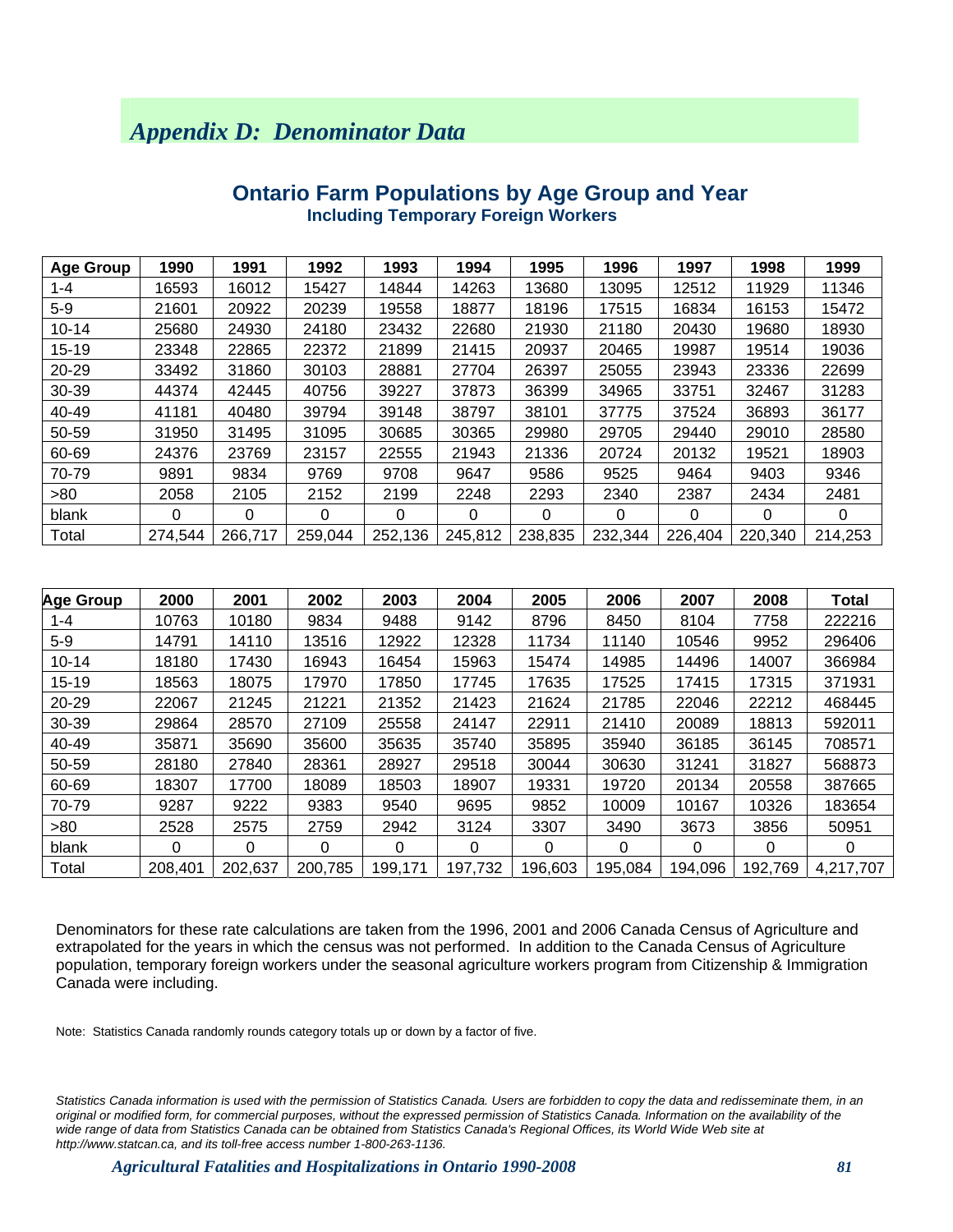# *Appendix D: Denominator Data*

## Ontario Farm Populations by Age Group and Year

### Including Temporary Foreign Workers

| Age Group | 1990 | 1991 | 1992 | 1993 | 1994 | 1995 | 1996 | 1997 | 1998 | 1999 |
|---|---|---|---|---|---|---|---|---|---|---|
| 1-4 | 16593 | 16012 | 15427 | 14844 | 14263 | 13680 | 13095 | 12512 | 11929 | 11346 |
| 5-9 | 21601 | 20922 | 20239 | 19558 | 18877 | 18196 | 17515 | 16834 | 16153 | 15472 |
| 10-14 | 25680 | 24930 | 24180 | 23432 | 22680 | 21930 | 21180 | 20430 | 19680 | 18930 |
| 15-19 | 23348 | 22865 | 22372 | 21899 | 21415 | 20937 | 20465 | 19987 | 19514 | 19036 |
| 20-29 | 33492 | 31860 | 30103 | 28881 | 27704 | 26397 | 25055 | 23943 | 23336 | 22699 |
| 30-39 | 44374 | 42445 | 40756 | 39227 | 37873 | 36399 | 34965 | 33751 | 32467 | 31283 |
| 40-49 | 41181 | 40480 | 39794 | 39148 | 38797 | 38101 | 37775 | 37524 | 36893 | 36177 |
| 50-59 | 31950 | 31495 | 31095 | 30685 | 30365 | 29980 | 29705 | 29440 | 29010 | 28580 |
| 60-69 | 24376 | 23769 | 23157 | 22555 | 21943 | 21336 | 20724 | 20132 | 19521 | 18903 |
| 70-79 | 9891 | 9834 | 9769 | 9708 | 9647 | 9586 | 9525 | 9464 | 9403 | 9346 |
| >80 | 2058 | 2105 | 2152 | 2199 | 2248 | 2293 | 2340 | 2387 | 2434 | 2481 |
| blank | 0 | 0 | 0 | 0 | 0 | 0 | 0 | 0 | 0 | 0 |
| Total | 274,544 | 266,717 | 259,044 | 252,136 | 245,812 | 238,835 | 232,344 | 226,404 | 220,340 | 214,253 |

| Age Group | 2000 | 2001 | 2002 | 2003 | 2004 | 2005 | 2006 | 2007 | 2008 | Total |
|---|---|---|---|---|---|---|---|---|---|---|
| 1-4 | 10763 | 10180 | 9834 | 9488 | 9142 | 8796 | 8450 | 8104 | 7758 | 222216 |
| 5-9 | 14791 | 14110 | 13516 | 12922 | 12328 | 11734 | 11140 | 10546 | 9952 | 296406 |
| 10-14 | 18180 | 17430 | 16943 | 16454 | 15963 | 15474 | 14985 | 14496 | 14007 | 366984 |
| 15-19 | 18563 | 18075 | 17970 | 17850 | 17745 | 17635 | 17525 | 17415 | 17315 | 371931 |
| 20-29 | 22067 | 21245 | 21221 | 21352 | 21423 | 21624 | 21785 | 22046 | 22212 | 468445 |
| 30-39 | 29864 | 28570 | 27109 | 25558 | 24147 | 22911 | 21410 | 20089 | 18813 | 592011 |
| 40-49 | 35871 | 35690 | 35600 | 35635 | 35740 | 35895 | 35940 | 36185 | 36145 | 708571 |
| 50-59 | 28180 | 27840 | 28361 | 28927 | 29518 | 30044 | 30630 | 31241 | 31827 | 568873 |
| 60-69 | 18307 | 17700 | 18089 | 18503 | 18907 | 19331 | 19720 | 20134 | 20558 | 387665 |
| 70-79 | 9287 | 9222 | 9383 | 9540 | 9695 | 9852 | 10009 | 10167 | 10326 | 183654 |
| >80 | 2528 | 2575 | 2759 | 2942 | 3124 | 3307 | 3490 | 3673 | 3856 | 50951 |
| blank | 0 | 0 | 0 | 0 | 0 | 0 | 0 | 0 | 0 | 0 |
| Total | 208,401 | 202,637 | 200,785 | 199,171 | 197,732 | 196,603 | 195,084 | 194,096 | 192,769 | 4,217,707 |

Denominators for these rate calculations are taken from the 1996, 2001 and 2006 Canada Census of Agriculture and extrapolated for the years in which the census was not performed. In addition to the Canada Census of Agriculture population, temporary foreign workers under the seasonal agriculture workers program from Citizenship & Immigration Canada were including.

Note: Statistics Canada randomly rounds category totals up or down by a factor of five.

*Statistics Canada information is used with the permission of Statistics Canada. Users are forbidden to copy the data and redisseminate them, in an original or modified form, for commercial purposes, without the expressed permission of Statistics Canada. Information on the availability of the wide range of data from Statistics Canada can be obtained from Statistics Canada's Regional Offices, its World Wide Web site at http://www.statcan.ca, and its toll-free access number 1-800-263-1136.*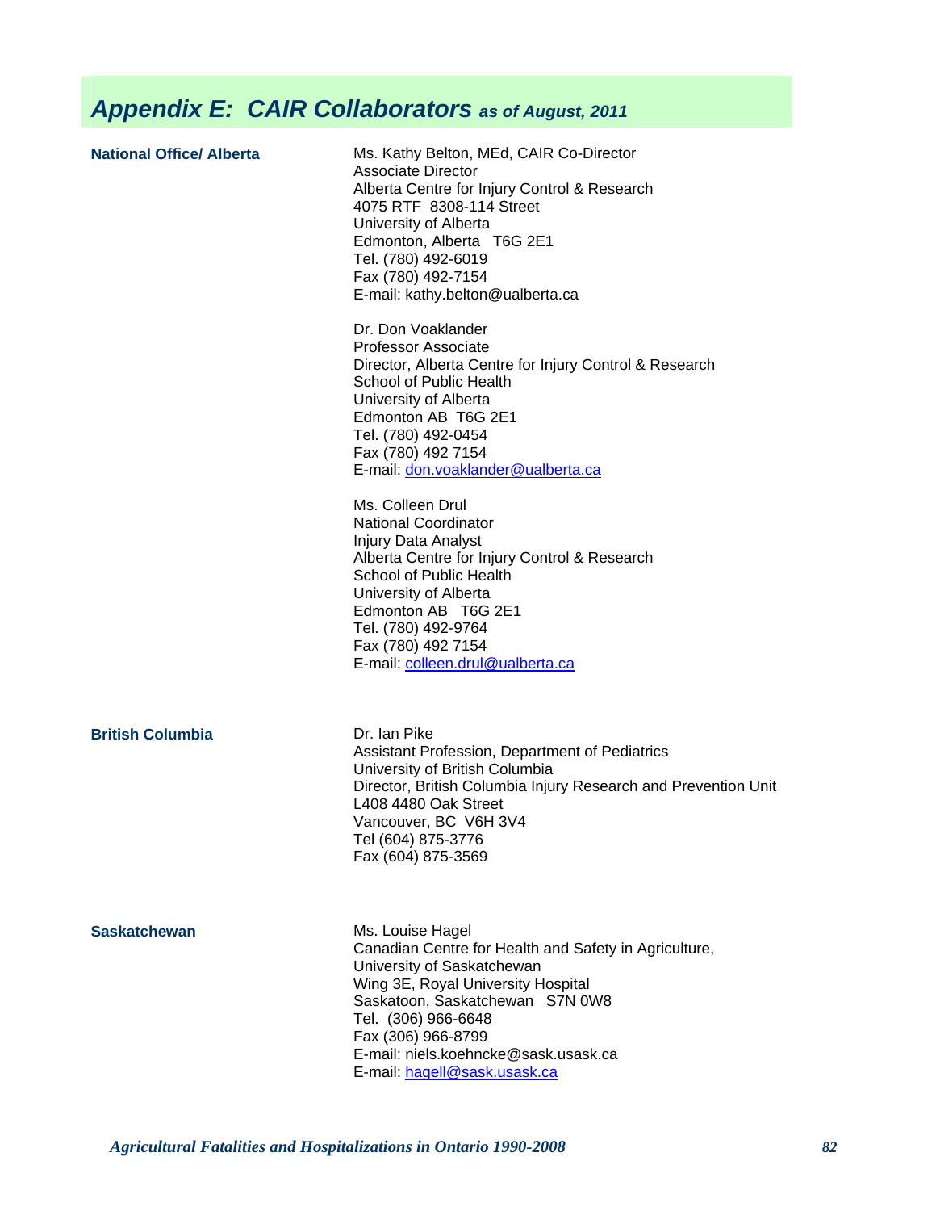## *Appendix E: CAIR Collaborators as of August, 2011*

**National Office/ Alberta**

Ms. Kathy Belton, MEd, CAIR Co-Director
Associate Director
Alberta Centre for Injury Control & Research
4075 RTF 8308-114 Street
University of Alberta
Edmonton, Alberta T6G 2E1
Tel. (780) 492-6019
Fax (780) 492-7154
E-mail: kathy.belton@ualberta.ca

Dr. Don Voaklander
Professor Associate
Director, Alberta Centre for Injury Control & Research
School of Public Health
University of Alberta
Edmonton AB T6G 2E1
Tel. (780) 492-0454
Fax (780) 492 7154
E-mail: don.voaklander@ualberta.ca

Ms. Colleen Drul
National Coordinator
Injury Data Analyst
Alberta Centre for Injury Control & Research
School of Public Health
University of Alberta
Edmonton AB T6G 2E1
Tel. (780) 492-9764
Fax (780) 492 7154
E-mail: colleen.drul@ualberta.ca

**British Columbia**

Dr. Ian Pike
Assistant Profession, Department of Pediatrics
University of British Columbia
Director, British Columbia Injury Research and Prevention Unit
L408 4480 Oak Street
Vancouver, BC V6H 3V4
Tel (604) 875-3776
Fax (604) 875-3569

**Saskatchewan**

Ms. Louise Hagel
Canadian Centre for Health and Safety in Agriculture,
University of Saskatchewan
Wing 3E, Royal University Hospital
Saskatoon, Saskatchewan S7N 0W8
Tel. (306) 966-6648
Fax (306) 966-8799
E-mail: niels.koehncke@sask.usask.ca
E-mail: hagell@sask.usask.ca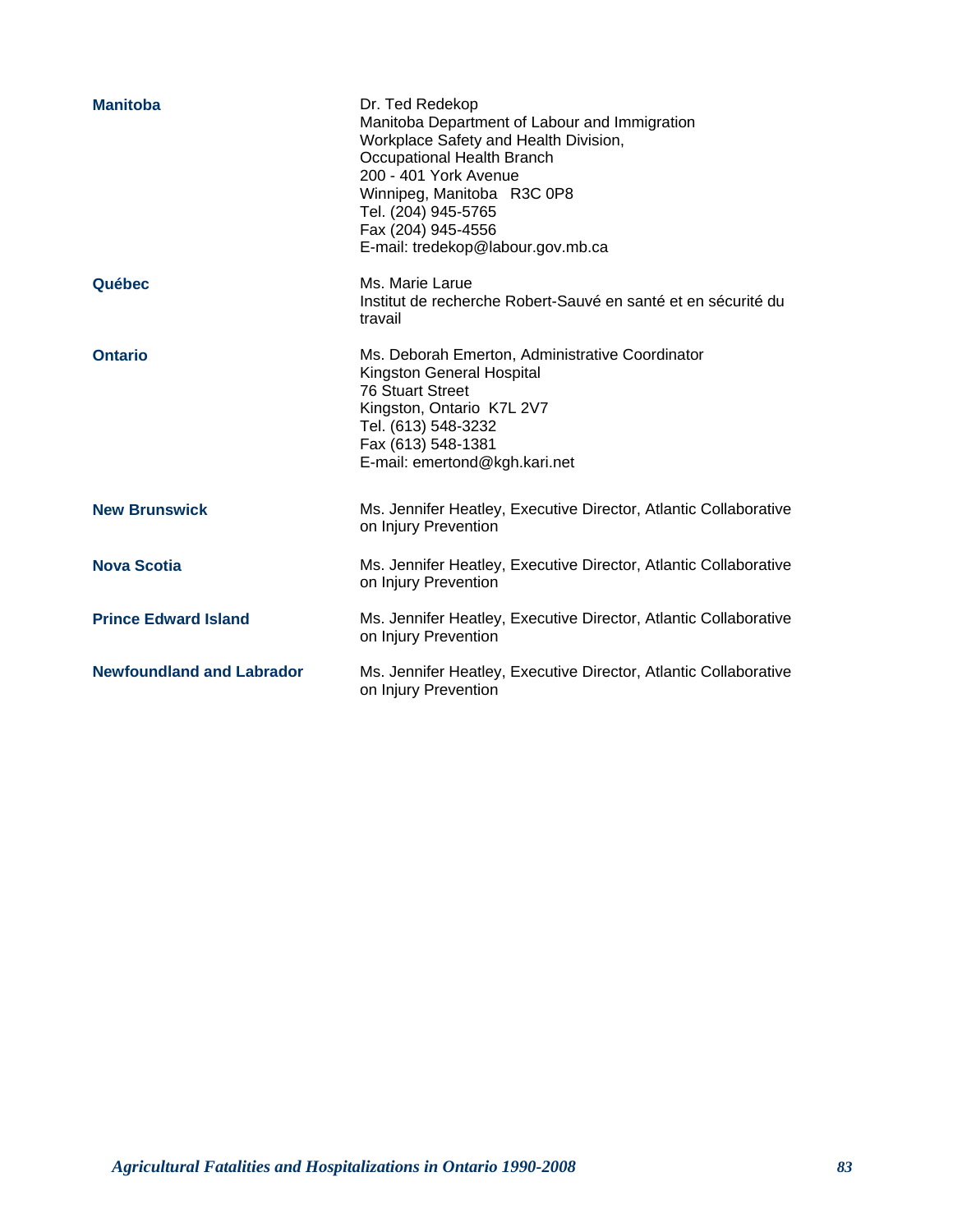| | |
|---|---|
| **Manitoba** | Dr. Ted Redekop<br>Manitoba Department of Labour and Immigration<br>Workplace Safety and Health Division,<br>Occupational Health Branch<br>200 - 401 York Avenue<br>Winnipeg, Manitoba R3C 0P8<br>Tel. (204) 945-5765<br>Fax (204) 945-4556<br>E-mail: tredekop@labour.gov.mb.ca |
| **Québec** | Ms. Marie Larue<br>Institut de recherche Robert-Sauvé en santé et en sécurité du travail |
| **Ontario** | Ms. Deborah Emerton, Administrative Coordinator<br>Kingston General Hospital<br>76 Stuart Street<br>Kingston, Ontario K7L 2V7<br>Tel. (613) 548-3232<br>Fax (613) 548-1381<br>E-mail: emertond@kgh.kari.net |
| **New Brunswick** | Ms. Jennifer Heatley, Executive Director, Atlantic Collaborative on Injury Prevention |
| **Nova Scotia** | Ms. Jennifer Heatley, Executive Director, Atlantic Collaborative on Injury Prevention |
| **Prince Edward Island** | Ms. Jennifer Heatley, Executive Director, Atlantic Collaborative on Injury Prevention |
| **Newfoundland and Labrador** | Ms. Jennifer Heatley, Executive Director, Atlantic Collaborative on Injury Prevention |